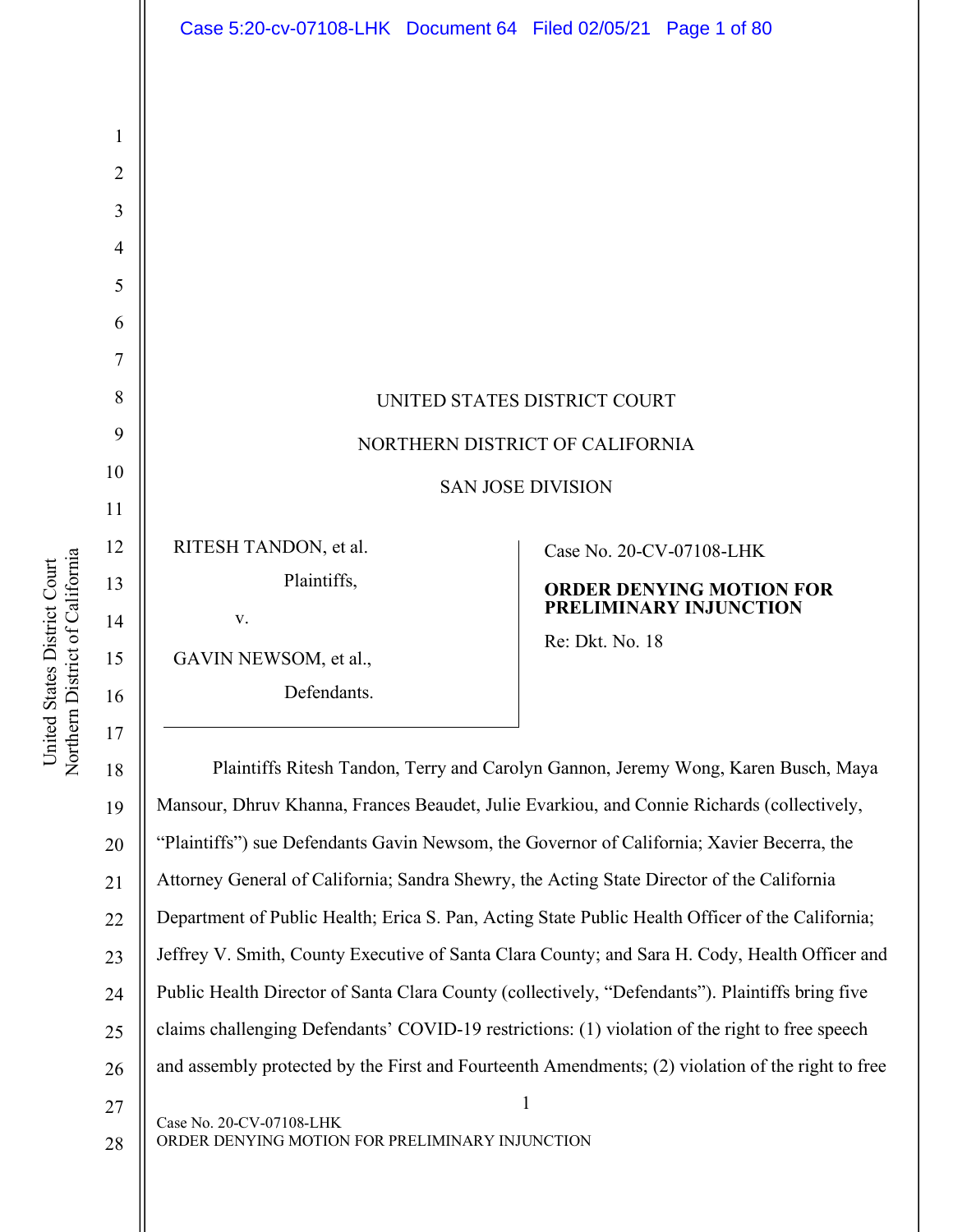UNITED STATES DISTRICT COURT

NORTHERN DISTRICT OF CALIFORNIA

SAN JOSE DIVISION

| | |
|---|---|
| RITESH TANDON, et al.<br>Plaintiffs,<br>v.<br>GAVIN NEWSOM, et al.,<br>Defendants. | Case No. 20-CV-07108-LHK<br>**ORDER DENYING MOTION FOR PRELIMINARY INJUNCTION**<br>Re: Dkt. No. 18 |

Plaintiffs Ritesh Tandon, Terry and Carolyn Gannon, Jeremy Wong, Karen Busch, Maya Mansour, Dhruv Khanna, Frances Beaudet, Julie Evarkiou, and Connie Richards (collectively, "Plaintiffs") sue Defendants Gavin Newsom, the Governor of California; Xavier Becerra, the Attorney General of California; Sandra Shewry, the Acting State Director of the California Department of Public Health; Erica S. Pan, Acting State Public Health Officer of the California; Jeffrey V. Smith, County Executive of Santa Clara County; and Sara H. Cody, Health Officer and Public Health Director of Santa Clara County (collectively, "Defendants"). Plaintiffs bring five claims challenging Defendants' COVID-19 restrictions: (1) violation of the right to free speech and assembly protected by the First and Fourteenth Amendments; (2) violation of the right to free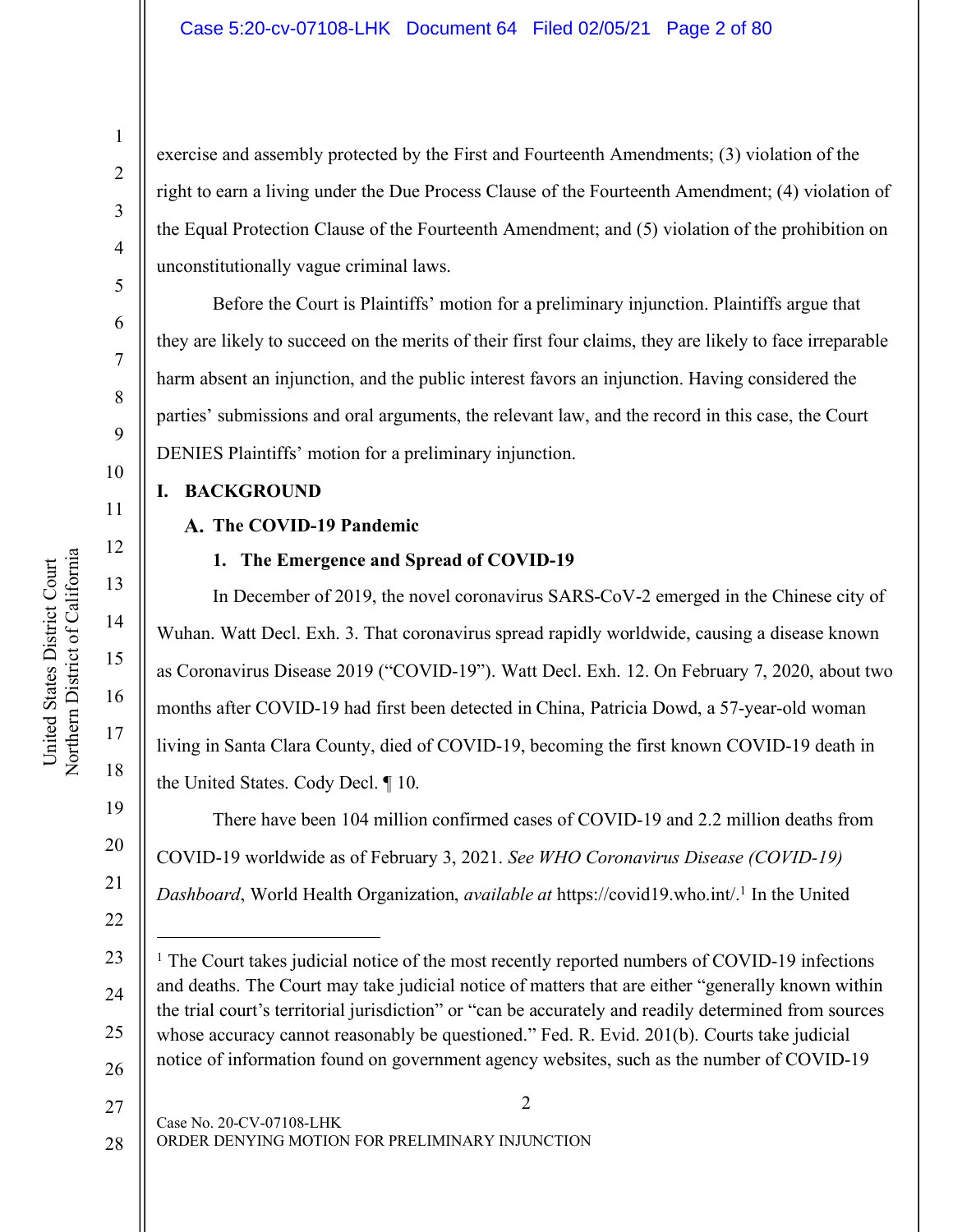exercise and assembly protected by the First and Fourteenth Amendments; (3) violation of the right to earn a living under the Due Process Clause of the Fourteenth Amendment; (4) violation of the Equal Protection Clause of the Fourteenth Amendment; and (5) violation of the prohibition on unconstitutionally vague criminal laws.

Before the Court is Plaintiffs' motion for a preliminary injunction. Plaintiffs argue that they are likely to succeed on the merits of their first four claims, they are likely to face irreparable harm absent an injunction, and the public interest favors an injunction. Having considered the parties' submissions and oral arguments, the relevant law, and the record in this case, the Court DENIES Plaintiffs' motion for a preliminary injunction.

# I. BACKGROUND

## A. The COVID-19 Pandemic

### 1. The Emergence and Spread of COVID-19

In December of 2019, the novel coronavirus SARS-CoV-2 emerged in the Chinese city of Wuhan. Watt Decl. Exh. 3. That coronavirus spread rapidly worldwide, causing a disease known as Coronavirus Disease 2019 ("COVID-19"). Watt Decl. Exh. 12. On February 7, 2020, about two months after COVID-19 had first been detected in China, Patricia Dowd, a 57-year-old woman living in Santa Clara County, died of COVID-19, becoming the first known COVID-19 death in the United States. Cody Decl. ¶ 10.

There have been 104 million confirmed cases of COVID-19 and 2.2 million deaths from COVID-19 worldwide as of February 3, 2021. *See WHO Coronavirus Disease (COVID-19) Dashboard*, World Health Organization, *available at* https://covid19.who.int/.[1] In the United

[1] The Court takes judicial notice of the most recently reported numbers of COVID-19 infections and deaths. The Court may take judicial notice of matters that are either "generally known within the trial court's territorial jurisdiction" or "can be accurately and readily determined from sources whose accuracy cannot reasonably be questioned." Fed. R. Evid. 201(b). Courts take judicial notice of information found on government agency websites, such as the number of COVID-19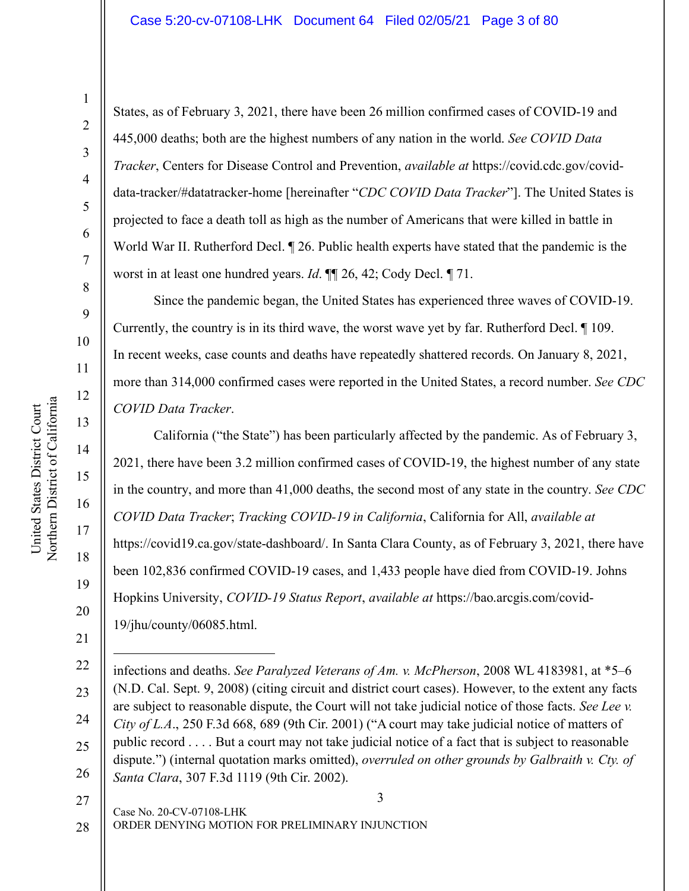States, as of February 3, 2021, there have been 26 million confirmed cases of COVID-19 and 445,000 deaths; both are the highest numbers of any nation in the world. *See COVID Data Tracker*, Centers for Disease Control and Prevention, *available at* https://covid.cdc.gov/covid-data-tracker/#datatracker-home [hereinafter "*CDC COVID Data Tracker*"]. The United States is projected to face a death toll as high as the number of Americans that were killed in battle in World War II. Rutherford Decl. ¶ 26. Public health experts have stated that the pandemic is the worst in at least one hundred years. *Id*. ¶¶ 26, 42; Cody Decl. ¶ 71.

Since the pandemic began, the United States has experienced three waves of COVID-19. Currently, the country is in its third wave, the worst wave yet by far. Rutherford Decl. ¶ 109. In recent weeks, case counts and deaths have repeatedly shattered records. On January 8, 2021, more than 314,000 confirmed cases were reported in the United States, a record number. *See CDC COVID Data Tracker*.

California ("the State") has been particularly affected by the pandemic. As of February 3, 2021, there have been 3.2 million confirmed cases of COVID-19, the highest number of any state in the country, and more than 41,000 deaths, the second most of any state in the country. *See CDC COVID Data Tracker*; *Tracking COVID-19 in California*, California for All, *available at* https://covid19.ca.gov/state-dashboard/. In Santa Clara County, as of February 3, 2021, there have been 102,836 confirmed COVID-19 cases, and 1,433 people have died from COVID-19. Johns Hopkins University, *COVID-19 Status Report*, *available at* https://bao.arcgis.com/covid-19/jhu/county/06085.html.

---

infections and deaths. *See Paralyzed Veterans of Am. v. McPherson*, 2008 WL 4183981, at *5–6 (N.D. Cal. Sept. 9, 2008) (citing circuit and district court cases). However, to the extent any facts are subject to reasonable dispute, the Court will not take judicial notice of those facts. *See Lee v. City of L.A*., 250 F.3d 668, 689 (9th Cir. 2001) ("A court may take judicial notice of matters of public record . . . . But a court may not take judicial notice of a fact that is subject to reasonable dispute.") (internal quotation marks omitted), *overruled on other grounds by Galbraith v. Cty. of Santa Clara*, 307 F.3d 1119 (9th Cir. 2002).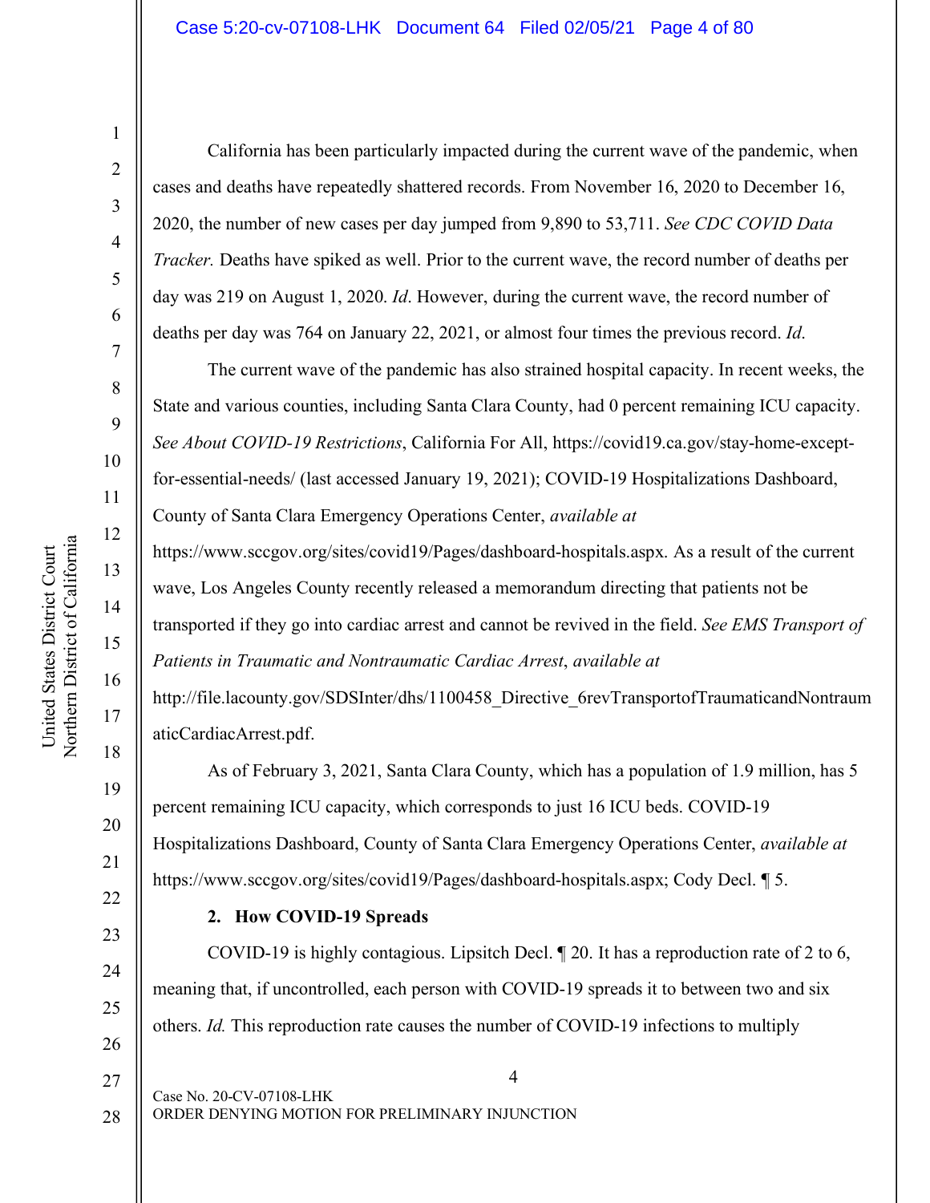California has been particularly impacted during the current wave of the pandemic, when cases and deaths have repeatedly shattered records. From November 16, 2020 to December 16, 2020, the number of new cases per day jumped from 9,890 to 53,711. *See CDC COVID Data Tracker.* Deaths have spiked as well. Prior to the current wave, the record number of deaths per day was 219 on August 1, 2020. *Id*. However, during the current wave, the record number of deaths per day was 764 on January 22, 2021, or almost four times the previous record. *Id.*

The current wave of the pandemic has also strained hospital capacity. In recent weeks, the State and various counties, including Santa Clara County, had 0 percent remaining ICU capacity. *See About COVID-19 Restrictions*, California For All, https://covid19.ca.gov/stay-home-except-for-essential-needs/ (last accessed January 19, 2021); COVID-19 Hospitalizations Dashboard, County of Santa Clara Emergency Operations Center, *available at* https://www.sccgov.org/sites/covid19/Pages/dashboard-hospitals.aspx. As a result of the current wave, Los Angeles County recently released a memorandum directing that patients not be transported if they go into cardiac arrest and cannot be revived in the field. *See EMS Transport of Patients in Traumatic and Nontraumatic Cardiac Arrest*, *available at* http://file.lacounty.gov/SDSInter/dhs/1100458_Directive_6revTransportofTraumaticandNontraumaticCardiacArrest.pdf.

As of February 3, 2021, Santa Clara County, which has a population of 1.9 million, has 5 percent remaining ICU capacity, which corresponds to just 16 ICU beds. COVID-19 Hospitalizations Dashboard, County of Santa Clara Emergency Operations Center, *available at* https://www.sccgov.org/sites/covid19/Pages/dashboard-hospitals.aspx; Cody Decl. ¶ 5.

**2. How COVID-19 Spreads**

COVID-19 is highly contagious. Lipsitch Decl. ¶ 20. It has a reproduction rate of 2 to 6, meaning that, if uncontrolled, each person with COVID-19 spreads it to between two and six others. *Id.* This reproduction rate causes the number of COVID-19 infections to multiply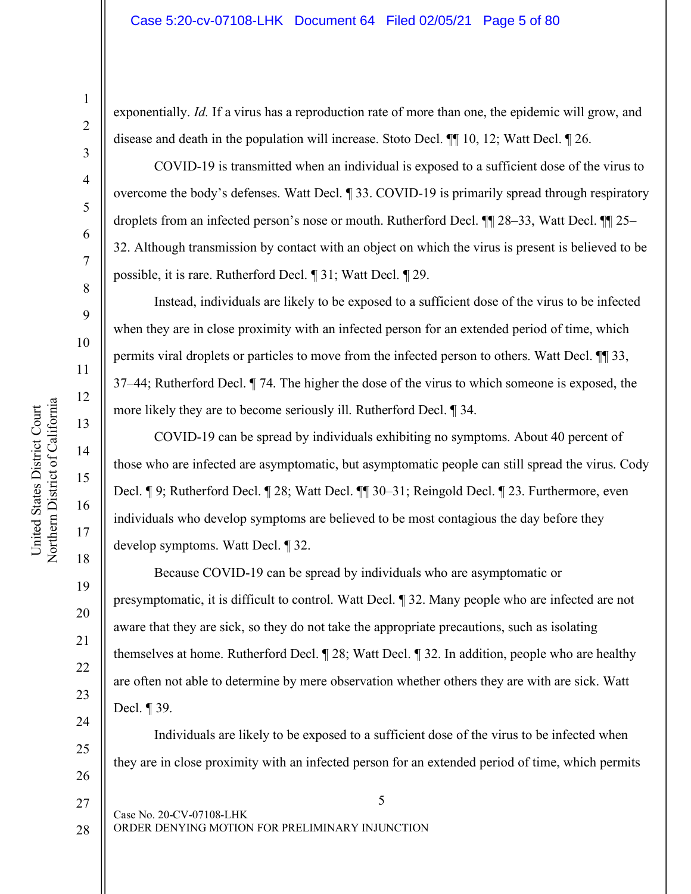exponentially. *Id.* If a virus has a reproduction rate of more than one, the epidemic will grow, and disease and death in the population will increase. Stoto Decl. ¶¶ 10, 12; Watt Decl. ¶ 26.

COVID-19 is transmitted when an individual is exposed to a sufficient dose of the virus to overcome the body's defenses. Watt Decl. ¶ 33. COVID-19 is primarily spread through respiratory droplets from an infected person's nose or mouth. Rutherford Decl. ¶¶ 28–33, Watt Decl. ¶¶ 25–32. Although transmission by contact with an object on which the virus is present is believed to be possible, it is rare. Rutherford Decl. ¶ 31; Watt Decl. ¶ 29.

Instead, individuals are likely to be exposed to a sufficient dose of the virus to be infected when they are in close proximity with an infected person for an extended period of time, which permits viral droplets or particles to move from the infected person to others. Watt Decl. ¶¶ 33, 37–44; Rutherford Decl. ¶ 74. The higher the dose of the virus to which someone is exposed, the more likely they are to become seriously ill. Rutherford Decl. ¶ 34.

COVID-19 can be spread by individuals exhibiting no symptoms. About 40 percent of those who are infected are asymptomatic, but asymptomatic people can still spread the virus. Cody Decl. ¶ 9; Rutherford Decl. ¶ 28; Watt Decl. ¶¶ 30–31; Reingold Decl. ¶ 23. Furthermore, even individuals who develop symptoms are believed to be most contagious the day before they develop symptoms. Watt Decl. ¶ 32.

Because COVID-19 can be spread by individuals who are asymptomatic or presymptomatic, it is difficult to control. Watt Decl. ¶ 32. Many people who are infected are not aware that they are sick, so they do not take the appropriate precautions, such as isolating themselves at home. Rutherford Decl. ¶ 28; Watt Decl. ¶ 32. In addition, people who are healthy are often not able to determine by mere observation whether others they are with are sick. Watt Decl. ¶ 39.

Individuals are likely to be exposed to a sufficient dose of the virus to be infected when they are in close proximity with an infected person for an extended period of time, which permits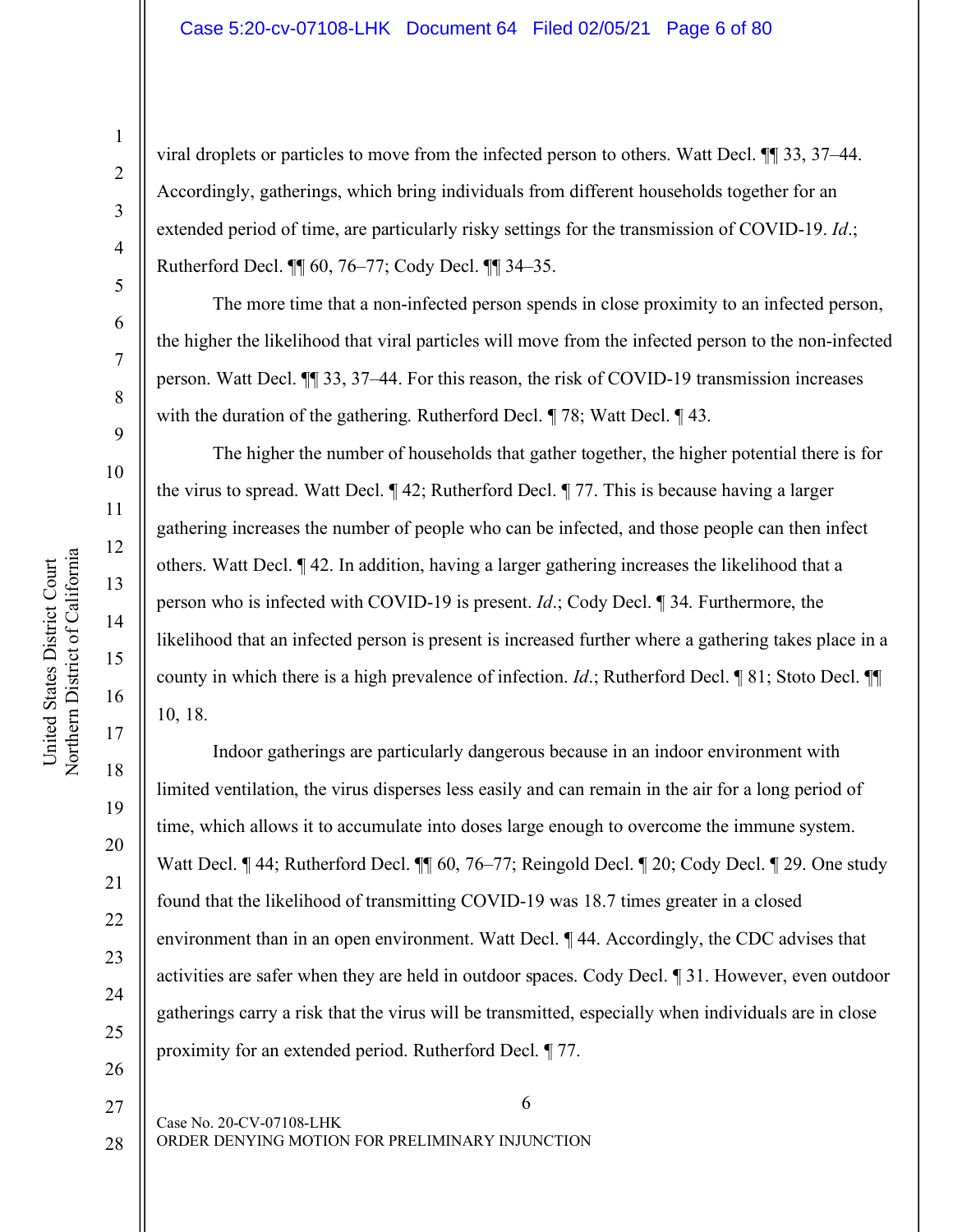viral droplets or particles to move from the infected person to others. Watt Decl. ¶¶ 33, 37–44. Accordingly, gatherings, which bring individuals from different households together for an extended period of time, are particularly risky settings for the transmission of COVID-19. *Id*.; Rutherford Decl. ¶¶ 60, 76–77; Cody Decl. ¶¶ 34–35.

The more time that a non-infected person spends in close proximity to an infected person, the higher the likelihood that viral particles will move from the infected person to the non-infected person. Watt Decl. ¶¶ 33, 37–44. For this reason, the risk of COVID-19 transmission increases with the duration of the gathering. Rutherford Decl. ¶ 78; Watt Decl. ¶ 43.

The higher the number of households that gather together, the higher potential there is for the virus to spread. Watt Decl. ¶ 42; Rutherford Decl. ¶ 77. This is because having a larger gathering increases the number of people who can be infected, and those people can then infect others. Watt Decl. ¶ 42. In addition, having a larger gathering increases the likelihood that a person who is infected with COVID-19 is present. *Id*.; Cody Decl. ¶ 34. Furthermore, the likelihood that an infected person is present is increased further where a gathering takes place in a county in which there is a high prevalence of infection. *Id*.; Rutherford Decl. ¶ 81; Stoto Decl. ¶¶ 10, 18.

Indoor gatherings are particularly dangerous because in an indoor environment with limited ventilation, the virus disperses less easily and can remain in the air for a long period of time, which allows it to accumulate into doses large enough to overcome the immune system. Watt Decl. ¶ 44; Rutherford Decl. ¶¶ 60, 76–77; Reingold Decl. ¶ 20; Cody Decl. ¶ 29. One study found that the likelihood of transmitting COVID-19 was 18.7 times greater in a closed environment than in an open environment. Watt Decl. ¶ 44. Accordingly, the CDC advises that activities are safer when they are held in outdoor spaces. Cody Decl. ¶ 31. However, even outdoor gatherings carry a risk that the virus will be transmitted, especially when individuals are in close proximity for an extended period. Rutherford Decl. ¶ 77.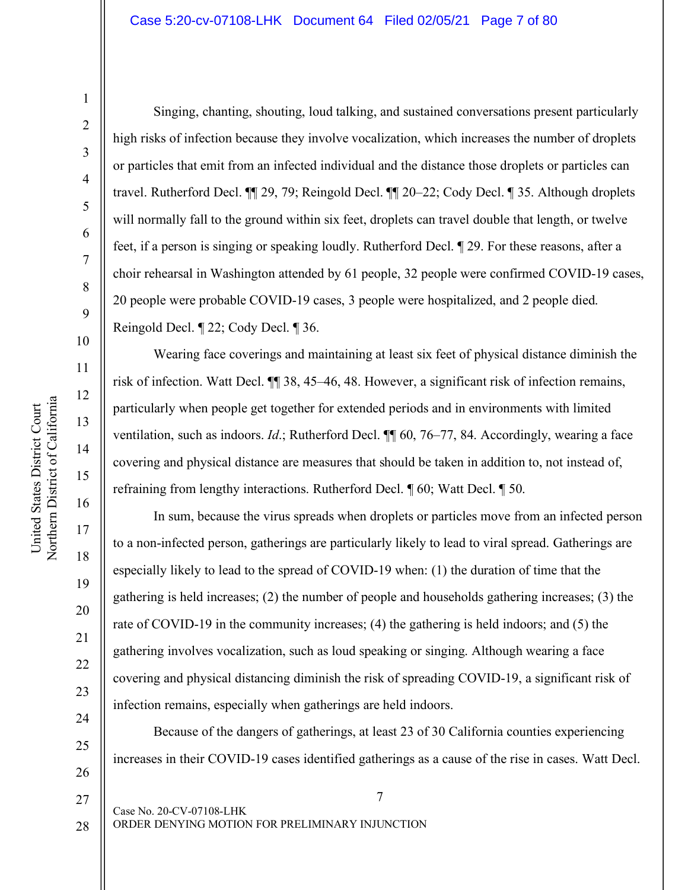Singing, chanting, shouting, loud talking, and sustained conversations present particularly high risks of infection because they involve vocalization, which increases the number of droplets or particles that emit from an infected individual and the distance those droplets or particles can travel. Rutherford Decl. ¶¶ 29, 79; Reingold Decl. ¶¶ 20–22; Cody Decl. ¶ 35. Although droplets will normally fall to the ground within six feet, droplets can travel double that length, or twelve feet, if a person is singing or speaking loudly. Rutherford Decl. ¶ 29. For these reasons, after a choir rehearsal in Washington attended by 61 people, 32 people were confirmed COVID-19 cases, 20 people were probable COVID-19 cases, 3 people were hospitalized, and 2 people died. Reingold Decl. ¶ 22; Cody Decl. ¶ 36.

Wearing face coverings and maintaining at least six feet of physical distance diminish the risk of infection. Watt Decl. ¶¶ 38, 45–46, 48. However, a significant risk of infection remains, particularly when people get together for extended periods and in environments with limited ventilation, such as indoors. *Id.*; Rutherford Decl. ¶¶ 60, 76–77, 84. Accordingly, wearing a face covering and physical distance are measures that should be taken in addition to, not instead of, refraining from lengthy interactions. Rutherford Decl. ¶ 60; Watt Decl. ¶ 50.

In sum, because the virus spreads when droplets or particles move from an infected person to a non-infected person, gatherings are particularly likely to lead to viral spread. Gatherings are especially likely to lead to the spread of COVID-19 when: (1) the duration of time that the gathering is held increases; (2) the number of people and households gathering increases; (3) the rate of COVID-19 in the community increases; (4) the gathering is held indoors; and (5) the gathering involves vocalization, such as loud speaking or singing. Although wearing a face covering and physical distancing diminish the risk of spreading COVID-19, a significant risk of infection remains, especially when gatherings are held indoors.

Because of the dangers of gatherings, at least 23 of 30 California counties experiencing increases in their COVID-19 cases identified gatherings as a cause of the rise in cases. Watt Decl.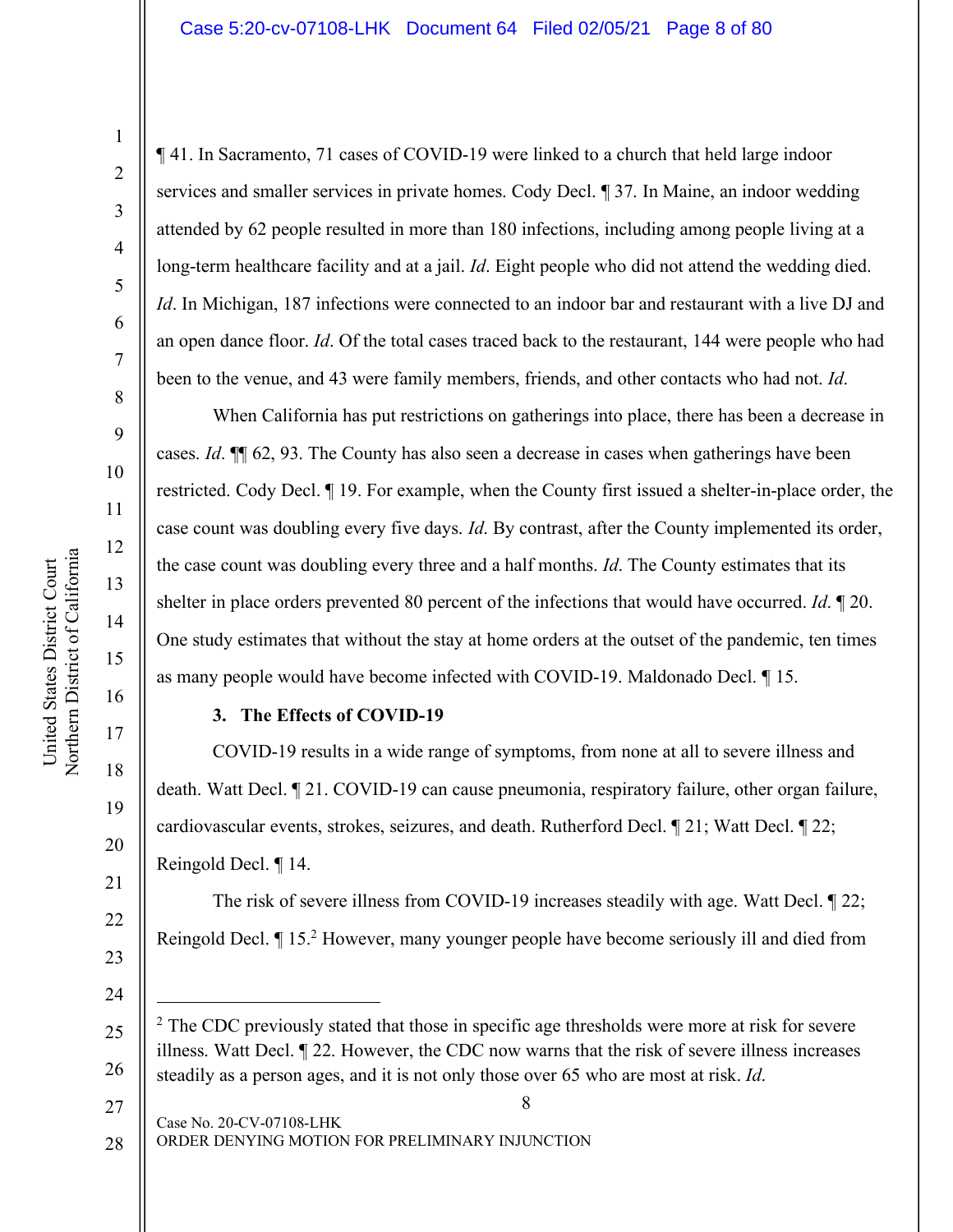¶ 41. In Sacramento, 71 cases of COVID-19 were linked to a church that held large indoor services and smaller services in private homes. Cody Decl. ¶ 37. In Maine, an indoor wedding attended by 62 people resulted in more than 180 infections, including among people living at a long-term healthcare facility and at a jail. *Id*. Eight people who did not attend the wedding died. *Id*. In Michigan, 187 infections were connected to an indoor bar and restaurant with a live DJ and an open dance floor. *Id*. Of the total cases traced back to the restaurant, 144 were people who had been to the venue, and 43 were family members, friends, and other contacts who had not. *Id*.

When California has put restrictions on gatherings into place, there has been a decrease in cases. *Id*. ¶¶ 62, 93. The County has also seen a decrease in cases when gatherings have been restricted. Cody Decl. ¶ 19. For example, when the County first issued a shelter-in-place order, the case count was doubling every five days. *Id*. By contrast, after the County implemented its order, the case count was doubling every three and a half months. *Id*. The County estimates that its shelter in place orders prevented 80 percent of the infections that would have occurred. *Id*. ¶ 20. One study estimates that without the stay at home orders at the outset of the pandemic, ten times as many people would have become infected with COVID-19. Maldonado Decl. ¶ 15.

**3. The Effects of COVID-19**

COVID-19 results in a wide range of symptoms, from none at all to severe illness and death. Watt Decl. ¶ 21. COVID-19 can cause pneumonia, respiratory failure, other organ failure, cardiovascular events, strokes, seizures, and death. Rutherford Decl. ¶ 21; Watt Decl. ¶ 22; Reingold Decl. ¶ 14.

The risk of severe illness from COVID-19 increases steadily with age. Watt Decl. ¶ 22; Reingold Decl. ¶ 15.[2] However, many younger people have become seriously ill and died from

---

[2] The CDC previously stated that those in specific age thresholds were more at risk for severe illness. Watt Decl. ¶ 22. However, the CDC now warns that the risk of severe illness increases steadily as a person ages, and it is not only those over 65 who are most at risk. *Id*.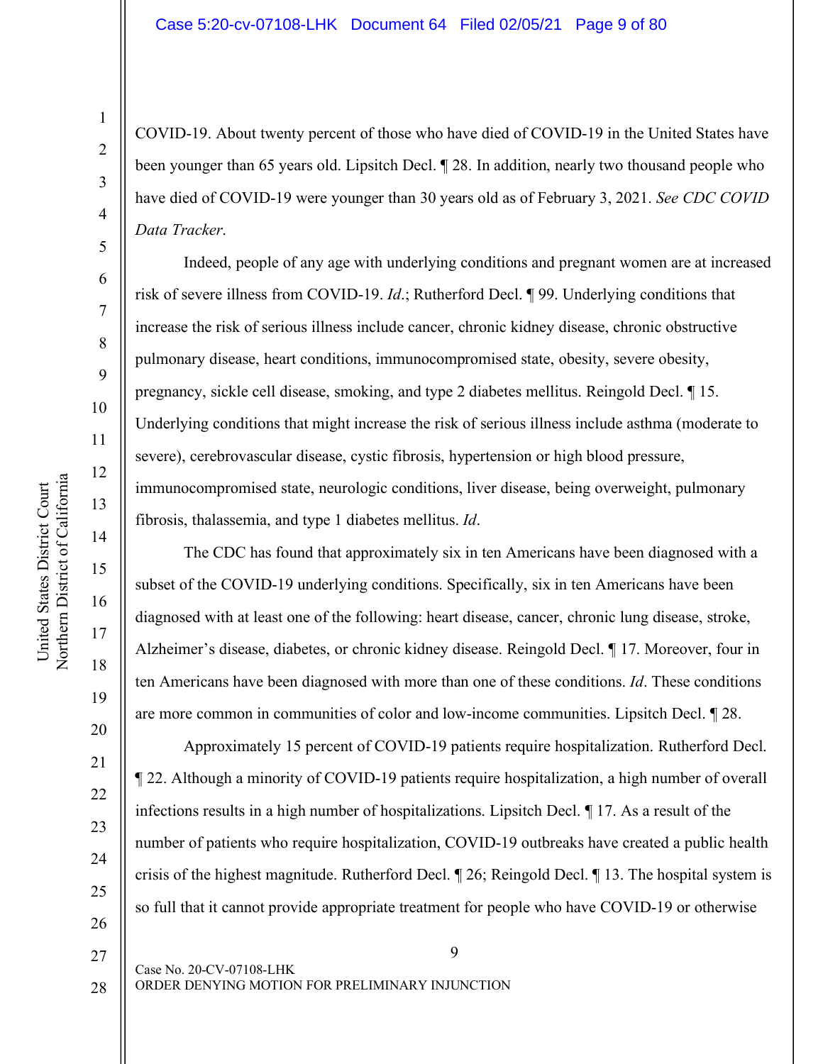COVID-19. About twenty percent of those who have died of COVID-19 in the United States have been younger than 65 years old. Lipsitch Decl. ¶ 28. In addition, nearly two thousand people who have died of COVID-19 were younger than 30 years old as of February 3, 2021. *See CDC COVID Data Tracker*.

Indeed, people of any age with underlying conditions and pregnant women are at increased risk of severe illness from COVID-19. *Id*.; Rutherford Decl. ¶ 99. Underlying conditions that increase the risk of serious illness include cancer, chronic kidney disease, chronic obstructive pulmonary disease, heart conditions, immunocompromised state, obesity, severe obesity, pregnancy, sickle cell disease, smoking, and type 2 diabetes mellitus. Reingold Decl. ¶ 15. Underlying conditions that might increase the risk of serious illness include asthma (moderate to severe), cerebrovascular disease, cystic fibrosis, hypertension or high blood pressure, immunocompromised state, neurologic conditions, liver disease, being overweight, pulmonary fibrosis, thalassemia, and type 1 diabetes mellitus. *Id*.

The CDC has found that approximately six in ten Americans have been diagnosed with a subset of the COVID-19 underlying conditions. Specifically, six in ten Americans have been diagnosed with at least one of the following: heart disease, cancer, chronic lung disease, stroke, Alzheimer's disease, diabetes, or chronic kidney disease. Reingold Decl. ¶ 17. Moreover, four in ten Americans have been diagnosed with more than one of these conditions. *Id*. These conditions are more common in communities of color and low-income communities. Lipsitch Decl. ¶ 28.

Approximately 15 percent of COVID-19 patients require hospitalization. Rutherford Decl. ¶ 22. Although a minority of COVID-19 patients require hospitalization, a high number of overall infections results in a high number of hospitalizations. Lipsitch Decl. ¶ 17. As a result of the number of patients who require hospitalization, COVID-19 outbreaks have created a public health crisis of the highest magnitude. Rutherford Decl. ¶ 26; Reingold Decl. ¶ 13. The hospital system is so full that it cannot provide appropriate treatment for people who have COVID-19 or otherwise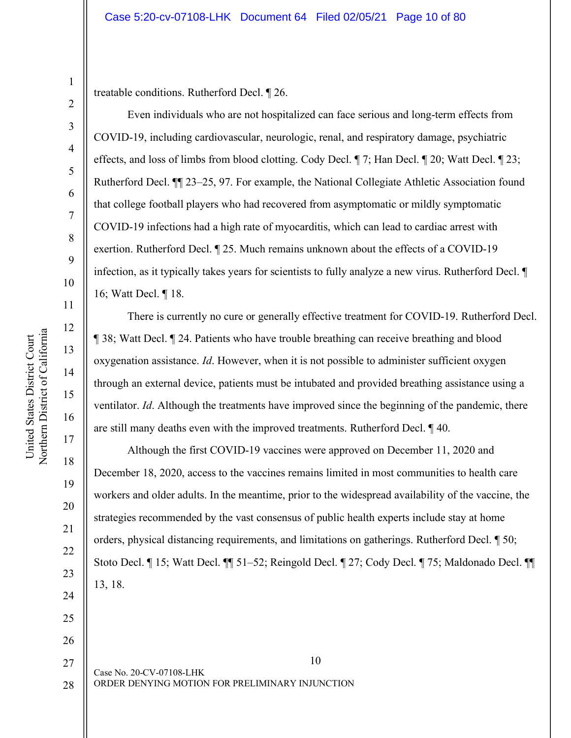treatable conditions. Rutherford Decl. ¶ 26.

Even individuals who are not hospitalized can face serious and long-term effects from COVID-19, including cardiovascular, neurologic, renal, and respiratory damage, psychiatric effects, and loss of limbs from blood clotting. Cody Decl. ¶ 7; Han Decl. ¶ 20; Watt Decl. ¶ 23; Rutherford Decl. ¶¶ 23–25, 97. For example, the National Collegiate Athletic Association found that college football players who had recovered from asymptomatic or mildly symptomatic COVID-19 infections had a high rate of myocarditis, which can lead to cardiac arrest with exertion. Rutherford Decl. ¶ 25. Much remains unknown about the effects of a COVID-19 infection, as it typically takes years for scientists to fully analyze a new virus. Rutherford Decl. ¶ 16; Watt Decl. ¶ 18.

There is currently no cure or generally effective treatment for COVID-19. Rutherford Decl. ¶ 38; Watt Decl. ¶ 24. Patients who have trouble breathing can receive breathing and blood oxygenation assistance. *Id*. However, when it is not possible to administer sufficient oxygen through an external device, patients must be intubated and provided breathing assistance using a ventilator. *Id*. Although the treatments have improved since the beginning of the pandemic, there are still many deaths even with the improved treatments. Rutherford Decl. ¶ 40.

Although the first COVID-19 vaccines were approved on December 11, 2020 and December 18, 2020, access to the vaccines remains limited in most communities to health care workers and older adults. In the meantime, prior to the widespread availability of the vaccine, the strategies recommended by the vast consensus of public health experts include stay at home orders, physical distancing requirements, and limitations on gatherings. Rutherford Decl. ¶ 50; Stoto Decl. ¶ 15; Watt Decl. ¶¶ 51–52; Reingold Decl. ¶ 27; Cody Decl. ¶ 75; Maldonado Decl. ¶¶ 13, 18.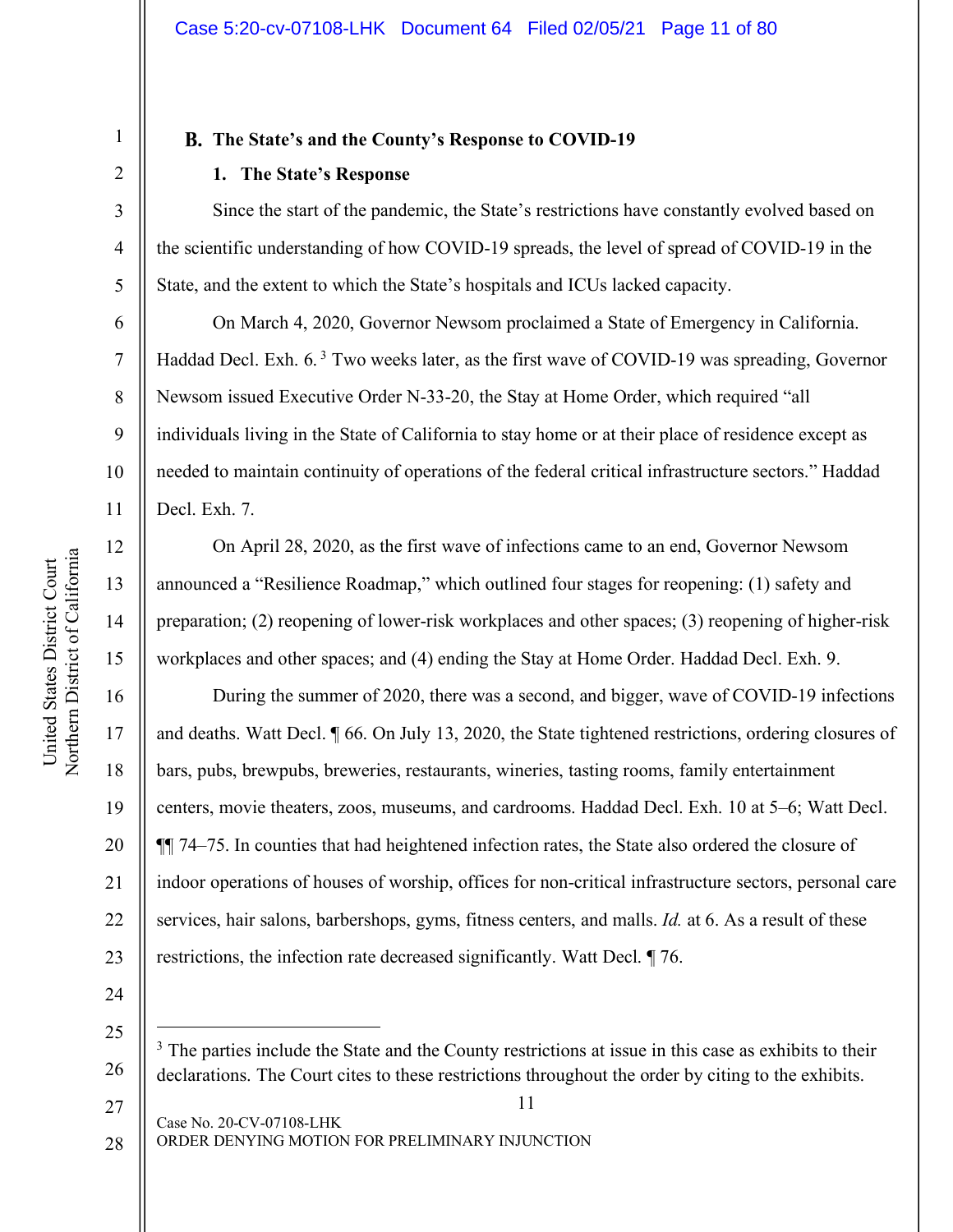### B. The State's and the County's Response to COVID-19

#### 1. The State's Response

Since the start of the pandemic, the State's restrictions have constantly evolved based on the scientific understanding of how COVID-19 spreads, the level of spread of COVID-19 in the State, and the extent to which the State's hospitals and ICUs lacked capacity.

On March 4, 2020, Governor Newsom proclaimed a State of Emergency in California. Haddad Decl. Exh. 6.[3] Two weeks later, as the first wave of COVID-19 was spreading, Governor Newsom issued Executive Order N-33-20, the Stay at Home Order, which required "all individuals living in the State of California to stay home or at their place of residence except as needed to maintain continuity of operations of the federal critical infrastructure sectors." Haddad Decl. Exh. 7.

On April 28, 2020, as the first wave of infections came to an end, Governor Newsom announced a "Resilience Roadmap," which outlined four stages for reopening: (1) safety and preparation; (2) reopening of lower-risk workplaces and other spaces; (3) reopening of higher-risk workplaces and other spaces; and (4) ending the Stay at Home Order. Haddad Decl. Exh. 9.

During the summer of 2020, there was a second, and bigger, wave of COVID-19 infections and deaths. Watt Decl. ¶ 66. On July 13, 2020, the State tightened restrictions, ordering closures of bars, pubs, brewpubs, breweries, restaurants, wineries, tasting rooms, family entertainment centers, movie theaters, zoos, museums, and cardrooms. Haddad Decl. Exh. 10 at 5–6; Watt Decl. ¶¶ 74–75. In counties that had heightened infection rates, the State also ordered the closure of indoor operations of houses of worship, offices for non-critical infrastructure sectors, personal care services, hair salons, barbershops, gyms, fitness centers, and malls. *Id.* at 6. As a result of these restrictions, the infection rate decreased significantly. Watt Decl. ¶ 76.

---

[3] The parties include the State and the County restrictions at issue in this case as exhibits to their declarations. The Court cites to these restrictions throughout the order by citing to the exhibits.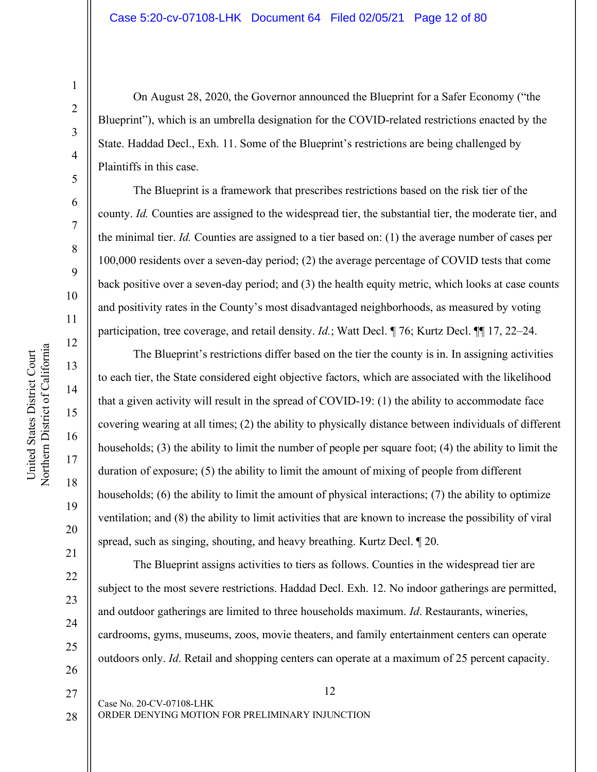On August 28, 2020, the Governor announced the Blueprint for a Safer Economy ("the Blueprint"), which is an umbrella designation for the COVID-related restrictions enacted by the State. Haddad Decl., Exh. 11. Some of the Blueprint's restrictions are being challenged by Plaintiffs in this case.

The Blueprint is a framework that prescribes restrictions based on the risk tier of the county. *Id.* Counties are assigned to the widespread tier, the substantial tier, the moderate tier, and the minimal tier. *Id.* Counties are assigned to a tier based on: (1) the average number of cases per 100,000 residents over a seven-day period; (2) the average percentage of COVID tests that come back positive over a seven-day period; and (3) the health equity metric, which looks at case counts and positivity rates in the County's most disadvantaged neighborhoods, as measured by voting participation, tree coverage, and retail density. *Id.*; Watt Decl. ¶ 76; Kurtz Decl. ¶¶ 17, 22–24.

The Blueprint's restrictions differ based on the tier the county is in. In assigning activities to each tier, the State considered eight objective factors, which are associated with the likelihood that a given activity will result in the spread of COVID-19: (1) the ability to accommodate face covering wearing at all times; (2) the ability to physically distance between individuals of different households; (3) the ability to limit the number of people per square foot; (4) the ability to limit the duration of exposure; (5) the ability to limit the amount of mixing of people from different households; (6) the ability to limit the amount of physical interactions; (7) the ability to optimize ventilation; and (8) the ability to limit activities that are known to increase the possibility of viral spread, such as singing, shouting, and heavy breathing. Kurtz Decl. ¶ 20.

The Blueprint assigns activities to tiers as follows. Counties in the widespread tier are subject to the most severe restrictions. Haddad Decl. Exh. 12. No indoor gatherings are permitted, and outdoor gatherings are limited to three households maximum. *Id*. Restaurants, wineries, cardrooms, gyms, museums, zoos, movie theaters, and family entertainment centers can operate outdoors only. *Id*. Retail and shopping centers can operate at a maximum of 25 percent capacity.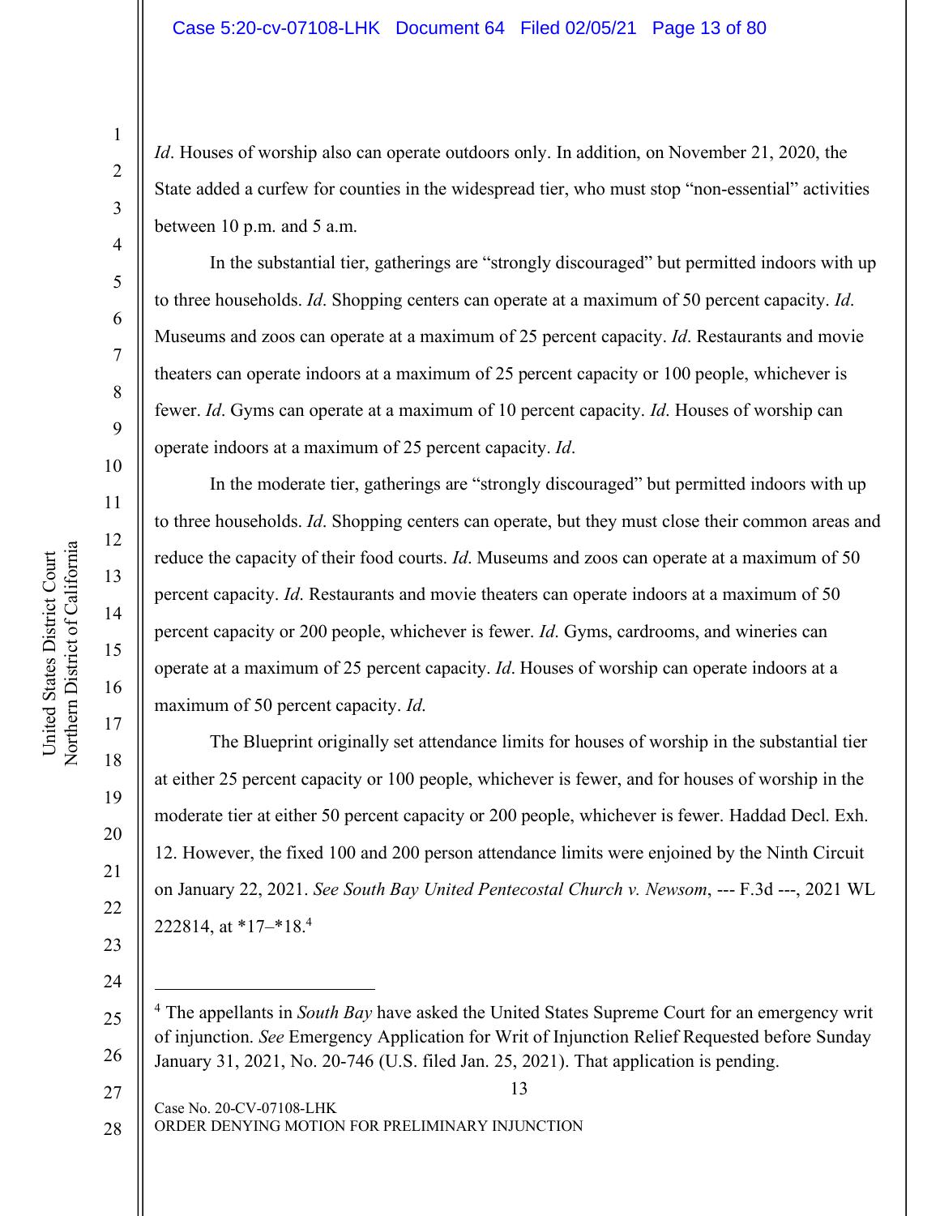*Id*. Houses of worship also can operate outdoors only. In addition, on November 21, 2020, the State added a curfew for counties in the widespread tier, who must stop "non-essential" activities between 10 p.m. and 5 a.m.

In the substantial tier, gatherings are "strongly discouraged" but permitted indoors with up to three households. *Id*. Shopping centers can operate at a maximum of 50 percent capacity. *Id*. Museums and zoos can operate at a maximum of 25 percent capacity. *Id*. Restaurants and movie theaters can operate indoors at a maximum of 25 percent capacity or 100 people, whichever is fewer. *Id*. Gyms can operate at a maximum of 10 percent capacity. *Id*. Houses of worship can operate indoors at a maximum of 25 percent capacity. *Id*.

In the moderate tier, gatherings are "strongly discouraged" but permitted indoors with up to three households. *Id*. Shopping centers can operate, but they must close their common areas and reduce the capacity of their food courts. *Id*. Museums and zoos can operate at a maximum of 50 percent capacity. *Id*. Restaurants and movie theaters can operate indoors at a maximum of 50 percent capacity or 200 people, whichever is fewer. *Id*. Gyms, cardrooms, and wineries can operate at a maximum of 25 percent capacity. *Id*. Houses of worship can operate indoors at a maximum of 50 percent capacity. *Id*.

The Blueprint originally set attendance limits for houses of worship in the substantial tier at either 25 percent capacity or 100 people, whichever is fewer, and for houses of worship in the moderate tier at either 50 percent capacity or 200 people, whichever is fewer. Haddad Decl. Exh. 12. However, the fixed 100 and 200 person attendance limits were enjoined by the Ninth Circuit on January 22, 2021. *See South Bay United Pentecostal Church v. Newsom*, --- F.3d ---, 2021 WL 222814, at *17–*18.[4]

---

[4] The appellants in *South Bay* have asked the United States Supreme Court for an emergency writ of injunction. *See* Emergency Application for Writ of Injunction Relief Requested before Sunday January 31, 2021, No. 20-746 (U.S. filed Jan. 25, 2021). That application is pending.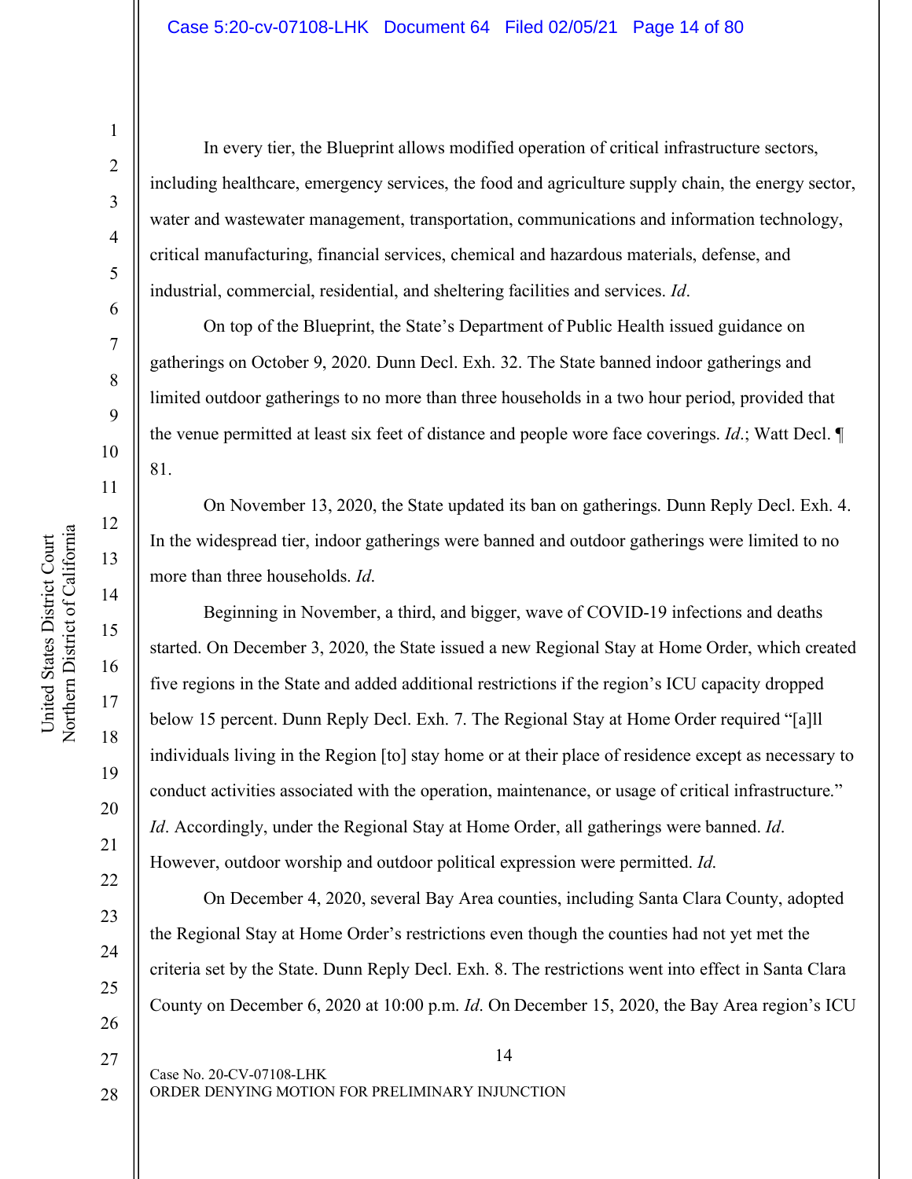In every tier, the Blueprint allows modified operation of critical infrastructure sectors, including healthcare, emergency services, the food and agriculture supply chain, the energy sector, water and wastewater management, transportation, communications and information technology, critical manufacturing, financial services, chemical and hazardous materials, defense, and industrial, commercial, residential, and sheltering facilities and services. *Id*.

On top of the Blueprint, the State's Department of Public Health issued guidance on gatherings on October 9, 2020. Dunn Decl. Exh. 32. The State banned indoor gatherings and limited outdoor gatherings to no more than three households in a two hour period, provided that the venue permitted at least six feet of distance and people wore face coverings. *Id*.; Watt Decl. ¶ 81.

On November 13, 2020, the State updated its ban on gatherings. Dunn Reply Decl. Exh. 4. In the widespread tier, indoor gatherings were banned and outdoor gatherings were limited to no more than three households. *Id*.

Beginning in November, a third, and bigger, wave of COVID-19 infections and deaths started. On December 3, 2020, the State issued a new Regional Stay at Home Order, which created five regions in the State and added additional restrictions if the region's ICU capacity dropped below 15 percent. Dunn Reply Decl. Exh. 7. The Regional Stay at Home Order required "[a]ll individuals living in the Region [to] stay home or at their place of residence except as necessary to conduct activities associated with the operation, maintenance, or usage of critical infrastructure." *Id*. Accordingly, under the Regional Stay at Home Order, all gatherings were banned. *Id*. However, outdoor worship and outdoor political expression were permitted. *Id.*

On December 4, 2020, several Bay Area counties, including Santa Clara County, adopted the Regional Stay at Home Order's restrictions even though the counties had not yet met the criteria set by the State. Dunn Reply Decl. Exh. 8. The restrictions went into effect in Santa Clara County on December 6, 2020 at 10:00 p.m. *Id*. On December 15, 2020, the Bay Area region's ICU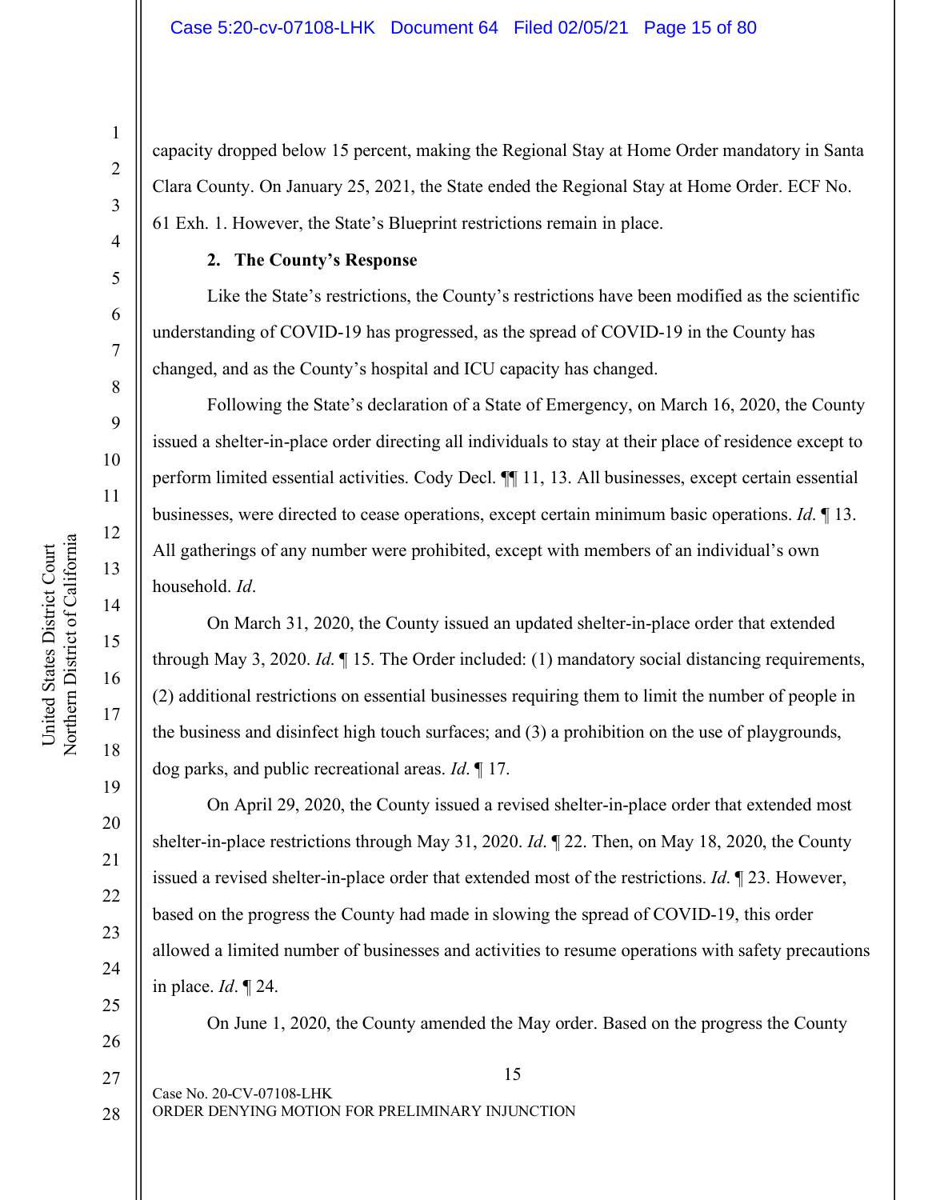capacity dropped below 15 percent, making the Regional Stay at Home Order mandatory in Santa Clara County. On January 25, 2021, the State ended the Regional Stay at Home Order. ECF No. 61 Exh. 1. However, the State's Blueprint restrictions remain in place.

**2. The County's Response**

Like the State's restrictions, the County's restrictions have been modified as the scientific understanding of COVID-19 has progressed, as the spread of COVID-19 in the County has changed, and as the County's hospital and ICU capacity has changed.

Following the State's declaration of a State of Emergency, on March 16, 2020, the County issued a shelter-in-place order directing all individuals to stay at their place of residence except to perform limited essential activities. Cody Decl. ¶¶ 11, 13. All businesses, except certain essential businesses, were directed to cease operations, except certain minimum basic operations. *Id*. ¶ 13. All gatherings of any number were prohibited, except with members of an individual's own household. *Id*.

On March 31, 2020, the County issued an updated shelter-in-place order that extended through May 3, 2020. *Id*. ¶ 15. The Order included: (1) mandatory social distancing requirements, (2) additional restrictions on essential businesses requiring them to limit the number of people in the business and disinfect high touch surfaces; and (3) a prohibition on the use of playgrounds, dog parks, and public recreational areas. *Id*. ¶ 17.

On April 29, 2020, the County issued a revised shelter-in-place order that extended most shelter-in-place restrictions through May 31, 2020. *Id*. ¶ 22. Then, on May 18, 2020, the County issued a revised shelter-in-place order that extended most of the restrictions. *Id*. ¶ 23. However, based on the progress the County had made in slowing the spread of COVID-19, this order allowed a limited number of businesses and activities to resume operations with safety precautions in place. *Id*. ¶ 24.

On June 1, 2020, the County amended the May order. Based on the progress the County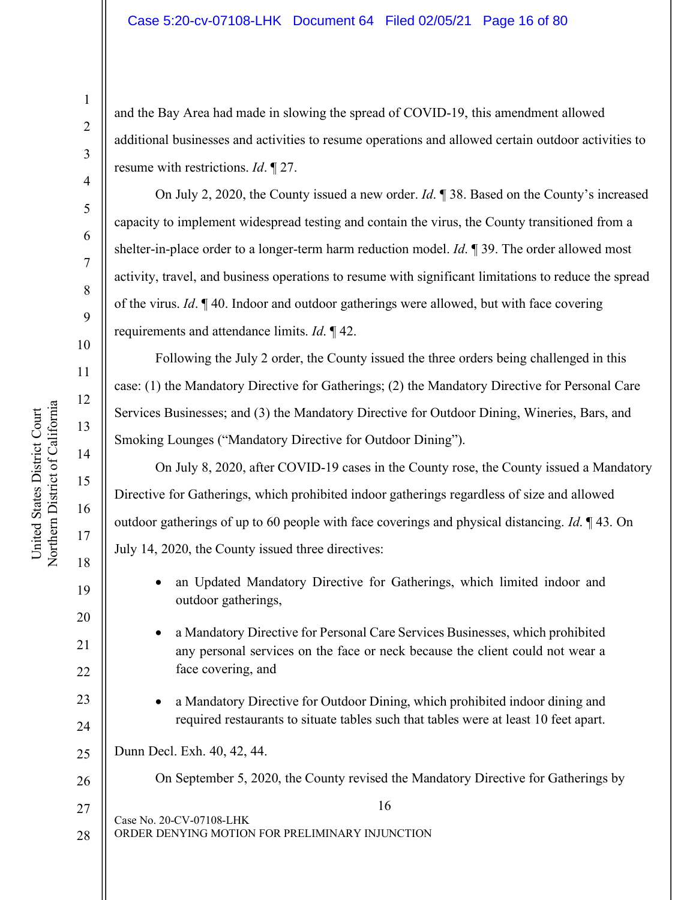and the Bay Area had made in slowing the spread of COVID-19, this amendment allowed additional businesses and activities to resume operations and allowed certain outdoor activities to resume with restrictions. *Id*. ¶ 27.

On July 2, 2020, the County issued a new order. *Id*. ¶ 38. Based on the County's increased capacity to implement widespread testing and contain the virus, the County transitioned from a shelter-in-place order to a longer-term harm reduction model. *Id*. ¶ 39. The order allowed most activity, travel, and business operations to resume with significant limitations to reduce the spread of the virus. *Id*. ¶ 40. Indoor and outdoor gatherings were allowed, but with face covering requirements and attendance limits. *Id*. ¶ 42.

Following the July 2 order, the County issued the three orders being challenged in this case: (1) the Mandatory Directive for Gatherings; (2) the Mandatory Directive for Personal Care Services Businesses; and (3) the Mandatory Directive for Outdoor Dining, Wineries, Bars, and Smoking Lounges ("Mandatory Directive for Outdoor Dining").

On July 8, 2020, after COVID-19 cases in the County rose, the County issued a Mandatory Directive for Gatherings, which prohibited indoor gatherings regardless of size and allowed outdoor gatherings of up to 60 people with face coverings and physical distancing. *Id*. ¶ 43. On July 14, 2020, the County issued three directives:

- an Updated Mandatory Directive for Gatherings, which limited indoor and outdoor gatherings,
- a Mandatory Directive for Personal Care Services Businesses, which prohibited any personal services on the face or neck because the client could not wear a face covering, and
- a Mandatory Directive for Outdoor Dining, which prohibited indoor dining and required restaurants to situate tables such that tables were at least 10 feet apart.

Dunn Decl. Exh. 40, 42, 44.

On September 5, 2020, the County revised the Mandatory Directive for Gatherings by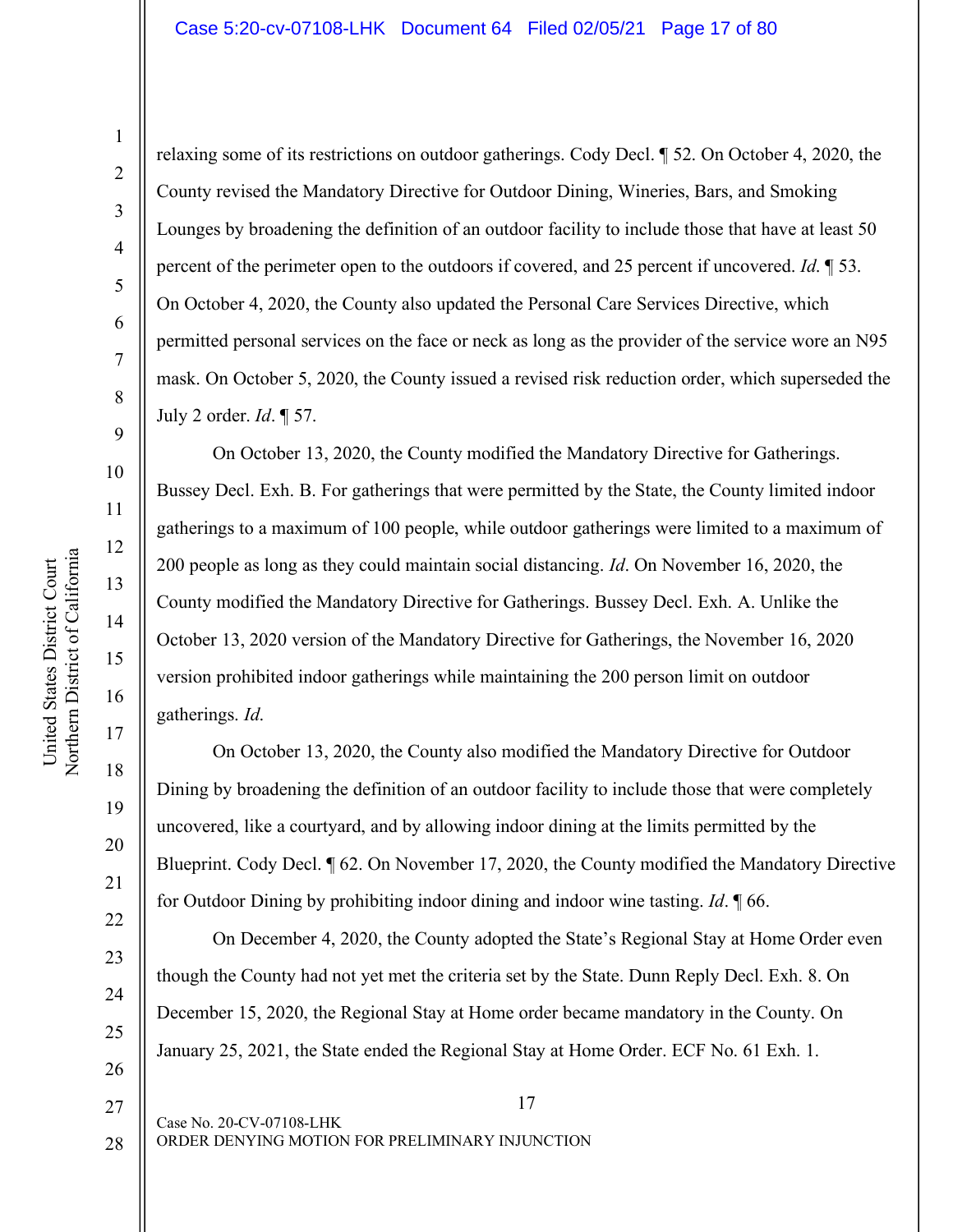relaxing some of its restrictions on outdoor gatherings. Cody Decl. ¶ 52. On October 4, 2020, the County revised the Mandatory Directive for Outdoor Dining, Wineries, Bars, and Smoking Lounges by broadening the definition of an outdoor facility to include those that have at least 50 percent of the perimeter open to the outdoors if covered, and 25 percent if uncovered. *Id*. ¶ 53. On October 4, 2020, the County also updated the Personal Care Services Directive, which permitted personal services on the face or neck as long as the provider of the service wore an N95 mask. On October 5, 2020, the County issued a revised risk reduction order, which superseded the July 2 order. *Id*. ¶ 57.

On October 13, 2020, the County modified the Mandatory Directive for Gatherings. Bussey Decl. Exh. B. For gatherings that were permitted by the State, the County limited indoor gatherings to a maximum of 100 people, while outdoor gatherings were limited to a maximum of 200 people as long as they could maintain social distancing. *Id*. On November 16, 2020, the County modified the Mandatory Directive for Gatherings. Bussey Decl. Exh. A. Unlike the October 13, 2020 version of the Mandatory Directive for Gatherings, the November 16, 2020 version prohibited indoor gatherings while maintaining the 200 person limit on outdoor gatherings. *Id.*

On October 13, 2020, the County also modified the Mandatory Directive for Outdoor Dining by broadening the definition of an outdoor facility to include those that were completely uncovered, like a courtyard, and by allowing indoor dining at the limits permitted by the Blueprint. Cody Decl. ¶ 62. On November 17, 2020, the County modified the Mandatory Directive for Outdoor Dining by prohibiting indoor dining and indoor wine tasting. *Id*. ¶ 66.

On December 4, 2020, the County adopted the State's Regional Stay at Home Order even though the County had not yet met the criteria set by the State. Dunn Reply Decl. Exh. 8. On December 15, 2020, the Regional Stay at Home order became mandatory in the County. On January 25, 2021, the State ended the Regional Stay at Home Order. ECF No. 61 Exh. 1.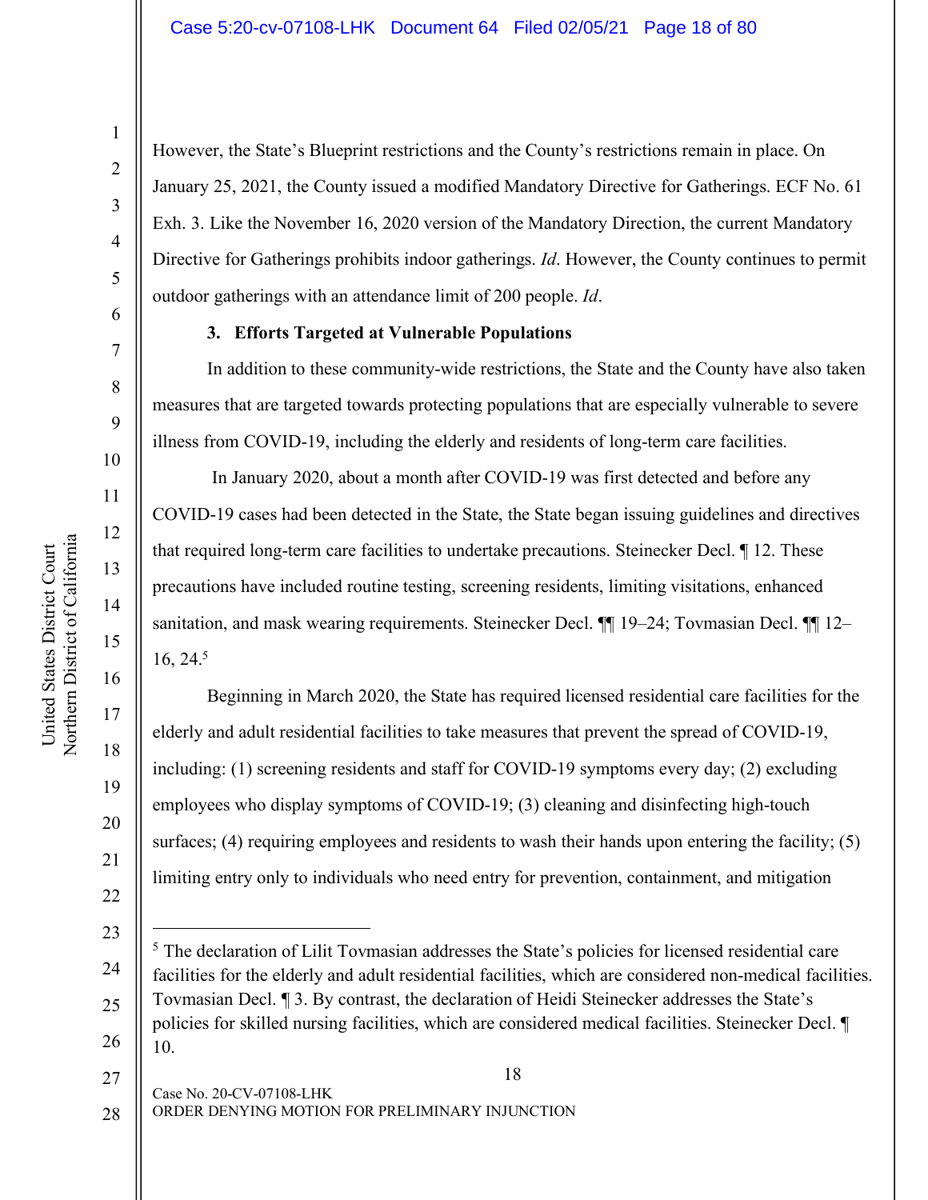However, the State's Blueprint restrictions and the County's restrictions remain in place. On January 25, 2021, the County issued a modified Mandatory Directive for Gatherings. ECF No. 61 Exh. 3. Like the November 16, 2020 version of the Mandatory Direction, the current Mandatory Directive for Gatherings prohibits indoor gatherings. *Id*. However, the County continues to permit outdoor gatherings with an attendance limit of 200 people. *Id*.

### 3. Efforts Targeted at Vulnerable Populations

In addition to these community-wide restrictions, the State and the County have also taken measures that are targeted towards protecting populations that are especially vulnerable to severe illness from COVID-19, including the elderly and residents of long-term care facilities.

In January 2020, about a month after COVID-19 was first detected and before any COVID-19 cases had been detected in the State, the State began issuing guidelines and directives that required long-term care facilities to undertake precautions. Steinecker Decl. ¶ 12. These precautions have included routine testing, screening residents, limiting visitations, enhanced sanitation, and mask wearing requirements. Steinecker Decl. ¶¶ 19–24; Tovmasian Decl. ¶¶ 12–16, 24.[5]

Beginning in March 2020, the State has required licensed residential care facilities for the elderly and adult residential facilities to take measures that prevent the spread of COVID-19, including: (1) screening residents and staff for COVID-19 symptoms every day; (2) excluding employees who display symptoms of COVID-19; (3) cleaning and disinfecting high-touch surfaces; (4) requiring employees and residents to wash their hands upon entering the facility; (5) limiting entry only to individuals who need entry for prevention, containment, and mitigation

---

[5] The declaration of Lilit Tovmasian addresses the State's policies for licensed residential care facilities for the elderly and adult residential facilities, which are considered non-medical facilities. Tovmasian Decl. ¶ 3. By contrast, the declaration of Heidi Steinecker addresses the State's policies for skilled nursing facilities, which are considered medical facilities. Steinecker Decl. ¶ 10.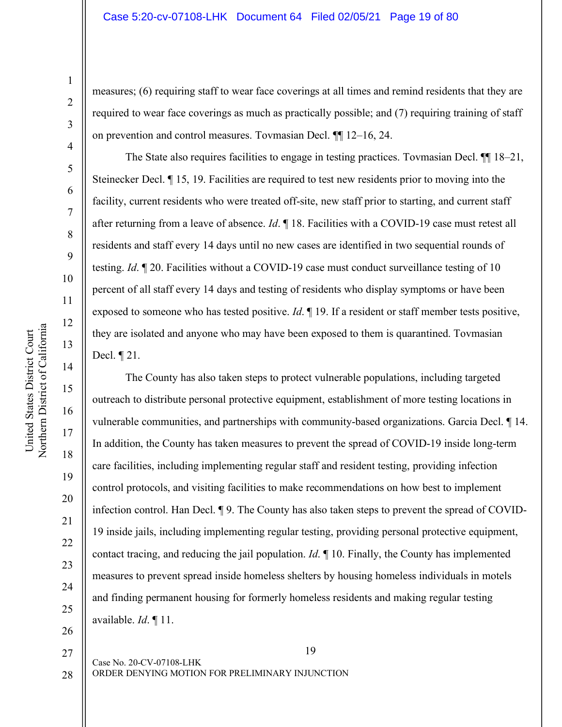measures; (6) requiring staff to wear face coverings at all times and remind residents that they are required to wear face coverings as much as practically possible; and (7) requiring training of staff on prevention and control measures. Tovmasian Decl. ¶¶ 12–16, 24.

The State also requires facilities to engage in testing practices. Tovmasian Decl. ¶¶ 18–21, Steinecker Decl. ¶ 15, 19. Facilities are required to test new residents prior to moving into the facility, current residents who were treated off-site, new staff prior to starting, and current staff after returning from a leave of absence. *Id*. ¶ 18. Facilities with a COVID-19 case must retest all residents and staff every 14 days until no new cases are identified in two sequential rounds of testing. *Id*. ¶ 20. Facilities without a COVID-19 case must conduct surveillance testing of 10 percent of all staff every 14 days and testing of residents who display symptoms or have been exposed to someone who has tested positive. *Id*. ¶ 19. If a resident or staff member tests positive, they are isolated and anyone who may have been exposed to them is quarantined. Tovmasian Decl. ¶ 21.

The County has also taken steps to protect vulnerable populations, including targeted outreach to distribute personal protective equipment, establishment of more testing locations in vulnerable communities, and partnerships with community-based organizations. Garcia Decl. ¶ 14. In addition, the County has taken measures to prevent the spread of COVID-19 inside long-term care facilities, including implementing regular staff and resident testing, providing infection control protocols, and visiting facilities to make recommendations on how best to implement infection control. Han Decl. ¶ 9. The County has also taken steps to prevent the spread of COVID-19 inside jails, including implementing regular testing, providing personal protective equipment, contact tracing, and reducing the jail population. *Id*. ¶ 10. Finally, the County has implemented measures to prevent spread inside homeless shelters by housing homeless individuals in motels and finding permanent housing for formerly homeless residents and making regular testing available. *Id*. ¶ 11.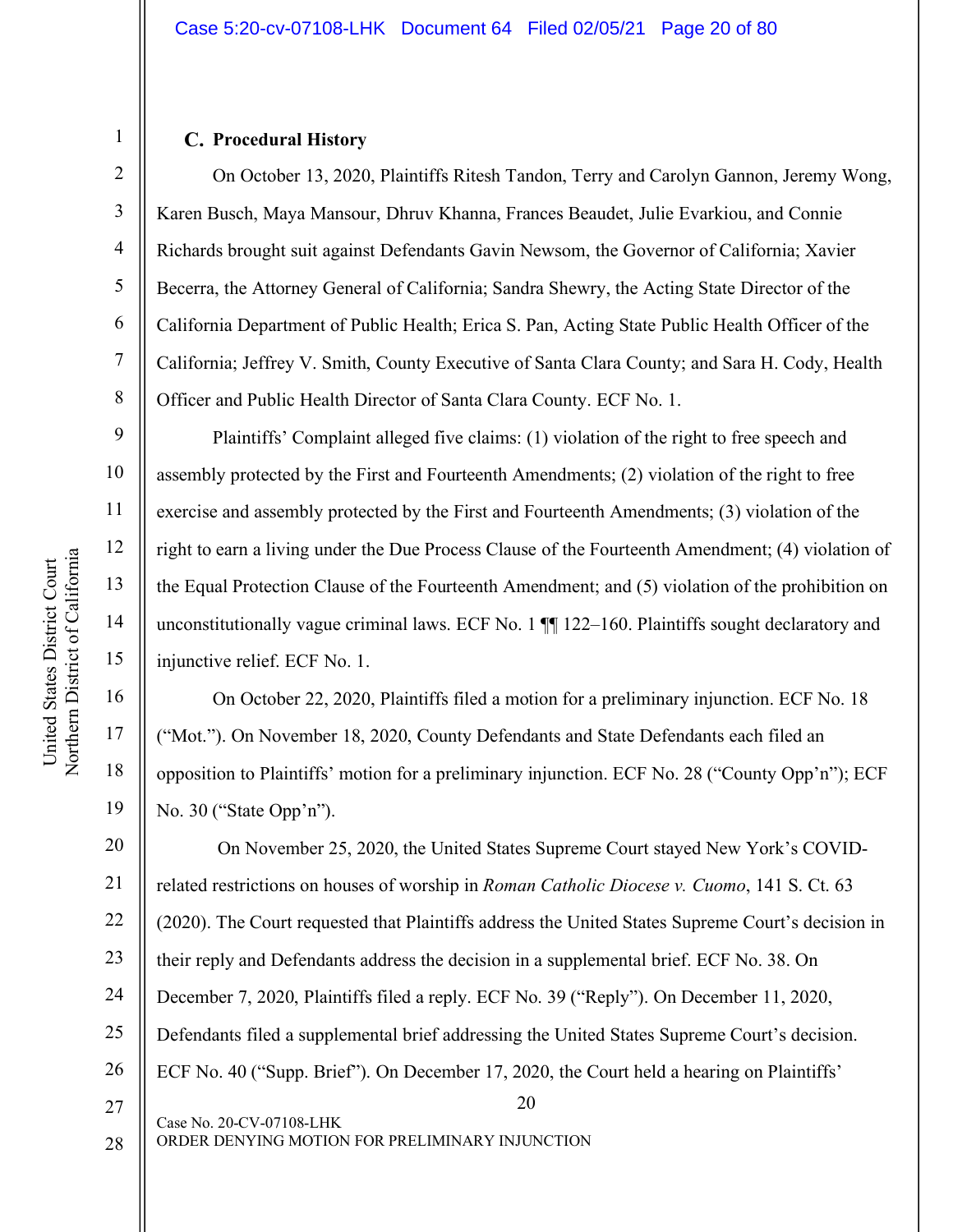### C. Procedural History

On October 13, 2020, Plaintiffs Ritesh Tandon, Terry and Carolyn Gannon, Jeremy Wong, Karen Busch, Maya Mansour, Dhruv Khanna, Frances Beaudet, Julie Evarkiou, and Connie Richards brought suit against Defendants Gavin Newsom, the Governor of California; Xavier Becerra, the Attorney General of California; Sandra Shewry, the Acting State Director of the California Department of Public Health; Erica S. Pan, Acting State Public Health Officer of the California; Jeffrey V. Smith, County Executive of Santa Clara County; and Sara H. Cody, Health Officer and Public Health Director of Santa Clara County. ECF No. 1.

Plaintiffs' Complaint alleged five claims: (1) violation of the right to free speech and assembly protected by the First and Fourteenth Amendments; (2) violation of the right to free exercise and assembly protected by the First and Fourteenth Amendments; (3) violation of the right to earn a living under the Due Process Clause of the Fourteenth Amendment; (4) violation of the Equal Protection Clause of the Fourteenth Amendment; and (5) violation of the prohibition on unconstitutionally vague criminal laws. ECF No. 1 ¶¶ 122–160. Plaintiffs sought declaratory and injunctive relief. ECF No. 1.

On October 22, 2020, Plaintiffs filed a motion for a preliminary injunction. ECF No. 18 ("Mot."). On November 18, 2020, County Defendants and State Defendants each filed an opposition to Plaintiffs' motion for a preliminary injunction. ECF No. 28 ("County Opp'n"); ECF No. 30 ("State Opp'n").

On November 25, 2020, the United States Supreme Court stayed New York's COVID-related restrictions on houses of worship in *Roman Catholic Diocese v. Cuomo*, 141 S. Ct. 63 (2020). The Court requested that Plaintiffs address the United States Supreme Court's decision in their reply and Defendants address the decision in a supplemental brief. ECF No. 38. On December 7, 2020, Plaintiffs filed a reply. ECF No. 39 ("Reply"). On December 11, 2020, Defendants filed a supplemental brief addressing the United States Supreme Court's decision. ECF No. 40 ("Supp. Brief"). On December 17, 2020, the Court held a hearing on Plaintiffs'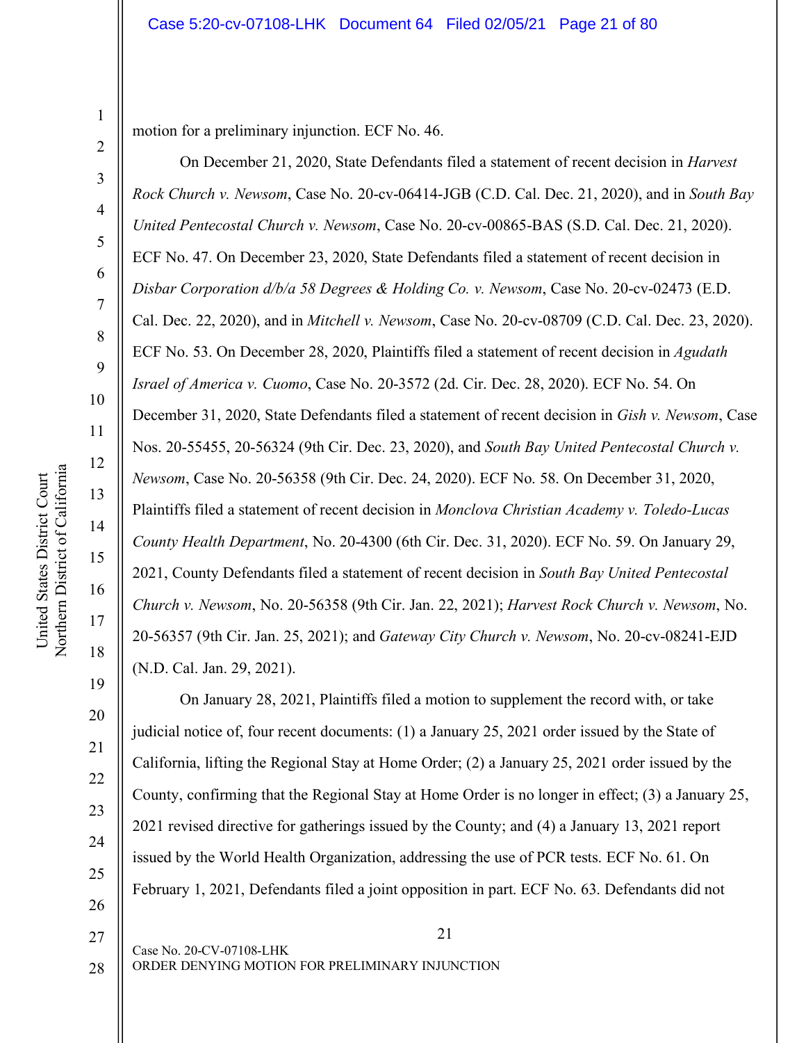motion for a preliminary injunction. ECF No. 46.

On December 21, 2020, State Defendants filed a statement of recent decision in *Harvest Rock Church v. Newsom*, Case No. 20-cv-06414-JGB (C.D. Cal. Dec. 21, 2020), and in *South Bay United Pentecostal Church v. Newsom*, Case No. 20-cv-00865-BAS (S.D. Cal. Dec. 21, 2020). ECF No. 47. On December 23, 2020, State Defendants filed a statement of recent decision in *Disbar Corporation d/b/a 58 Degrees & Holding Co. v. Newsom*, Case No. 20-cv-02473 (E.D. Cal. Dec. 22, 2020), and in *Mitchell v. Newsom*, Case No. 20-cv-08709 (C.D. Cal. Dec. 23, 2020). ECF No. 53. On December 28, 2020, Plaintiffs filed a statement of recent decision in *Agudath Israel of America v. Cuomo*, Case No. 20-3572 (2d. Cir. Dec. 28, 2020). ECF No. 54. On December 31, 2020, State Defendants filed a statement of recent decision in *Gish v. Newsom*, Case Nos. 20-55455, 20-56324 (9th Cir. Dec. 23, 2020), and *South Bay United Pentecostal Church v. Newsom*, Case No. 20-56358 (9th Cir. Dec. 24, 2020). ECF No. 58. On December 31, 2020, Plaintiffs filed a statement of recent decision in *Monclova Christian Academy v. Toledo-Lucas County Health Department*, No. 20-4300 (6th Cir. Dec. 31, 2020). ECF No. 59. On January 29, 2021, County Defendants filed a statement of recent decision in *South Bay United Pentecostal Church v. Newsom*, No. 20-56358 (9th Cir. Jan. 22, 2021); *Harvest Rock Church v. Newsom*, No. 20-56357 (9th Cir. Jan. 25, 2021); and *Gateway City Church v. Newsom*, No. 20-cv-08241-EJD (N.D. Cal. Jan. 29, 2021).

On January 28, 2021, Plaintiffs filed a motion to supplement the record with, or take judicial notice of, four recent documents: (1) a January 25, 2021 order issued by the State of California, lifting the Regional Stay at Home Order; (2) a January 25, 2021 order issued by the County, confirming that the Regional Stay at Home Order is no longer in effect; (3) a January 25, 2021 revised directive for gatherings issued by the County; and (4) a January 13, 2021 report issued by the World Health Organization, addressing the use of PCR tests. ECF No. 61. On February 1, 2021, Defendants filed a joint opposition in part. ECF No. 63. Defendants did not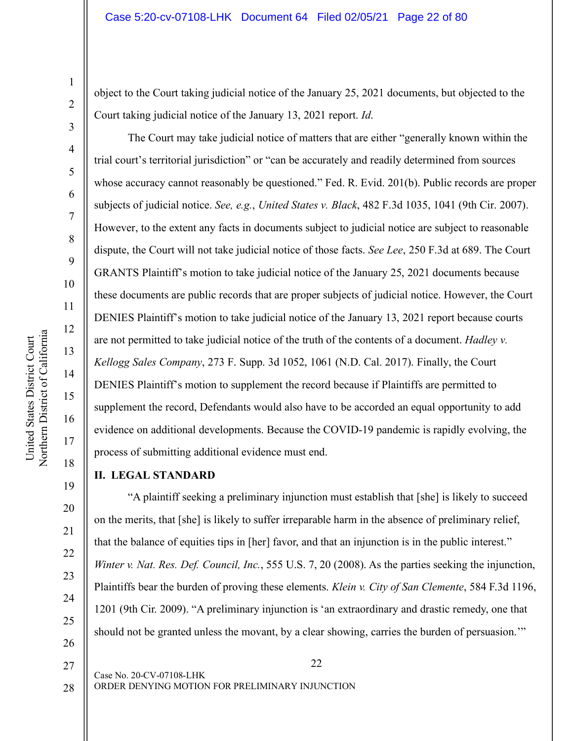object to the Court taking judicial notice of the January 25, 2021 documents, but objected to the Court taking judicial notice of the January 13, 2021 report. *Id.*

The Court may take judicial notice of matters that are either "generally known within the trial court's territorial jurisdiction" or "can be accurately and readily determined from sources whose accuracy cannot reasonably be questioned." Fed. R. Evid. 201(b). Public records are proper subjects of judicial notice. *See, e.g.*, *United States v. Black*, 482 F.3d 1035, 1041 (9th Cir. 2007). However, to the extent any facts in documents subject to judicial notice are subject to reasonable dispute, the Court will not take judicial notice of those facts. *See Lee*, 250 F.3d at 689. The Court GRANTS Plaintiff's motion to take judicial notice of the January 25, 2021 documents because these documents are public records that are proper subjects of judicial notice. However, the Court DENIES Plaintiff's motion to take judicial notice of the January 13, 2021 report because courts are not permitted to take judicial notice of the truth of the contents of a document. *Hadley v. Kellogg Sales Company*, 273 F. Supp. 3d 1052, 1061 (N.D. Cal. 2017). Finally, the Court DENIES Plaintiff's motion to supplement the record because if Plaintiffs are permitted to supplement the record, Defendants would also have to be accorded an equal opportunity to add evidence on additional developments. Because the COVID-19 pandemic is rapidly evolving, the process of submitting additional evidence must end.

## II. LEGAL STANDARD

"A plaintiff seeking a preliminary injunction must establish that [she] is likely to succeed on the merits, that [she] is likely to suffer irreparable harm in the absence of preliminary relief, that the balance of equities tips in [her] favor, and that an injunction is in the public interest." *Winter v. Nat. Res. Def. Council, Inc.*, 555 U.S. 7, 20 (2008). As the parties seeking the injunction, Plaintiffs bear the burden of proving these elements. *Klein v. City of San Clemente*, 584 F.3d 1196, 1201 (9th Cir. 2009). "A preliminary injunction is 'an extraordinary and drastic remedy, one that should not be granted unless the movant, by a clear showing, carries the burden of persuasion.'"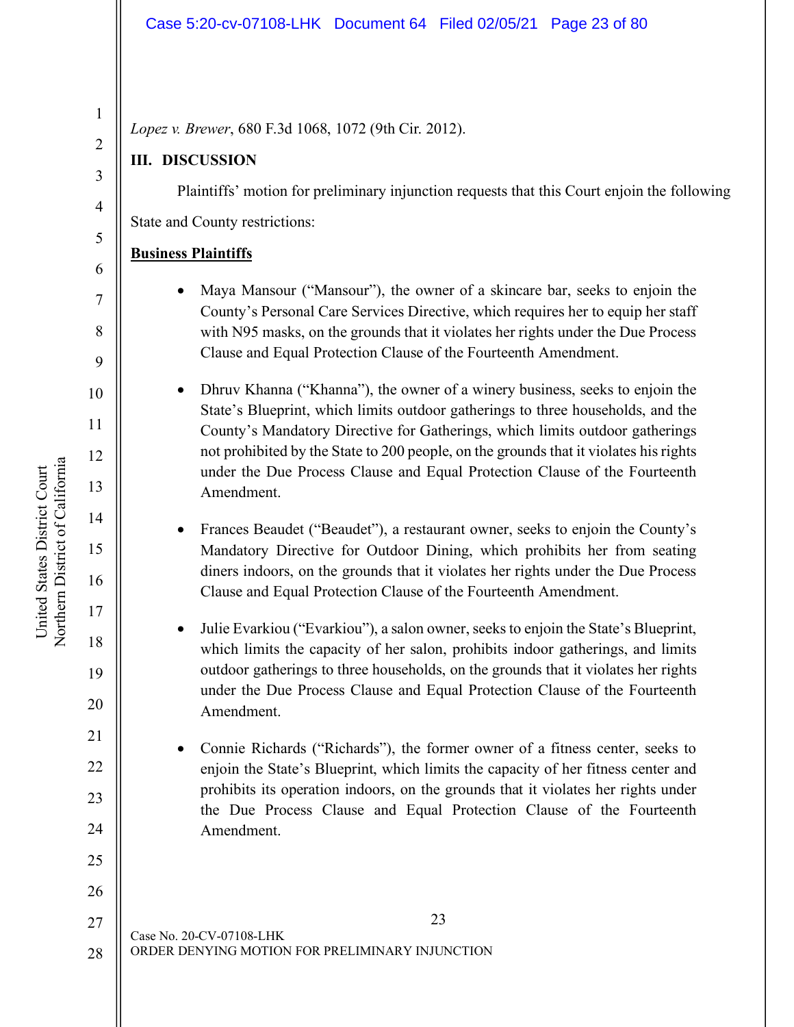*Lopez v. Brewer*, 680 F.3d 1068, 1072 (9th Cir. 2012).

## III. DISCUSSION

Plaintiffs' motion for preliminary injunction requests that this Court enjoin the following State and County restrictions:

**Business Plaintiffs**

- Maya Mansour ("Mansour"), the owner of a skincare bar, seeks to enjoin the County's Personal Care Services Directive, which requires her to equip her staff with N95 masks, on the grounds that it violates her rights under the Due Process Clause and Equal Protection Clause of the Fourteenth Amendment.

- Dhruv Khanna ("Khanna"), the owner of a winery business, seeks to enjoin the State's Blueprint, which limits outdoor gatherings to three households, and the County's Mandatory Directive for Gatherings, which limits outdoor gatherings not prohibited by the State to 200 people, on the grounds that it violates his rights under the Due Process Clause and Equal Protection Clause of the Fourteenth Amendment.

- Frances Beaudet ("Beaudet"), a restaurant owner, seeks to enjoin the County's Mandatory Directive for Outdoor Dining, which prohibits her from seating diners indoors, on the grounds that it violates her rights under the Due Process Clause and Equal Protection Clause of the Fourteenth Amendment.

- Julie Evarkiou ("Evarkiou"), a salon owner, seeks to enjoin the State's Blueprint, which limits the capacity of her salon, prohibits indoor gatherings, and limits outdoor gatherings to three households, on the grounds that it violates her rights under the Due Process Clause and Equal Protection Clause of the Fourteenth Amendment.

- Connie Richards ("Richards"), the former owner of a fitness center, seeks to enjoin the State's Blueprint, which limits the capacity of her fitness center and prohibits its operation indoors, on the grounds that it violates her rights under the Due Process Clause and Equal Protection Clause of the Fourteenth Amendment.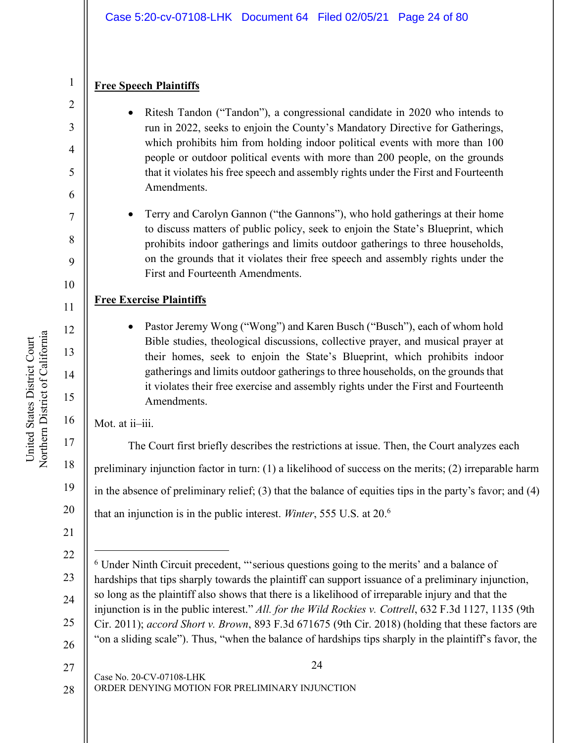**Free Speech Plaintiffs**

- Ritesh Tandon ("Tandon"), a congressional candidate in 2020 who intends to run in 2022, seeks to enjoin the County's Mandatory Directive for Gatherings, which prohibits him from holding indoor political events with more than 100 people or outdoor political events with more than 200 people, on the grounds that it violates his free speech and assembly rights under the First and Fourteenth Amendments.

- Terry and Carolyn Gannon ("the Gannons"), who hold gatherings at their home to discuss matters of public policy, seek to enjoin the State's Blueprint, which prohibits indoor gatherings and limits outdoor gatherings to three households, on the grounds that it violates their free speech and assembly rights under the First and Fourteenth Amendments.

**Free Exercise Plaintiffs**

- Pastor Jeremy Wong ("Wong") and Karen Busch ("Busch"), each of whom hold Bible studies, theological discussions, collective prayer, and musical prayer at their homes, seek to enjoin the State's Blueprint, which prohibits indoor gatherings and limits outdoor gatherings to three households, on the grounds that it violates their free exercise and assembly rights under the First and Fourteenth Amendments.

Mot. at ii–iii.

The Court first briefly describes the restrictions at issue. Then, the Court analyzes each preliminary injunction factor in turn: (1) a likelihood of success on the merits; (2) irreparable harm in the absence of preliminary relief; (3) that the balance of equities tips in the party's favor; and (4) that an injunction is in the public interest. *Winter*, 555 U.S. at 20.[6]

---

[6] Under Ninth Circuit precedent, "'serious questions going to the merits' and a balance of hardships that tips sharply towards the plaintiff can support issuance of a preliminary injunction, so long as the plaintiff also shows that there is a likelihood of irreparable injury and that the injunction is in the public interest." *All. for the Wild Rockies v. Cottrell*, 632 F.3d 1127, 1135 (9th Cir. 2011); *accord Short v. Brown*, 893 F.3d 671675 (9th Cir. 2018) (holding that these factors are "on a sliding scale"). Thus, "when the balance of hardships tips sharply in the plaintiff's favor, the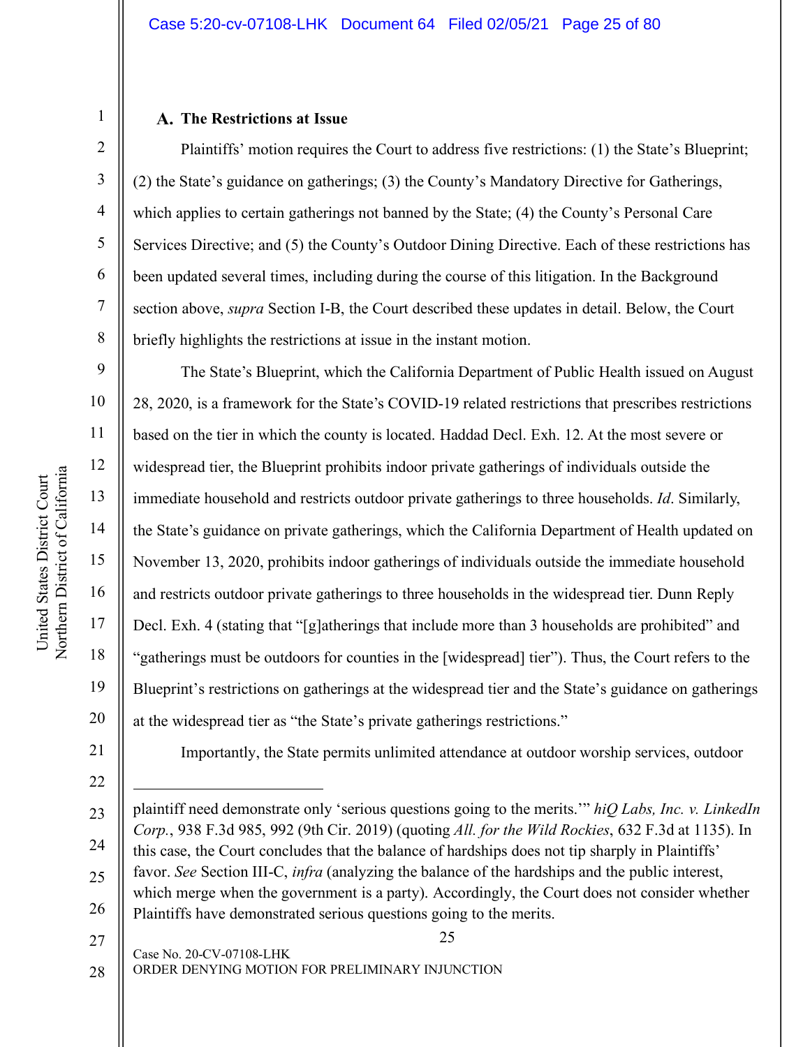### A. The Restrictions at Issue

Plaintiffs' motion requires the Court to address five restrictions: (1) the State's Blueprint; (2) the State's guidance on gatherings; (3) the County's Mandatory Directive for Gatherings, which applies to certain gatherings not banned by the State; (4) the County's Personal Care Services Directive; and (5) the County's Outdoor Dining Directive. Each of these restrictions has been updated several times, including during the course of this litigation. In the Background section above, *supra* Section I-B, the Court described these updates in detail. Below, the Court briefly highlights the restrictions at issue in the instant motion.

The State's Blueprint, which the California Department of Public Health issued on August 28, 2020, is a framework for the State's COVID-19 related restrictions that prescribes restrictions based on the tier in which the county is located. Haddad Decl. Exh. 12. At the most severe or widespread tier, the Blueprint prohibits indoor private gatherings of individuals outside the immediate household and restricts outdoor private gatherings to three households. *Id*. Similarly, the State's guidance on private gatherings, which the California Department of Health updated on November 13, 2020, prohibits indoor gatherings of individuals outside the immediate household and restricts outdoor private gatherings to three households in the widespread tier. Dunn Reply Decl. Exh. 4 (stating that "[g]atherings that include more than 3 households are prohibited" and "gatherings must be outdoors for counties in the [widespread] tier"). Thus, the Court refers to the Blueprint's restrictions on gatherings at the widespread tier and the State's guidance on gatherings at the widespread tier as "the State's private gatherings restrictions."

Importantly, the State permits unlimited attendance at outdoor worship services, outdoor

---

plaintiff need demonstrate only 'serious questions going to the merits.'" *hiQ Labs, Inc. v. LinkedIn Corp.*, 938 F.3d 985, 992 (9th Cir. 2019) (quoting *All. for the Wild Rockies*, 632 F.3d at 1135). In this case, the Court concludes that the balance of hardships does not tip sharply in Plaintiffs' favor. *See* Section III-C, *infra* (analyzing the balance of the hardships and the public interest, which merge when the government is a party). Accordingly, the Court does not consider whether Plaintiffs have demonstrated serious questions going to the merits.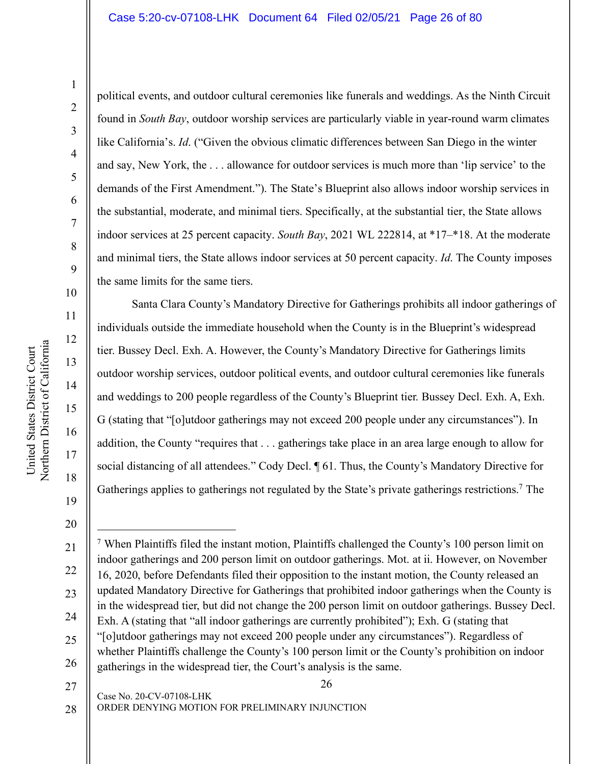political events, and outdoor cultural ceremonies like funerals and weddings. As the Ninth Circuit found in *South Bay*, outdoor worship services are particularly viable in year-round warm climates like California's. *Id.* ("Given the obvious climatic differences between San Diego in the winter and say, New York, the . . . allowance for outdoor services is much more than 'lip service' to the demands of the First Amendment."). The State's Blueprint also allows indoor worship services in the substantial, moderate, and minimal tiers. Specifically, at the substantial tier, the State allows indoor services at 25 percent capacity. *South Bay*, 2021 WL 222814, at *17–*18. At the moderate and minimal tiers, the State allows indoor services at 50 percent capacity. *Id.* The County imposes the same limits for the same tiers.

Santa Clara County's Mandatory Directive for Gatherings prohibits all indoor gatherings of individuals outside the immediate household when the County is in the Blueprint's widespread tier. Bussey Decl. Exh. A. However, the County's Mandatory Directive for Gatherings limits outdoor worship services, outdoor political events, and outdoor cultural ceremonies like funerals and weddings to 200 people regardless of the County's Blueprint tier. Bussey Decl. Exh. A, Exh. G (stating that "[o]utdoor gatherings may not exceed 200 people under any circumstances"). In addition, the County "requires that . . . gatherings take place in an area large enough to allow for social distancing of all attendees." Cody Decl. ¶ 61. Thus, the County's Mandatory Directive for Gatherings applies to gatherings not regulated by the State's private gatherings restrictions.[7] The

---

[7] When Plaintiffs filed the instant motion, Plaintiffs challenged the County's 100 person limit on indoor gatherings and 200 person limit on outdoor gatherings. Mot. at ii. However, on November 16, 2020, before Defendants filed their opposition to the instant motion, the County released an updated Mandatory Directive for Gatherings that prohibited indoor gatherings when the County is in the widespread tier, but did not change the 200 person limit on outdoor gatherings. Bussey Decl. Exh. A (stating that "all indoor gatherings are currently prohibited"); Exh. G (stating that "[o]utdoor gatherings may not exceed 200 people under any circumstances"). Regardless of whether Plaintiffs challenge the County's 100 person limit or the County's prohibition on indoor gatherings in the widespread tier, the Court's analysis is the same.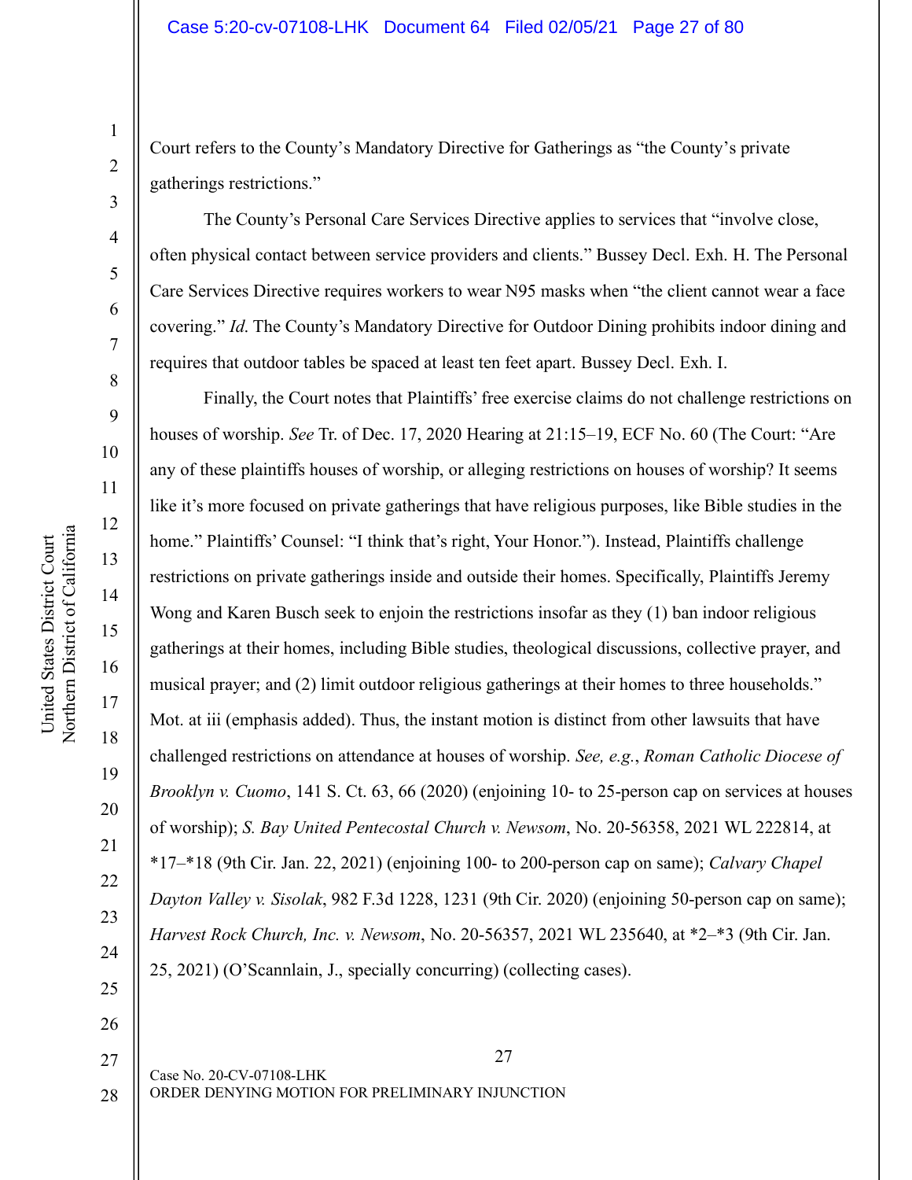Court refers to the County's Mandatory Directive for Gatherings as "the County's private gatherings restrictions."

The County's Personal Care Services Directive applies to services that "involve close, often physical contact between service providers and clients." Bussey Decl. Exh. H. The Personal Care Services Directive requires workers to wear N95 masks when "the client cannot wear a face covering." *Id*. The County's Mandatory Directive for Outdoor Dining prohibits indoor dining and requires that outdoor tables be spaced at least ten feet apart. Bussey Decl. Exh. I.

Finally, the Court notes that Plaintiffs' free exercise claims do not challenge restrictions on houses of worship. *See* Tr. of Dec. 17, 2020 Hearing at 21:15–19, ECF No. 60 (The Court: "Are any of these plaintiffs houses of worship, or alleging restrictions on houses of worship? It seems like it's more focused on private gatherings that have religious purposes, like Bible studies in the home." Plaintiffs' Counsel: "I think that's right, Your Honor."). Instead, Plaintiffs challenge restrictions on private gatherings inside and outside their homes. Specifically, Plaintiffs Jeremy Wong and Karen Busch seek to enjoin the restrictions insofar as they (1) ban indoor religious gatherings at their homes, including Bible studies, theological discussions, collective prayer, and musical prayer; and (2) limit outdoor religious gatherings at their homes to three households." Mot. at iii (emphasis added). Thus, the instant motion is distinct from other lawsuits that have challenged restrictions on attendance at houses of worship. *See, e.g.*, *Roman Catholic Diocese of Brooklyn v. Cuomo*, 141 S. Ct. 63, 66 (2020) (enjoining 10- to 25-person cap on services at houses of worship); *S. Bay United Pentecostal Church v. Newsom*, No. 20-56358, 2021 WL 222814, at *17–*18 (9th Cir. Jan. 22, 2021) (enjoining 100- to 200-person cap on same); *Calvary Chapel Dayton Valley v. Sisolak*, 982 F.3d 1228, 1231 (9th Cir. 2020) (enjoining 50-person cap on same); *Harvest Rock Church, Inc. v. Newsom*, No. 20-56357, 2021 WL 235640, at *2–*3 (9th Cir. Jan. 25, 2021) (O'Scannlain, J., specially concurring) (collecting cases).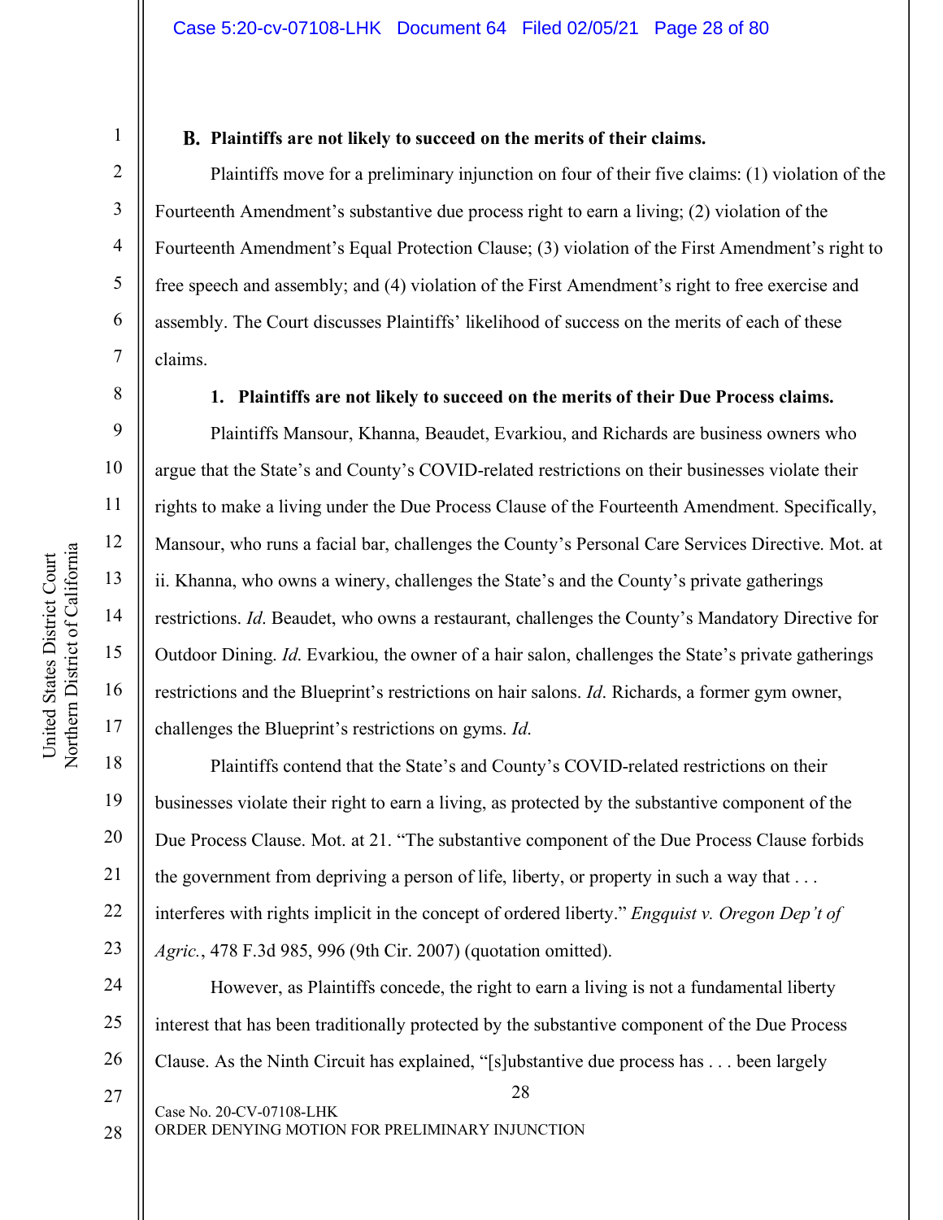### B. Plaintiffs are not likely to succeed on the merits of their claims.

Plaintiffs move for a preliminary injunction on four of their five claims: (1) violation of the Fourteenth Amendment's substantive due process right to earn a living; (2) violation of the Fourteenth Amendment's Equal Protection Clause; (3) violation of the First Amendment's right to free speech and assembly; and (4) violation of the First Amendment's right to free exercise and assembly. The Court discusses Plaintiffs' likelihood of success on the merits of each of these claims.

#### 1. Plaintiffs are not likely to succeed on the merits of their Due Process claims.

Plaintiffs Mansour, Khanna, Beaudet, Evarkiou, and Richards are business owners who argue that the State's and County's COVID-related restrictions on their businesses violate their rights to make a living under the Due Process Clause of the Fourteenth Amendment. Specifically, Mansour, who runs a facial bar, challenges the County's Personal Care Services Directive. Mot. at ii. Khanna, who owns a winery, challenges the State's and the County's private gatherings restrictions. *Id*. Beaudet, who owns a restaurant, challenges the County's Mandatory Directive for Outdoor Dining. *Id*. Evarkiou, the owner of a hair salon, challenges the State's private gatherings restrictions and the Blueprint's restrictions on hair salons. *Id*. Richards, a former gym owner, challenges the Blueprint's restrictions on gyms. *Id.*

Plaintiffs contend that the State's and County's COVID-related restrictions on their businesses violate their right to earn a living, as protected by the substantive component of the Due Process Clause. Mot. at 21. "The substantive component of the Due Process Clause forbids the government from depriving a person of life, liberty, or property in such a way that . . . interferes with rights implicit in the concept of ordered liberty." *Engquist v. Oregon Dep't of Agric.*, 478 F.3d 985, 996 (9th Cir. 2007) (quotation omitted).

However, as Plaintiffs concede, the right to earn a living is not a fundamental liberty interest that has been traditionally protected by the substantive component of the Due Process Clause. As the Ninth Circuit has explained, "[s]ubstantive due process has . . . been largely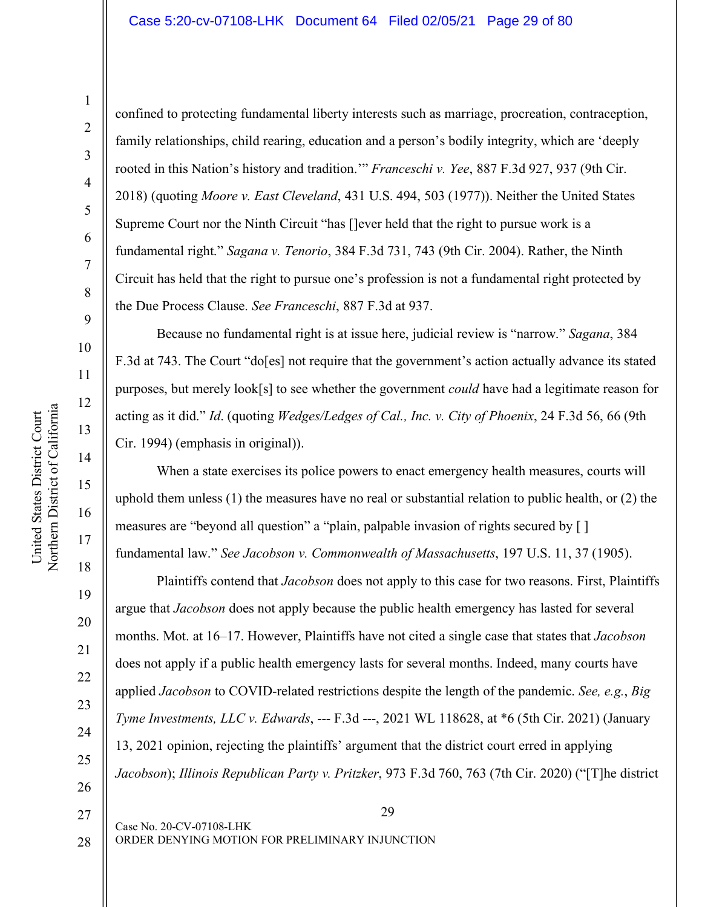confined to protecting fundamental liberty interests such as marriage, procreation, contraception, family relationships, child rearing, education and a person's bodily integrity, which are 'deeply rooted in this Nation's history and tradition.'" *Franceschi v. Yee*, 887 F.3d 927, 937 (9th Cir. 2018) (quoting *Moore v. East Cleveland*, 431 U.S. 494, 503 (1977)). Neither the United States Supreme Court nor the Ninth Circuit "has []ever held that the right to pursue work is a fundamental right." *Sagana v. Tenorio*, 384 F.3d 731, 743 (9th Cir. 2004). Rather, the Ninth Circuit has held that the right to pursue one's profession is not a fundamental right protected by the Due Process Clause. *See Franceschi*, 887 F.3d at 937.

Because no fundamental right is at issue here, judicial review is "narrow." *Sagana*, 384 F.3d at 743. The Court "do[es] not require that the government's action actually advance its stated purposes, but merely look[s] to see whether the government *could* have had a legitimate reason for acting as it did." *Id*. (quoting *Wedges/Ledges of Cal., Inc. v. City of Phoenix*, 24 F.3d 56, 66 (9th Cir. 1994) (emphasis in original)).

When a state exercises its police powers to enact emergency health measures, courts will uphold them unless (1) the measures have no real or substantial relation to public health, or (2) the measures are "beyond all question" a "plain, palpable invasion of rights secured by [ ] fundamental law." *See Jacobson v. Commonwealth of Massachusetts*, 197 U.S. 11, 37 (1905).

Plaintiffs contend that *Jacobson* does not apply to this case for two reasons. First, Plaintiffs argue that *Jacobson* does not apply because the public health emergency has lasted for several months. Mot. at 16–17. However, Plaintiffs have not cited a single case that states that *Jacobson* does not apply if a public health emergency lasts for several months. Indeed, many courts have applied *Jacobson* to COVID-related restrictions despite the length of the pandemic. *See, e.g.*, *Big Tyme Investments, LLC v. Edwards*, --- F.3d ---, 2021 WL 118628, at *6 (5th Cir. 2021) (January 13, 2021 opinion, rejecting the plaintiffs' argument that the district court erred in applying *Jacobson*); *Illinois Republican Party v. Pritzker*, 973 F.3d 760, 763 (7th Cir. 2020) ("[T]he district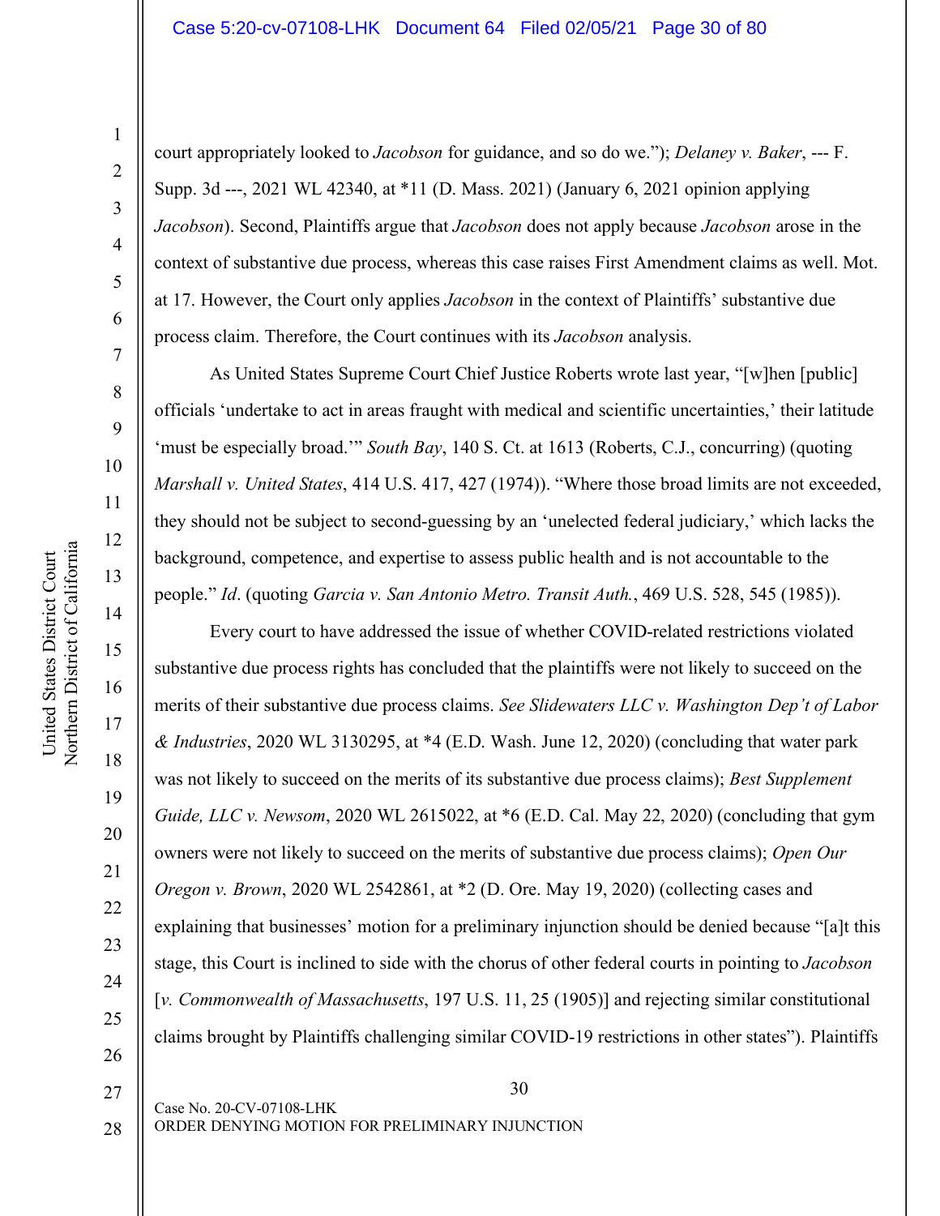court appropriately looked to *Jacobson* for guidance, and so do we."); *Delaney v. Baker*, --- F. Supp. 3d ---, 2021 WL 42340, at *11 (D. Mass. 2021) (January 6, 2021 opinion applying *Jacobson*). Second, Plaintiffs argue that *Jacobson* does not apply because *Jacobson* arose in the context of substantive due process, whereas this case raises First Amendment claims as well. Mot. at 17. However, the Court only applies *Jacobson* in the context of Plaintiffs' substantive due process claim. Therefore, the Court continues with its *Jacobson* analysis.

As United States Supreme Court Chief Justice Roberts wrote last year, "[w]hen [public] officials 'undertake to act in areas fraught with medical and scientific uncertainties,' their latitude 'must be especially broad.'" *South Bay*, 140 S. Ct. at 1613 (Roberts, C.J., concurring) (quoting *Marshall v. United States*, 414 U.S. 417, 427 (1974)). "Where those broad limits are not exceeded, they should not be subject to second-guessing by an 'unelected federal judiciary,' which lacks the background, competence, and expertise to assess public health and is not accountable to the people." *Id*. (quoting *Garcia v. San Antonio Metro. Transit Auth.*, 469 U.S. 528, 545 (1985)).

Every court to have addressed the issue of whether COVID-related restrictions violated substantive due process rights has concluded that the plaintiffs were not likely to succeed on the merits of their substantive due process claims. *See Slidewaters LLC v. Washington Dep't of Labor & Industries*, 2020 WL 3130295, at *4 (E.D. Wash. June 12, 2020) (concluding that water park was not likely to succeed on the merits of its substantive due process claims); *Best Supplement Guide, LLC v. Newsom*, 2020 WL 2615022, at *6 (E.D. Cal. May 22, 2020) (concluding that gym owners were not likely to succeed on the merits of substantive due process claims); *Open Our Oregon v. Brown*, 2020 WL 2542861, at *2 (D. Ore. May 19, 2020) (collecting cases and explaining that businesses' motion for a preliminary injunction should be denied because "[a]t this stage, this Court is inclined to side with the chorus of other federal courts in pointing to *Jacobson* [*v. Commonwealth of Massachusetts*, 197 U.S. 11, 25 (1905)] and rejecting similar constitutional claims brought by Plaintiffs challenging similar COVID-19 restrictions in other states"). Plaintiffs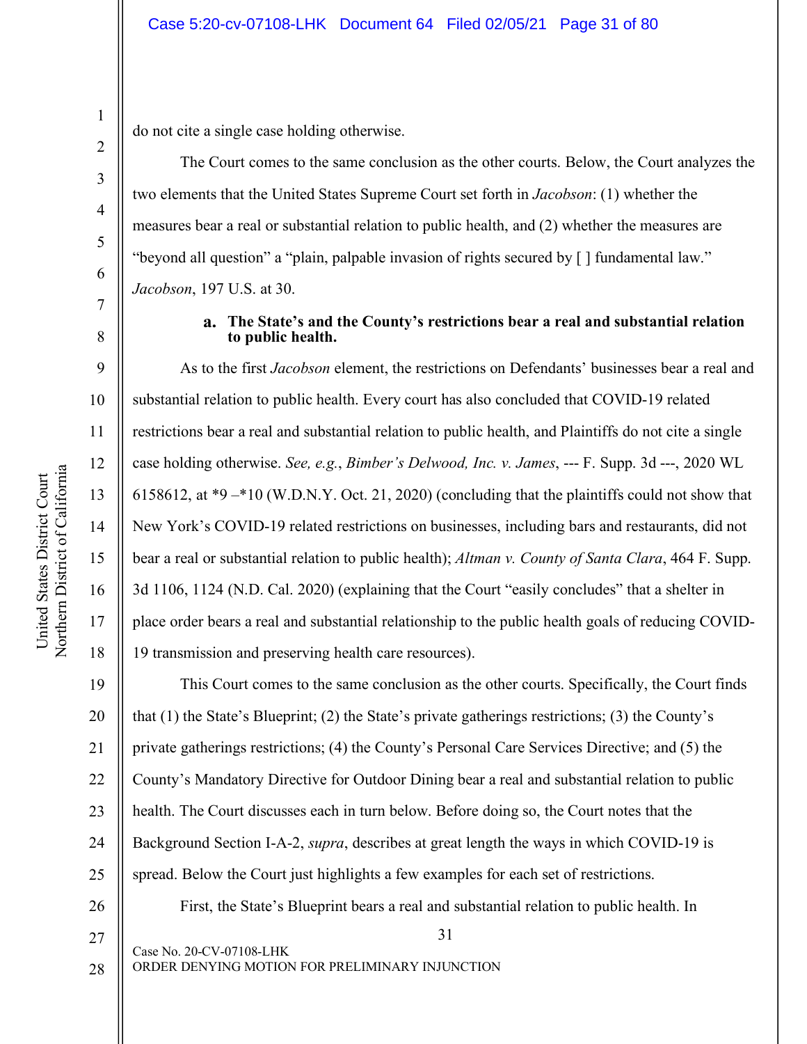do not cite a single case holding otherwise.

The Court comes to the same conclusion as the other courts. Below, the Court analyzes the two elements that the United States Supreme Court set forth in *Jacobson*: (1) whether the measures bear a real or substantial relation to public health, and (2) whether the measures are "beyond all question" a "plain, palpable invasion of rights secured by [ ] fundamental law." *Jacobson*, 197 U.S. at 30.

**a. The State's and the County's restrictions bear a real and substantial relation to public health.**

As to the first *Jacobson* element, the restrictions on Defendants' businesses bear a real and substantial relation to public health. Every court has also concluded that COVID-19 related restrictions bear a real and substantial relation to public health, and Plaintiffs do not cite a single case holding otherwise. *See, e.g.*, *Bimber's Delwood, Inc. v. James*, --- F. Supp. 3d ---, 2020 WL 6158612, at *9 –*10 (W.D.N.Y. Oct. 21, 2020) (concluding that the plaintiffs could not show that New York's COVID-19 related restrictions on businesses, including bars and restaurants, did not bear a real or substantial relation to public health); *Altman v. County of Santa Clara*, 464 F. Supp. 3d 1106, 1124 (N.D. Cal. 2020) (explaining that the Court "easily concludes" that a shelter in place order bears a real and substantial relationship to the public health goals of reducing COVID-19 transmission and preserving health care resources).

This Court comes to the same conclusion as the other courts. Specifically, the Court finds that (1) the State's Blueprint; (2) the State's private gatherings restrictions; (3) the County's private gatherings restrictions; (4) the County's Personal Care Services Directive; and (5) the County's Mandatory Directive for Outdoor Dining bear a real and substantial relation to public health. The Court discusses each in turn below. Before doing so, the Court notes that the Background Section I-A-2, *supra*, describes at great length the ways in which COVID-19 is spread. Below the Court just highlights a few examples for each set of restrictions.

First, the State's Blueprint bears a real and substantial relation to public health. In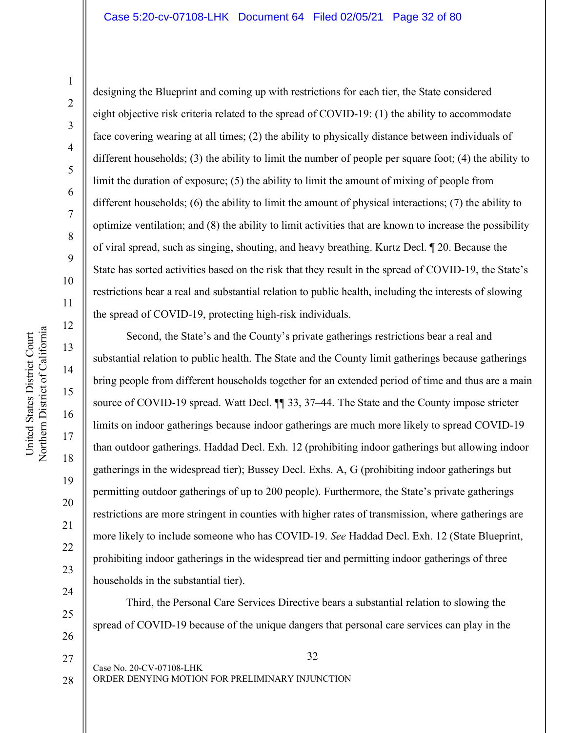designing the Blueprint and coming up with restrictions for each tier, the State considered eight objective risk criteria related to the spread of COVID-19: (1) the ability to accommodate face covering wearing at all times; (2) the ability to physically distance between individuals of different households; (3) the ability to limit the number of people per square foot; (4) the ability to limit the duration of exposure; (5) the ability to limit the amount of mixing of people from different households; (6) the ability to limit the amount of physical interactions; (7) the ability to optimize ventilation; and (8) the ability to limit activities that are known to increase the possibility of viral spread, such as singing, shouting, and heavy breathing. Kurtz Decl. ¶ 20. Because the State has sorted activities based on the risk that they result in the spread of COVID-19, the State's restrictions bear a real and substantial relation to public health, including the interests of slowing the spread of COVID-19, protecting high-risk individuals.

Second, the State's and the County's private gatherings restrictions bear a real and substantial relation to public health. The State and the County limit gatherings because gatherings bring people from different households together for an extended period of time and thus are a main source of COVID-19 spread. Watt Decl. ¶¶ 33, 37–44. The State and the County impose stricter limits on indoor gatherings because indoor gatherings are much more likely to spread COVID-19 than outdoor gatherings. Haddad Decl. Exh. 12 (prohibiting indoor gatherings but allowing indoor gatherings in the widespread tier); Bussey Decl. Exhs. A, G (prohibiting indoor gatherings but permitting outdoor gatherings of up to 200 people). Furthermore, the State's private gatherings restrictions are more stringent in counties with higher rates of transmission, where gatherings are more likely to include someone who has COVID-19. *See* Haddad Decl. Exh. 12 (State Blueprint, prohibiting indoor gatherings in the widespread tier and permitting indoor gatherings of three households in the substantial tier).

Third, the Personal Care Services Directive bears a substantial relation to slowing the spread of COVID-19 because of the unique dangers that personal care services can play in the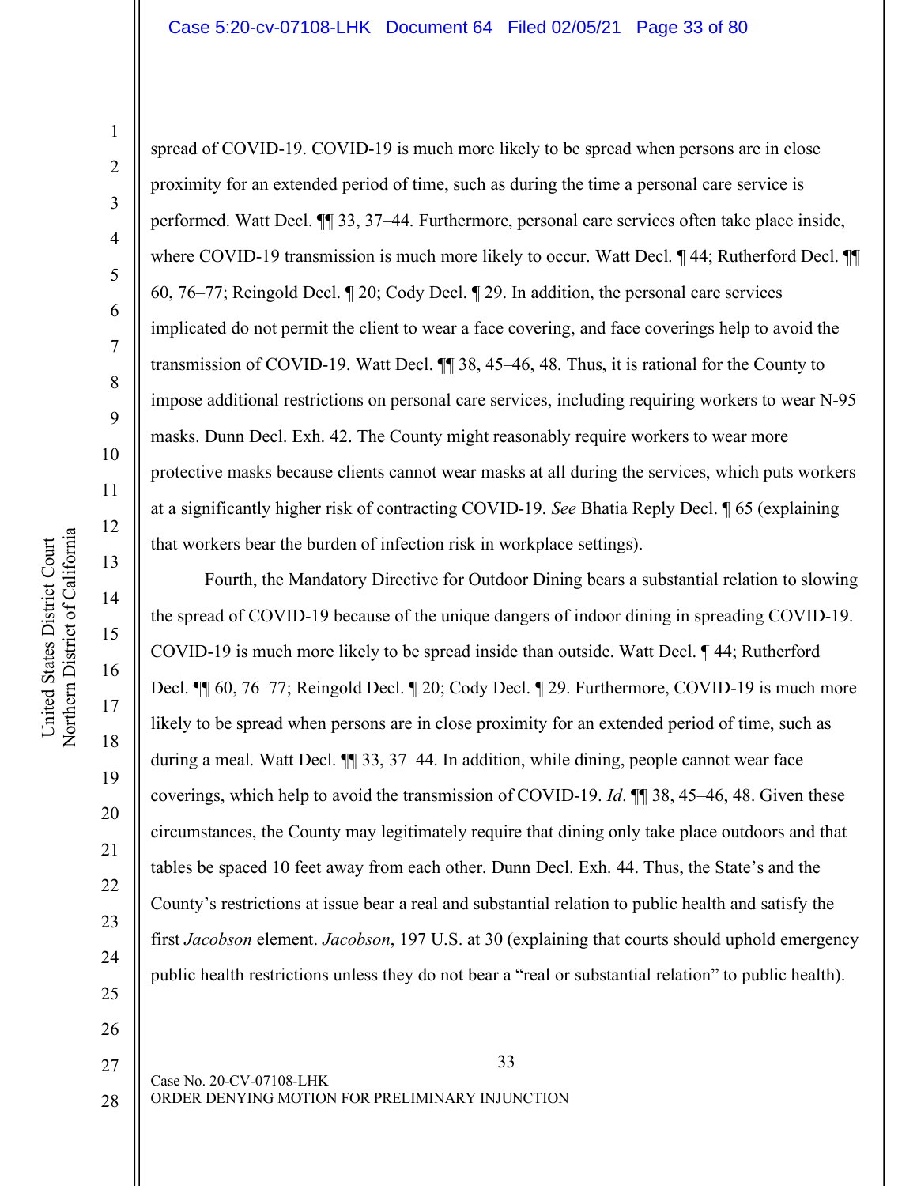spread of COVID-19. COVID-19 is much more likely to be spread when persons are in close proximity for an extended period of time, such as during the time a personal care service is performed. Watt Decl. ¶¶ 33, 37–44. Furthermore, personal care services often take place inside, where COVID-19 transmission is much more likely to occur. Watt Decl. ¶ 44; Rutherford Decl. ¶¶ 60, 76–77; Reingold Decl. ¶ 20; Cody Decl. ¶ 29. In addition, the personal care services implicated do not permit the client to wear a face covering, and face coverings help to avoid the transmission of COVID-19. Watt Decl. ¶¶ 38, 45–46, 48. Thus, it is rational for the County to impose additional restrictions on personal care services, including requiring workers to wear N-95 masks. Dunn Decl. Exh. 42. The County might reasonably require workers to wear more protective masks because clients cannot wear masks at all during the services, which puts workers at a significantly higher risk of contracting COVID-19. *See* Bhatia Reply Decl. ¶ 65 (explaining that workers bear the burden of infection risk in workplace settings).

Fourth, the Mandatory Directive for Outdoor Dining bears a substantial relation to slowing the spread of COVID-19 because of the unique dangers of indoor dining in spreading COVID-19. COVID-19 is much more likely to be spread inside than outside. Watt Decl. ¶ 44; Rutherford Decl. ¶¶ 60, 76–77; Reingold Decl. ¶ 20; Cody Decl. ¶ 29. Furthermore, COVID-19 is much more likely to be spread when persons are in close proximity for an extended period of time, such as during a meal. Watt Decl. ¶¶ 33, 37–44. In addition, while dining, people cannot wear face coverings, which help to avoid the transmission of COVID-19. *Id*. ¶¶ 38, 45–46, 48. Given these circumstances, the County may legitimately require that dining only take place outdoors and that tables be spaced 10 feet away from each other. Dunn Decl. Exh. 44. Thus, the State's and the County's restrictions at issue bear a real and substantial relation to public health and satisfy the first *Jacobson* element. *Jacobson*, 197 U.S. at 30 (explaining that courts should uphold emergency public health restrictions unless they do not bear a "real or substantial relation" to public health).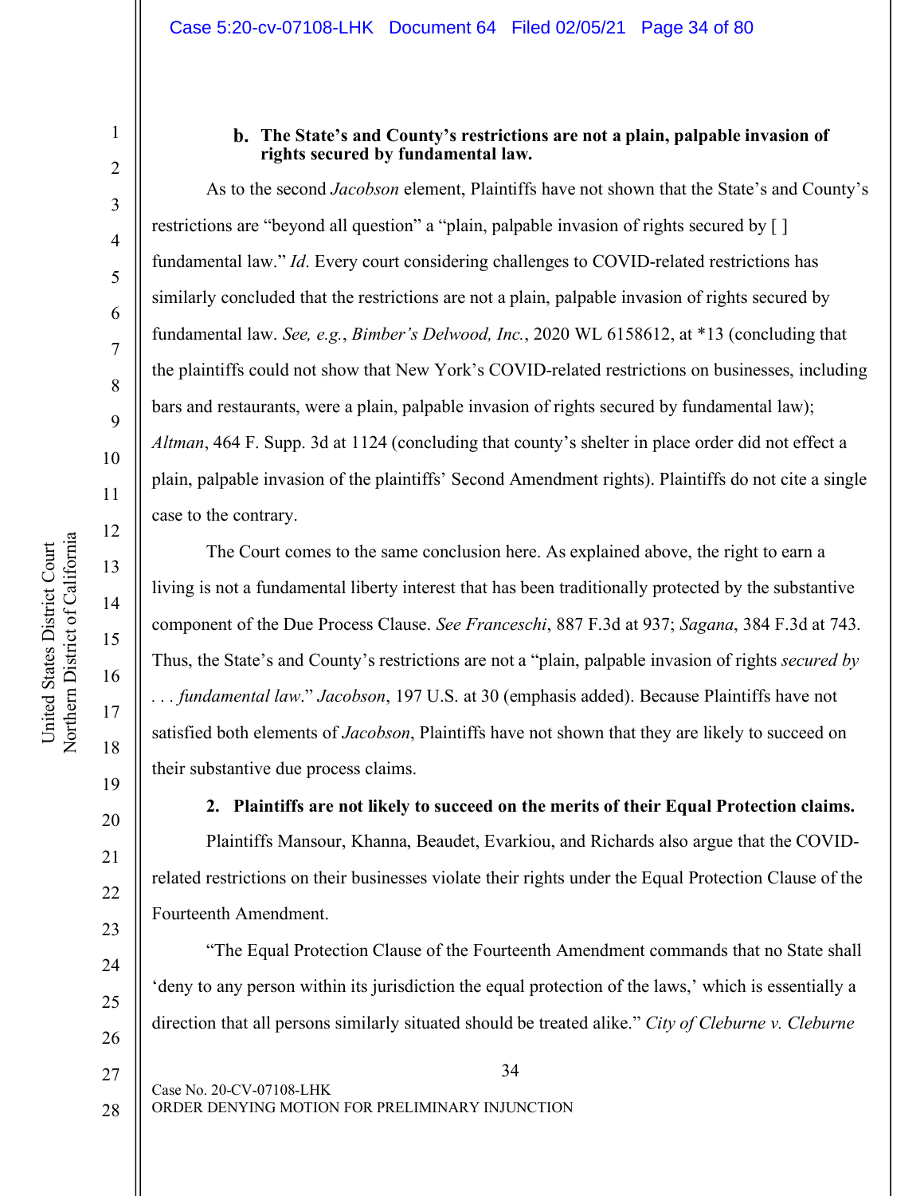**b. The State's and County's restrictions are not a plain, palpable invasion of rights secured by fundamental law.**

As to the second *Jacobson* element, Plaintiffs have not shown that the State's and County's restrictions are "beyond all question" a "plain, palpable invasion of rights secured by [ ] fundamental law." *Id*. Every court considering challenges to COVID-related restrictions has similarly concluded that the restrictions are not a plain, palpable invasion of rights secured by fundamental law. *See, e.g.*, *Bimber's Delwood, Inc.*, 2020 WL 6158612, at *13 (concluding that the plaintiffs could not show that New York's COVID-related restrictions on businesses, including bars and restaurants, were a plain, palpable invasion of rights secured by fundamental law); *Altman*, 464 F. Supp. 3d at 1124 (concluding that county's shelter in place order did not effect a plain, palpable invasion of the plaintiffs' Second Amendment rights). Plaintiffs do not cite a single case to the contrary.

The Court comes to the same conclusion here. As explained above, the right to earn a living is not a fundamental liberty interest that has been traditionally protected by the substantive component of the Due Process Clause. *See Franceschi*, 887 F.3d at 937; *Sagana*, 384 F.3d at 743. Thus, the State's and County's restrictions are not a "plain, palpable invasion of rights *secured by . . . fundamental law*." *Jacobson*, 197 U.S. at 30 (emphasis added). Because Plaintiffs have not satisfied both elements of *Jacobson*, Plaintiffs have not shown that they are likely to succeed on their substantive due process claims.

**2. Plaintiffs are not likely to succeed on the merits of their Equal Protection claims.**

Plaintiffs Mansour, Khanna, Beaudet, Evarkiou, and Richards also argue that the COVID-related restrictions on their businesses violate their rights under the Equal Protection Clause of the Fourteenth Amendment.

"The Equal Protection Clause of the Fourteenth Amendment commands that no State shall 'deny to any person within its jurisdiction the equal protection of the laws,' which is essentially a direction that all persons similarly situated should be treated alike." *City of Cleburne v. Cleburne*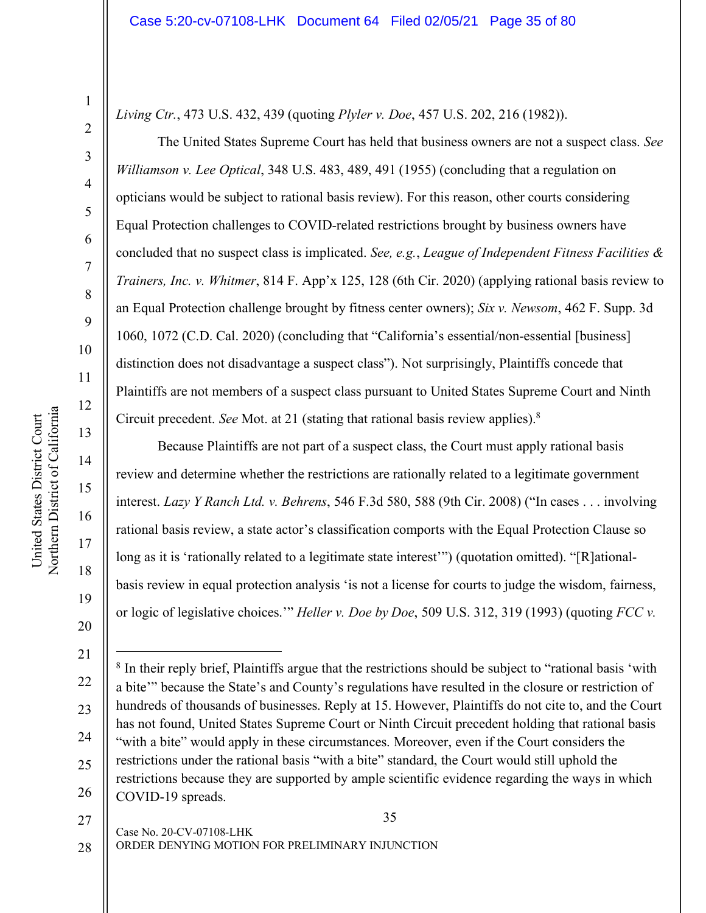*Living Ctr.*, 473 U.S. 432, 439 (quoting *Plyler v. Doe*, 457 U.S. 202, 216 (1982)).

The United States Supreme Court has held that business owners are not a suspect class. *See Williamson v. Lee Optical*, 348 U.S. 483, 489, 491 (1955) (concluding that a regulation on opticians would be subject to rational basis review). For this reason, other courts considering Equal Protection challenges to COVID-related restrictions brought by business owners have concluded that no suspect class is implicated. *See, e.g.*, *League of Independent Fitness Facilities & Trainers, Inc. v. Whitmer*, 814 F. App'x 125, 128 (6th Cir. 2020) (applying rational basis review to an Equal Protection challenge brought by fitness center owners); *Six v. Newsom*, 462 F. Supp. 3d 1060, 1072 (C.D. Cal. 2020) (concluding that "California's essential/non-essential [business] distinction does not disadvantage a suspect class"). Not surprisingly, Plaintiffs concede that Plaintiffs are not members of a suspect class pursuant to United States Supreme Court and Ninth Circuit precedent. *See* Mot. at 21 (stating that rational basis review applies).[8]

Because Plaintiffs are not part of a suspect class, the Court must apply rational basis review and determine whether the restrictions are rationally related to a legitimate government interest. *Lazy Y Ranch Ltd. v. Behrens*, 546 F.3d 580, 588 (9th Cir. 2008) ("In cases . . . involving rational basis review, a state actor's classification comports with the Equal Protection Clause so long as it is 'rationally related to a legitimate state interest'") (quotation omitted). "[R]ational-basis review in equal protection analysis 'is not a license for courts to judge the wisdom, fairness, or logic of legislative choices.'" *Heller v. Doe by Doe*, 509 U.S. 312, 319 (1993) (quoting *FCC v.*

---

[8] In their reply brief, Plaintiffs argue that the restrictions should be subject to "rational basis 'with a bite'" because the State's and County's regulations have resulted in the closure or restriction of hundreds of thousands of businesses. Reply at 15. However, Plaintiffs do not cite to, and the Court has not found, United States Supreme Court or Ninth Circuit precedent holding that rational basis "with a bite" would apply in these circumstances. Moreover, even if the Court considers the restrictions under the rational basis "with a bite" standard, the Court would still uphold the restrictions because they are supported by ample scientific evidence regarding the ways in which COVID-19 spreads.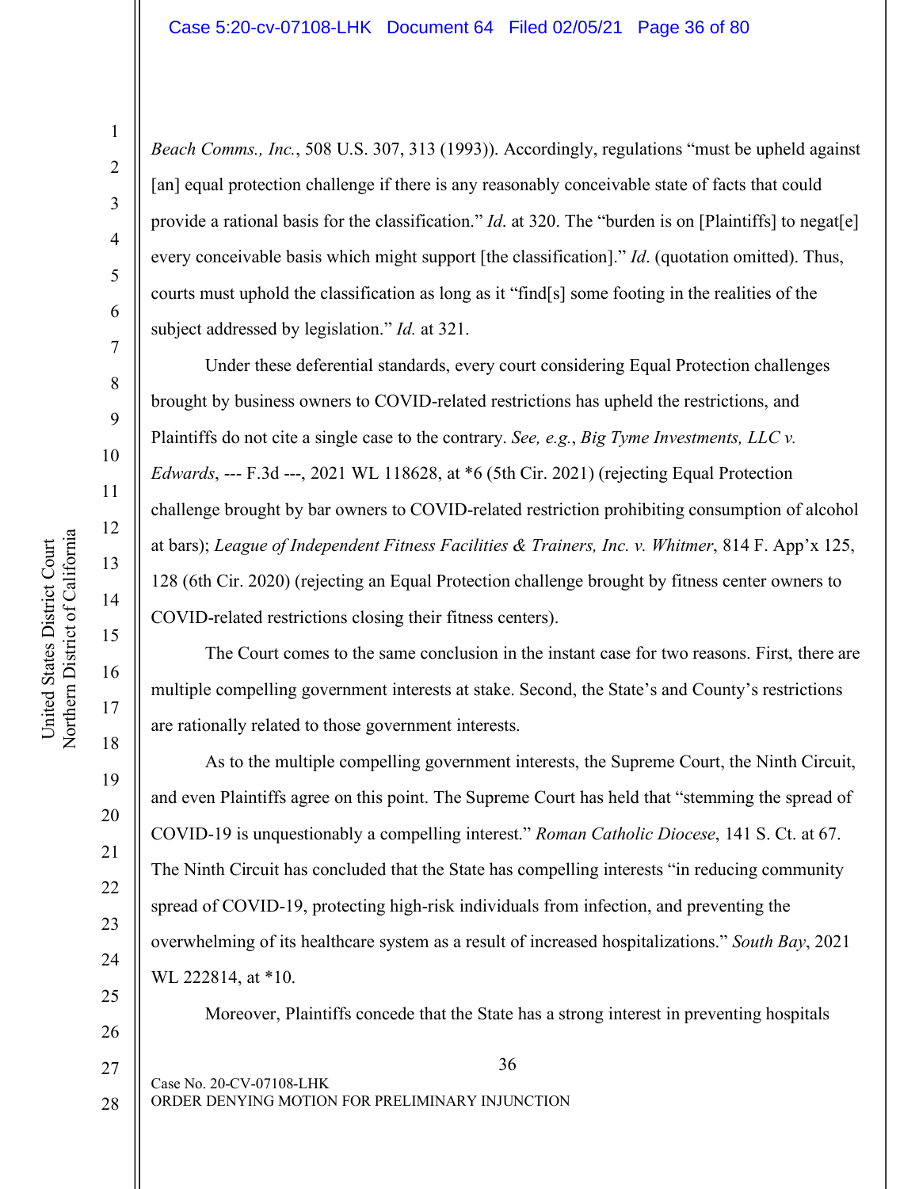*Beach Comms., Inc.*, 508 U.S. 307, 313 (1993)). Accordingly, regulations "must be upheld against [an] equal protection challenge if there is any reasonably conceivable state of facts that could provide a rational basis for the classification." *Id.* at 320. The "burden is on [Plaintiffs] to negat[e] every conceivable basis which might support [the classification]." *Id*. (quotation omitted). Thus, courts must uphold the classification as long as it "find[s] some footing in the realities of the subject addressed by legislation." *Id.* at 321.

Under these deferential standards, every court considering Equal Protection challenges brought by business owners to COVID-related restrictions has upheld the restrictions, and Plaintiffs do not cite a single case to the contrary. *See, e.g.*, *Big Tyme Investments, LLC v. Edwards*, --- F.3d ---, 2021 WL 118628, at *6 (5th Cir. 2021) (rejecting Equal Protection challenge brought by bar owners to COVID-related restriction prohibiting consumption of alcohol at bars); *League of Independent Fitness Facilities & Trainers, Inc. v. Whitmer*, 814 F. App'x 125, 128 (6th Cir. 2020) (rejecting an Equal Protection challenge brought by fitness center owners to COVID-related restrictions closing their fitness centers).

The Court comes to the same conclusion in the instant case for two reasons. First, there are multiple compelling government interests at stake. Second, the State's and County's restrictions are rationally related to those government interests.

As to the multiple compelling government interests, the Supreme Court, the Ninth Circuit, and even Plaintiffs agree on this point. The Supreme Court has held that "stemming the spread of COVID-19 is unquestionably a compelling interest." *Roman Catholic Diocese*, 141 S. Ct. at 67. The Ninth Circuit has concluded that the State has compelling interests "in reducing community spread of COVID-19, protecting high-risk individuals from infection, and preventing the overwhelming of its healthcare system as a result of increased hospitalizations." *South Bay*, 2021 WL 222814, at *10.

Moreover, Plaintiffs concede that the State has a strong interest in preventing hospitals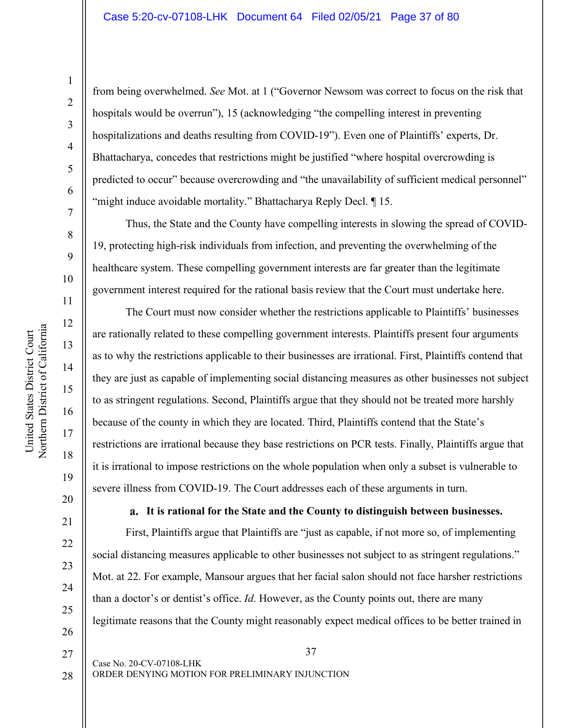from being overwhelmed. *See* Mot. at 1 ("Governor Newsom was correct to focus on the risk that hospitals would be overrun"), 15 (acknowledging "the compelling interest in preventing hospitalizations and deaths resulting from COVID-19"). Even one of Plaintiffs' experts, Dr. Bhattacharya, concedes that restrictions might be justified "where hospital overcrowding is predicted to occur" because overcrowding and "the unavailability of sufficient medical personnel" "might induce avoidable mortality." Bhattacharya Reply Decl. ¶ 15.

Thus, the State and the County have compelling interests in slowing the spread of COVID-19, protecting high-risk individuals from infection, and preventing the overwhelming of the healthcare system. These compelling government interests are far greater than the legitimate government interest required for the rational basis review that the Court must undertake here.

The Court must now consider whether the restrictions applicable to Plaintiffs' businesses are rationally related to these compelling government interests. Plaintiffs present four arguments as to why the restrictions applicable to their businesses are irrational. First, Plaintiffs contend that they are just as capable of implementing social distancing measures as other businesses not subject to as stringent regulations. Second, Plaintiffs argue that they should not be treated more harshly because of the county in which they are located. Third, Plaintiffs contend that the State's restrictions are irrational because they base restrictions on PCR tests. Finally, Plaintiffs argue that it is irrational to impose restrictions on the whole population when only a subset is vulnerable to severe illness from COVID-19. The Court addresses each of these arguments in turn.

**a. It is rational for the State and the County to distinguish between businesses.**

First, Plaintiffs argue that Plaintiffs are "just as capable, if not more so, of implementing social distancing measures applicable to other businesses not subject to as stringent regulations." Mot. at 22. For example, Mansour argues that her facial salon should not face harsher restrictions than a doctor's or dentist's office. *Id*. However, as the County points out, there are many legitimate reasons that the County might reasonably expect medical offices to be better trained in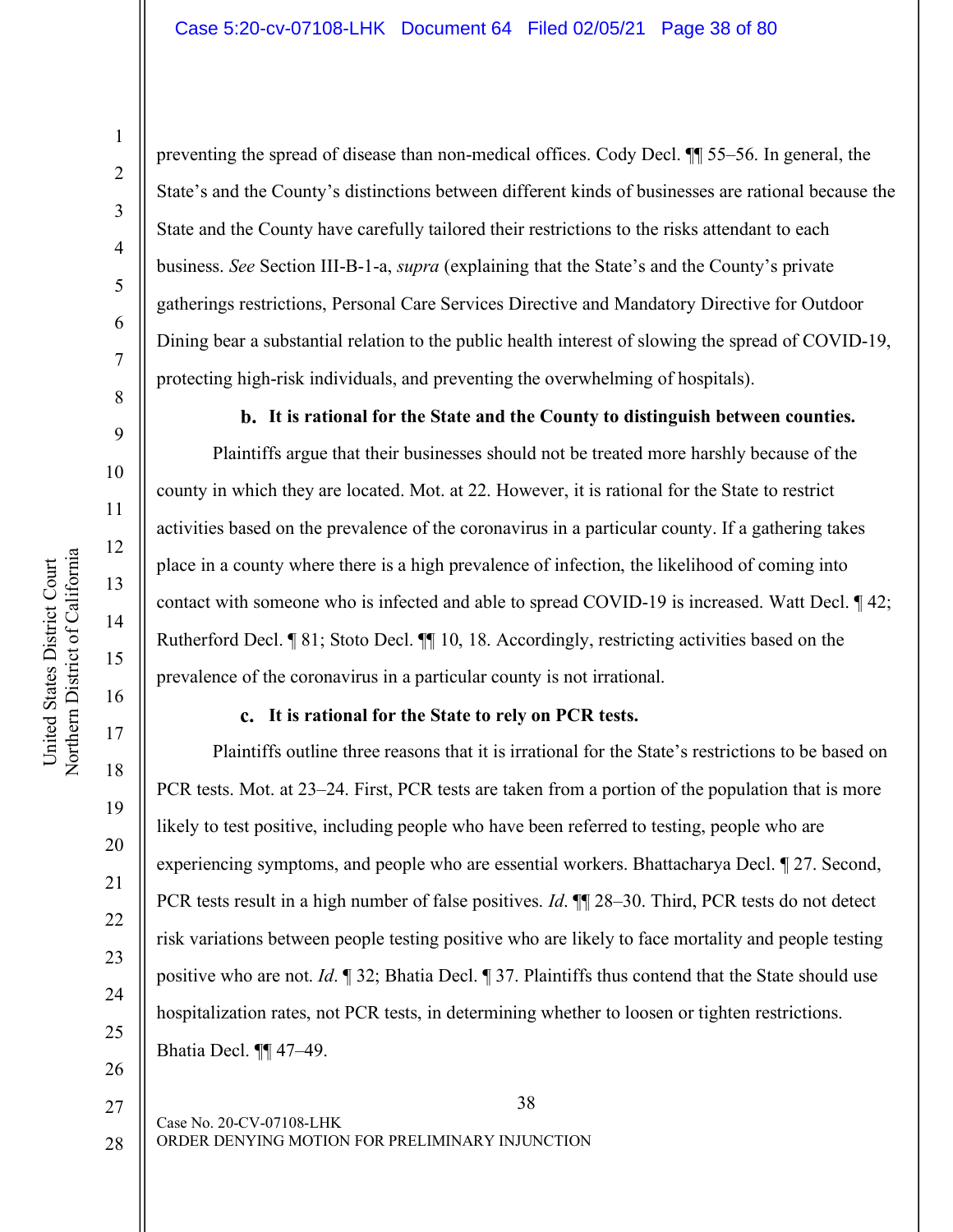preventing the spread of disease than non-medical offices. Cody Decl. ¶¶ 55–56. In general, the State's and the County's distinctions between different kinds of businesses are rational because the State and the County have carefully tailored their restrictions to the risks attendant to each business. *See* Section III-B-1-a, *supra* (explaining that the State's and the County's private gatherings restrictions, Personal Care Services Directive and Mandatory Directive for Outdoor Dining bear a substantial relation to the public health interest of slowing the spread of COVID-19, protecting high-risk individuals, and preventing the overwhelming of hospitals).

**b. It is rational for the State and the County to distinguish between counties.**

Plaintiffs argue that their businesses should not be treated more harshly because of the county in which they are located. Mot. at 22. However, it is rational for the State to restrict activities based on the prevalence of the coronavirus in a particular county. If a gathering takes place in a county where there is a high prevalence of infection, the likelihood of coming into contact with someone who is infected and able to spread COVID-19 is increased. Watt Decl. ¶ 42; Rutherford Decl. ¶ 81; Stoto Decl. ¶¶ 10, 18. Accordingly, restricting activities based on the prevalence of the coronavirus in a particular county is not irrational.

**c. It is rational for the State to rely on PCR tests.**

Plaintiffs outline three reasons that it is irrational for the State's restrictions to be based on PCR tests. Mot. at 23–24. First, PCR tests are taken from a portion of the population that is more likely to test positive, including people who have been referred to testing, people who are experiencing symptoms, and people who are essential workers. Bhattacharya Decl. ¶ 27. Second, PCR tests result in a high number of false positives. *Id*. ¶¶ 28–30. Third, PCR tests do not detect risk variations between people testing positive who are likely to face mortality and people testing positive who are not. *Id*. ¶ 32; Bhatia Decl. ¶ 37. Plaintiffs thus contend that the State should use hospitalization rates, not PCR tests, in determining whether to loosen or tighten restrictions. Bhatia Decl. ¶¶ 47–49.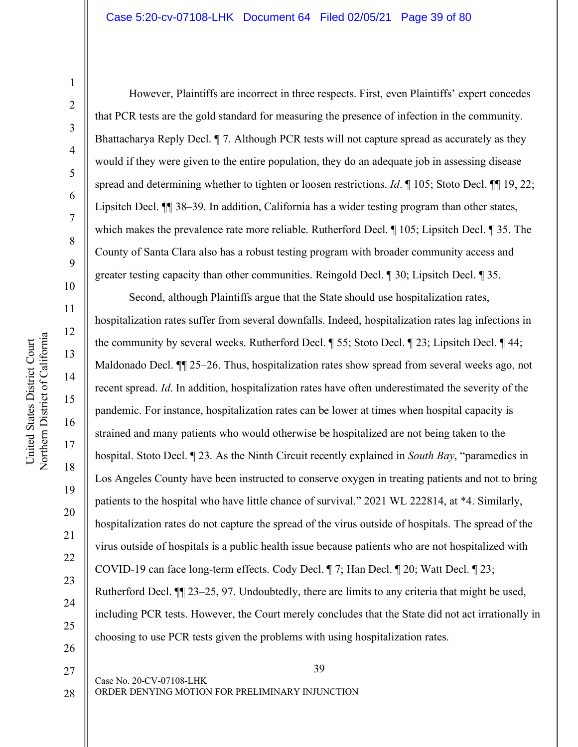However, Plaintiffs are incorrect in three respects. First, even Plaintiffs' expert concedes that PCR tests are the gold standard for measuring the presence of infection in the community. Bhattacharya Reply Decl. ¶ 7. Although PCR tests will not capture spread as accurately as they would if they were given to the entire population, they do an adequate job in assessing disease spread and determining whether to tighten or loosen restrictions. *Id*. ¶ 105; Stoto Decl. ¶¶ 19, 22; Lipsitch Decl. ¶¶ 38–39. In addition, California has a wider testing program than other states, which makes the prevalence rate more reliable. Rutherford Decl. ¶ 105; Lipsitch Decl. ¶ 35. The County of Santa Clara also has a robust testing program with broader community access and greater testing capacity than other communities. Reingold Decl. ¶ 30; Lipsitch Decl. ¶ 35.

Second, although Plaintiffs argue that the State should use hospitalization rates, hospitalization rates suffer from several downfalls. Indeed, hospitalization rates lag infections in the community by several weeks. Rutherford Decl. ¶ 55; Stoto Decl. ¶ 23; Lipsitch Decl. ¶ 44; Maldonado Decl. ¶¶ 25–26. Thus, hospitalization rates show spread from several weeks ago, not recent spread. *Id*. In addition, hospitalization rates have often underestimated the severity of the pandemic. For instance, hospitalization rates can be lower at times when hospital capacity is strained and many patients who would otherwise be hospitalized are not being taken to the hospital. Stoto Decl. ¶ 23. As the Ninth Circuit recently explained in *South Bay*, "paramedics in Los Angeles County have been instructed to conserve oxygen in treating patients and not to bring patients to the hospital who have little chance of survival." 2021 WL 222814, at *4. Similarly, hospitalization rates do not capture the spread of the virus outside of hospitals. The spread of the virus outside of hospitals is a public health issue because patients who are not hospitalized with COVID-19 can face long-term effects. Cody Decl. ¶ 7; Han Decl. ¶ 20; Watt Decl. ¶ 23; Rutherford Decl. ¶¶ 23–25, 97. Undoubtedly, there are limits to any criteria that might be used, including PCR tests. However, the Court merely concludes that the State did not act irrationally in choosing to use PCR tests given the problems with using hospitalization rates.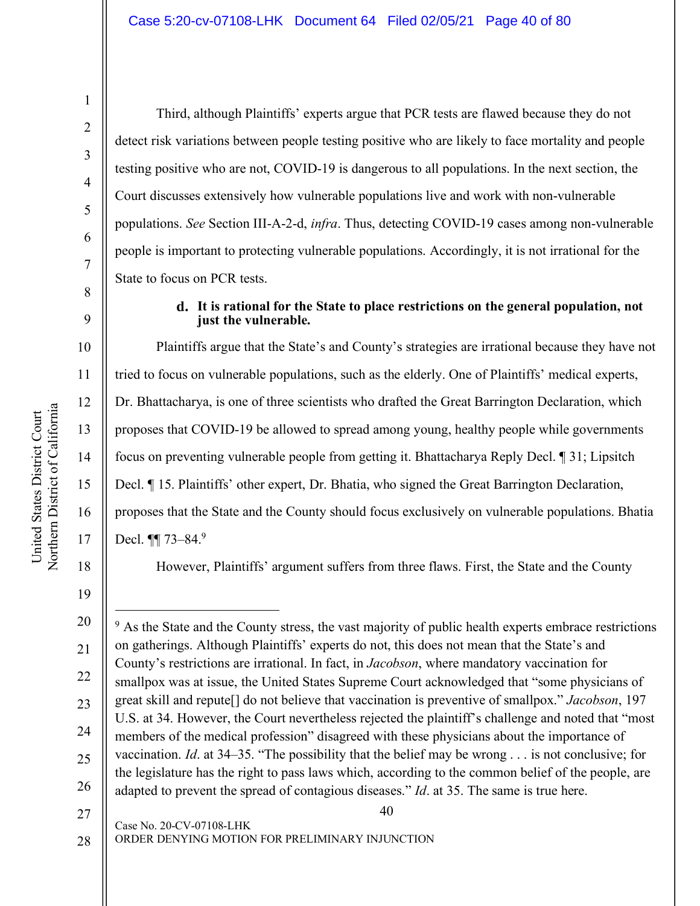Third, although Plaintiffs' experts argue that PCR tests are flawed because they do not detect risk variations between people testing positive who are likely to face mortality and people testing positive who are not, COVID-19 is dangerous to all populations. In the next section, the Court discusses extensively how vulnerable populations live and work with non-vulnerable populations. *See* Section III-A-2-d, *infra*. Thus, detecting COVID-19 cases among non-vulnerable people is important to protecting vulnerable populations. Accordingly, it is not irrational for the State to focus on PCR tests.

**d. It is rational for the State to place restrictions on the general population, not just the vulnerable.**

Plaintiffs argue that the State's and County's strategies are irrational because they have not tried to focus on vulnerable populations, such as the elderly. One of Plaintiffs' medical experts, Dr. Bhattacharya, is one of three scientists who drafted the Great Barrington Declaration, which proposes that COVID-19 be allowed to spread among young, healthy people while governments focus on preventing vulnerable people from getting it. Bhattacharya Reply Decl. ¶ 31; Lipsitch Decl. ¶ 15. Plaintiffs' other expert, Dr. Bhatia, who signed the Great Barrington Declaration, proposes that the State and the County should focus exclusively on vulnerable populations. Bhatia Decl. ¶¶ 73–84.[9]

However, Plaintiffs' argument suffers from three flaws. First, the State and the County

---

[9] As the State and the County stress, the vast majority of public health experts embrace restrictions on gatherings. Although Plaintiffs' experts do not, this does not mean that the State's and County's restrictions are irrational. In fact, in *Jacobson*, where mandatory vaccination for smallpox was at issue, the United States Supreme Court acknowledged that "some physicians of great skill and repute[] do not believe that vaccination is preventive of smallpox." *Jacobson*, 197 U.S. at 34. However, the Court nevertheless rejected the plaintiff's challenge and noted that "most members of the medical profession" disagreed with these physicians about the importance of vaccination. *Id*. at 34–35. "The possibility that the belief may be wrong . . . is not conclusive; for the legislature has the right to pass laws which, according to the common belief of the people, are adapted to prevent the spread of contagious diseases." *Id*. at 35. The same is true here.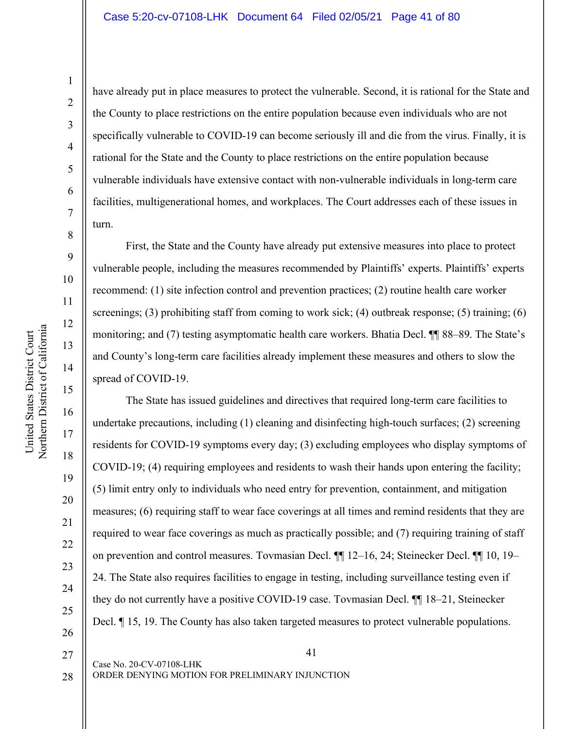have already put in place measures to protect the vulnerable. Second, it is rational for the State and the County to place restrictions on the entire population because even individuals who are not specifically vulnerable to COVID-19 can become seriously ill and die from the virus. Finally, it is rational for the State and the County to place restrictions on the entire population because vulnerable individuals have extensive contact with non-vulnerable individuals in long-term care facilities, multigenerational homes, and workplaces. The Court addresses each of these issues in turn.

First, the State and the County have already put extensive measures into place to protect vulnerable people, including the measures recommended by Plaintiffs' experts. Plaintiffs' experts recommend: (1) site infection control and prevention practices; (2) routine health care worker screenings; (3) prohibiting staff from coming to work sick; (4) outbreak response; (5) training; (6) monitoring; and (7) testing asymptomatic health care workers. Bhatia Decl. ¶¶ 88–89. The State's and County's long-term care facilities already implement these measures and others to slow the spread of COVID-19.

The State has issued guidelines and directives that required long-term care facilities to undertake precautions, including (1) cleaning and disinfecting high-touch surfaces; (2) screening residents for COVID-19 symptoms every day; (3) excluding employees who display symptoms of COVID-19; (4) requiring employees and residents to wash their hands upon entering the facility; (5) limit entry only to individuals who need entry for prevention, containment, and mitigation measures; (6) requiring staff to wear face coverings at all times and remind residents that they are required to wear face coverings as much as practically possible; and (7) requiring training of staff on prevention and control measures. Tovmasian Decl. ¶¶ 12–16, 24; Steinecker Decl. ¶¶ 10, 19–24. The State also requires facilities to engage in testing, including surveillance testing even if they do not currently have a positive COVID-19 case. Tovmasian Decl. ¶¶ 18–21, Steinecker Decl. ¶ 15, 19. The County has also taken targeted measures to protect vulnerable populations.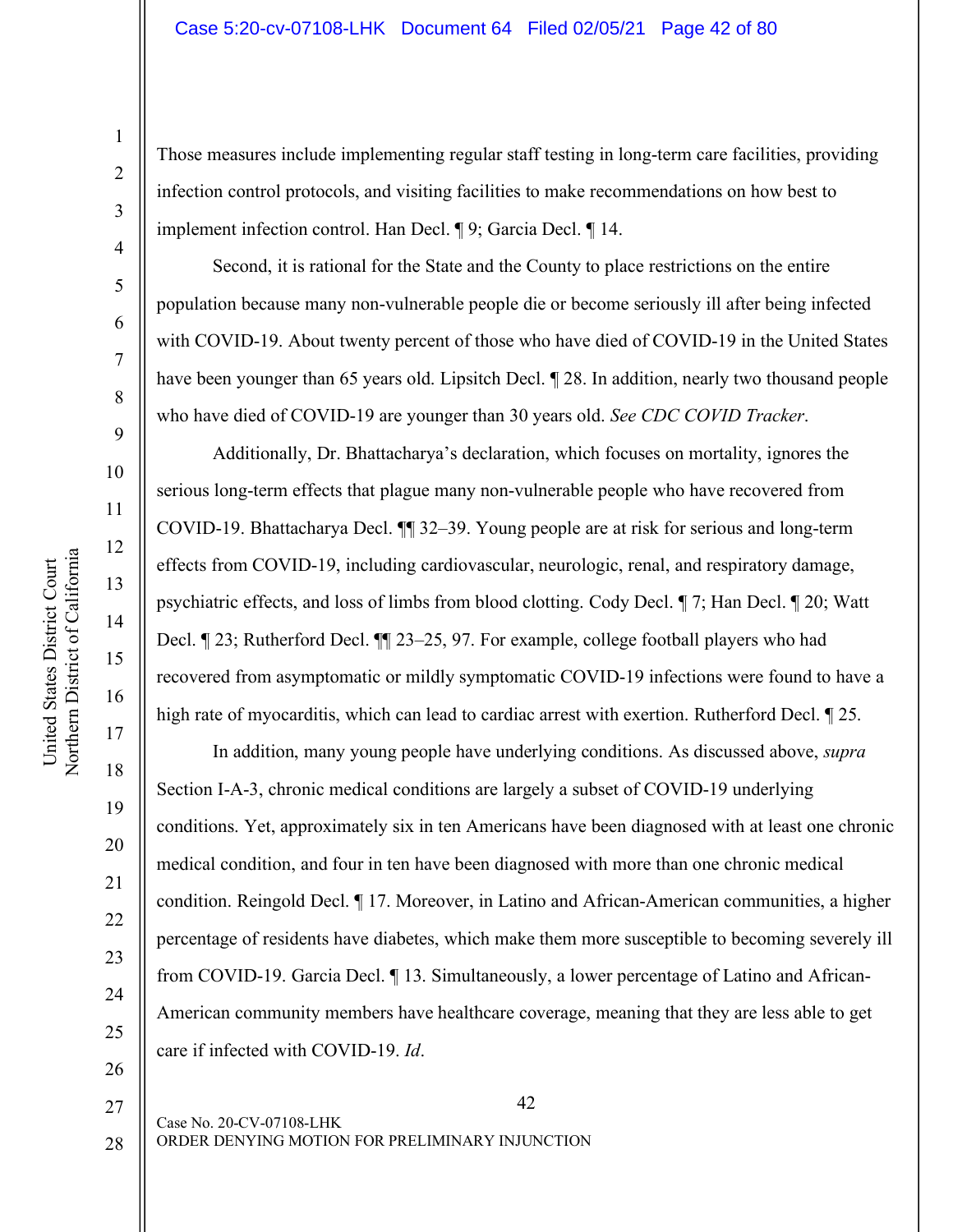Those measures include implementing regular staff testing in long-term care facilities, providing infection control protocols, and visiting facilities to make recommendations on how best to implement infection control. Han Decl. ¶ 9; Garcia Decl. ¶ 14.

Second, it is rational for the State and the County to place restrictions on the entire population because many non-vulnerable people die or become seriously ill after being infected with COVID-19. About twenty percent of those who have died of COVID-19 in the United States have been younger than 65 years old. Lipsitch Decl. ¶ 28. In addition, nearly two thousand people who have died of COVID-19 are younger than 30 years old. *See CDC COVID Tracker*.

Additionally, Dr. Bhattacharya's declaration, which focuses on mortality, ignores the serious long-term effects that plague many non-vulnerable people who have recovered from COVID-19. Bhattacharya Decl. ¶¶ 32–39. Young people are at risk for serious and long-term effects from COVID-19, including cardiovascular, neurologic, renal, and respiratory damage, psychiatric effects, and loss of limbs from blood clotting. Cody Decl. ¶ 7; Han Decl. ¶ 20; Watt Decl. ¶ 23; Rutherford Decl. ¶¶ 23–25, 97. For example, college football players who had recovered from asymptomatic or mildly symptomatic COVID-19 infections were found to have a high rate of myocarditis, which can lead to cardiac arrest with exertion. Rutherford Decl. ¶ 25.

In addition, many young people have underlying conditions. As discussed above, *supra* Section I-A-3, chronic medical conditions are largely a subset of COVID-19 underlying conditions. Yet, approximately six in ten Americans have been diagnosed with at least one chronic medical condition, and four in ten have been diagnosed with more than one chronic medical condition. Reingold Decl. ¶ 17. Moreover, in Latino and African-American communities, a higher percentage of residents have diabetes, which make them more susceptible to becoming severely ill from COVID-19. Garcia Decl. ¶ 13. Simultaneously, a lower percentage of Latino and African-American community members have healthcare coverage, meaning that they are less able to get care if infected with COVID-19. *Id*.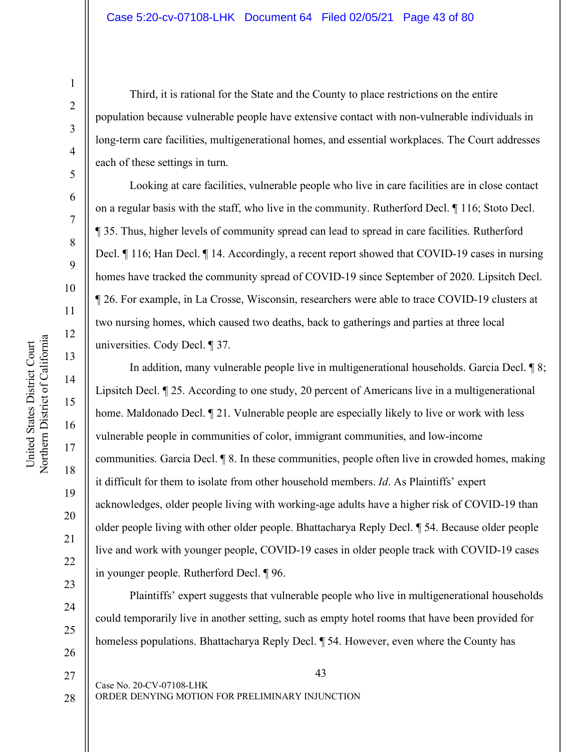Third, it is rational for the State and the County to place restrictions on the entire population because vulnerable people have extensive contact with non-vulnerable individuals in long-term care facilities, multigenerational homes, and essential workplaces. The Court addresses each of these settings in turn.

Looking at care facilities, vulnerable people who live in care facilities are in close contact on a regular basis with the staff, who live in the community. Rutherford Decl. ¶ 116; Stoto Decl. ¶ 35. Thus, higher levels of community spread can lead to spread in care facilities. Rutherford Decl. ¶ 116; Han Decl. ¶ 14. Accordingly, a recent report showed that COVID-19 cases in nursing homes have tracked the community spread of COVID-19 since September of 2020. Lipsitch Decl. ¶ 26. For example, in La Crosse, Wisconsin, researchers were able to trace COVID-19 clusters at two nursing homes, which caused two deaths, back to gatherings and parties at three local universities. Cody Decl. ¶ 37.

In addition, many vulnerable people live in multigenerational households. Garcia Decl. ¶ 8; Lipsitch Decl. ¶ 25. According to one study, 20 percent of Americans live in a multigenerational home. Maldonado Decl. ¶ 21. Vulnerable people are especially likely to live or work with less vulnerable people in communities of color, immigrant communities, and low-income communities. Garcia Decl. ¶ 8. In these communities, people often live in crowded homes, making it difficult for them to isolate from other household members. *Id*. As Plaintiffs' expert acknowledges, older people living with working-age adults have a higher risk of COVID-19 than older people living with other older people. Bhattacharya Reply Decl. ¶ 54. Because older people live and work with younger people, COVID-19 cases in older people track with COVID-19 cases in younger people. Rutherford Decl. ¶ 96.

Plaintiffs' expert suggests that vulnerable people who live in multigenerational households could temporarily live in another setting, such as empty hotel rooms that have been provided for homeless populations. Bhattacharya Reply Decl. ¶ 54. However, even where the County has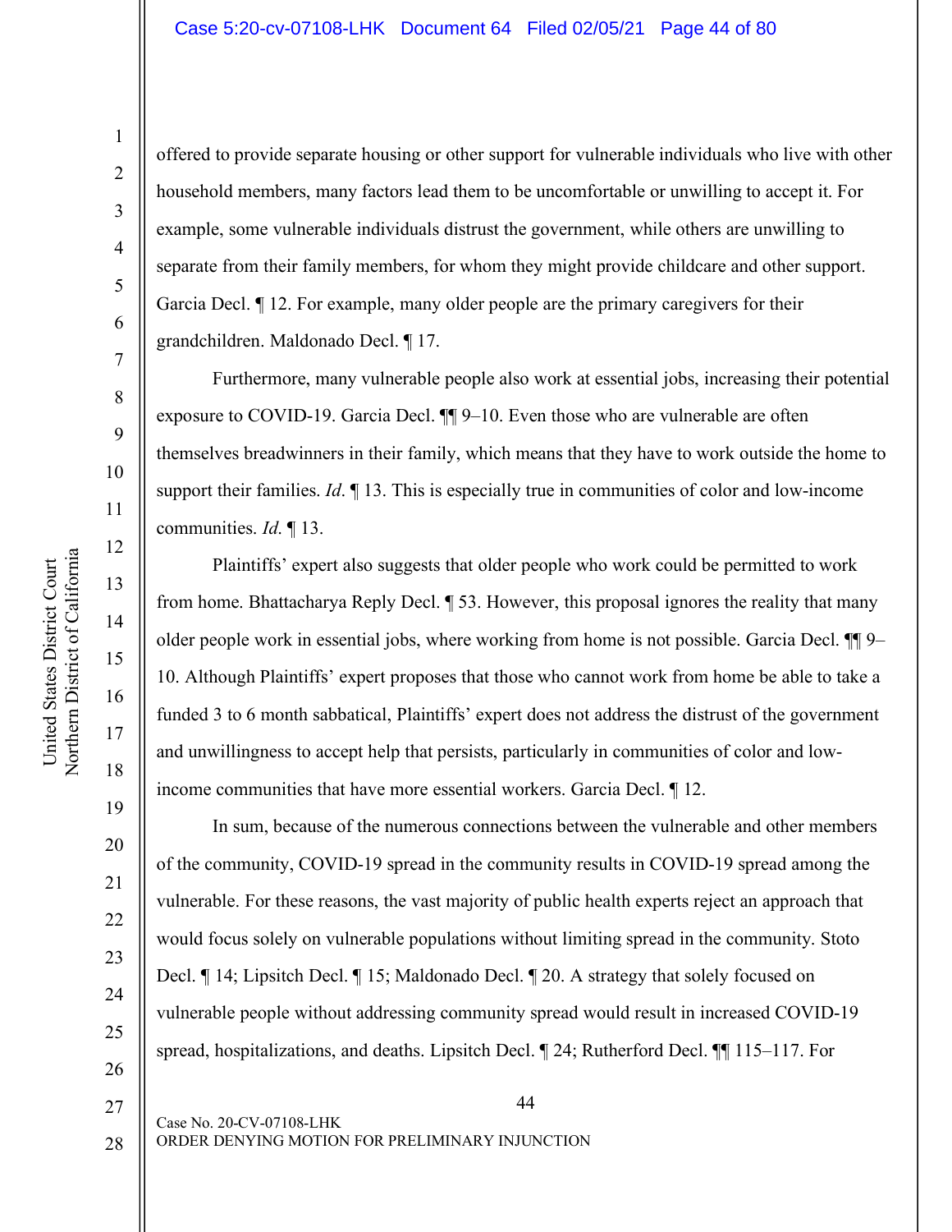offered to provide separate housing or other support for vulnerable individuals who live with other household members, many factors lead them to be uncomfortable or unwilling to accept it. For example, some vulnerable individuals distrust the government, while others are unwilling to separate from their family members, for whom they might provide childcare and other support. Garcia Decl. ¶ 12. For example, many older people are the primary caregivers for their grandchildren. Maldonado Decl. ¶ 17.

Furthermore, many vulnerable people also work at essential jobs, increasing their potential exposure to COVID-19. Garcia Decl. ¶¶ 9–10. Even those who are vulnerable are often themselves breadwinners in their family, which means that they have to work outside the home to support their families. *Id*. ¶ 13. This is especially true in communities of color and low-income communities. *Id*. ¶ 13.

Plaintiffs' expert also suggests that older people who work could be permitted to work from home. Bhattacharya Reply Decl. ¶ 53. However, this proposal ignores the reality that many older people work in essential jobs, where working from home is not possible. Garcia Decl. ¶¶ 9–10. Although Plaintiffs' expert proposes that those who cannot work from home be able to take a funded 3 to 6 month sabbatical, Plaintiffs' expert does not address the distrust of the government and unwillingness to accept help that persists, particularly in communities of color and low-income communities that have more essential workers. Garcia Decl. ¶ 12.

In sum, because of the numerous connections between the vulnerable and other members of the community, COVID-19 spread in the community results in COVID-19 spread among the vulnerable. For these reasons, the vast majority of public health experts reject an approach that would focus solely on vulnerable populations without limiting spread in the community. Stoto Decl. ¶ 14; Lipsitch Decl. ¶ 15; Maldonado Decl. ¶ 20. A strategy that solely focused on vulnerable people without addressing community spread would result in increased COVID-19 spread, hospitalizations, and deaths. Lipsitch Decl. ¶ 24; Rutherford Decl. ¶¶ 115–117. For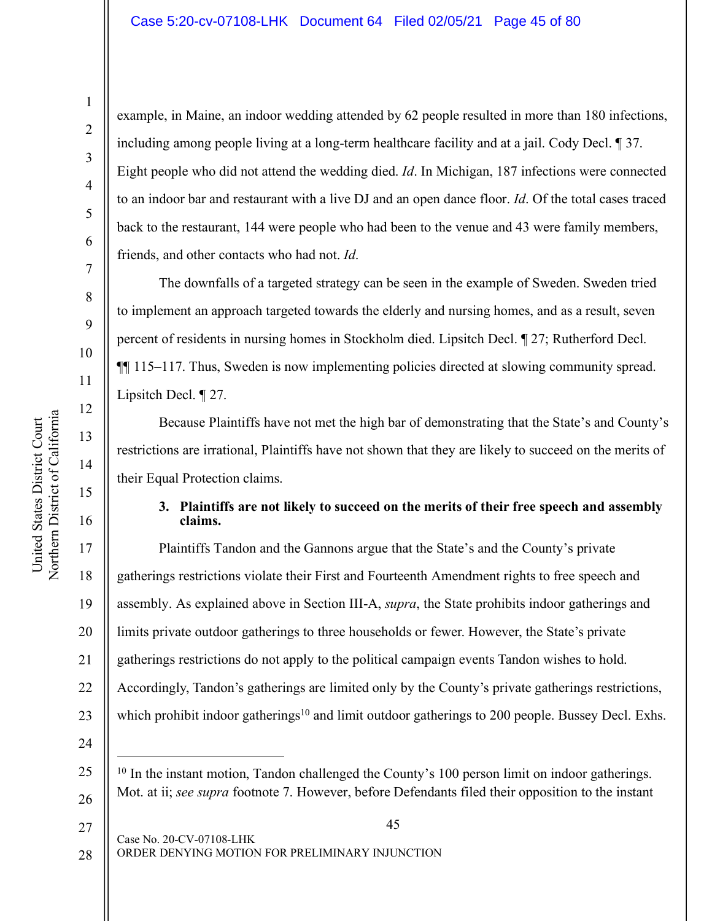example, in Maine, an indoor wedding attended by 62 people resulted in more than 180 infections, including among people living at a long-term healthcare facility and at a jail. Cody Decl. ¶ 37. Eight people who did not attend the wedding died. *Id*. In Michigan, 187 infections were connected to an indoor bar and restaurant with a live DJ and an open dance floor. *Id*. Of the total cases traced back to the restaurant, 144 were people who had been to the venue and 43 were family members, friends, and other contacts who had not. *Id*.

The downfalls of a targeted strategy can be seen in the example of Sweden. Sweden tried to implement an approach targeted towards the elderly and nursing homes, and as a result, seven percent of residents in nursing homes in Stockholm died. Lipsitch Decl. ¶ 27; Rutherford Decl. ¶¶ 115–117. Thus, Sweden is now implementing policies directed at slowing community spread. Lipsitch Decl. ¶ 27.

Because Plaintiffs have not met the high bar of demonstrating that the State's and County's restrictions are irrational, Plaintiffs have not shown that they are likely to succeed on the merits of their Equal Protection claims.

**3. Plaintiffs are not likely to succeed on the merits of their free speech and assembly claims.**

Plaintiffs Tandon and the Gannons argue that the State's and the County's private gatherings restrictions violate their First and Fourteenth Amendment rights to free speech and assembly. As explained above in Section III-A, *supra*, the State prohibits indoor gatherings and limits private outdoor gatherings to three households or fewer. However, the State's private gatherings restrictions do not apply to the political campaign events Tandon wishes to hold. Accordingly, Tandon's gatherings are limited only by the County's private gatherings restrictions, which prohibit indoor gatherings[10] and limit outdoor gatherings to 200 people. Bussey Decl. Exhs.

---

[10] In the instant motion, Tandon challenged the County's 100 person limit on indoor gatherings. Mot. at ii; *see supra* footnote 7. However, before Defendants filed their opposition to the instant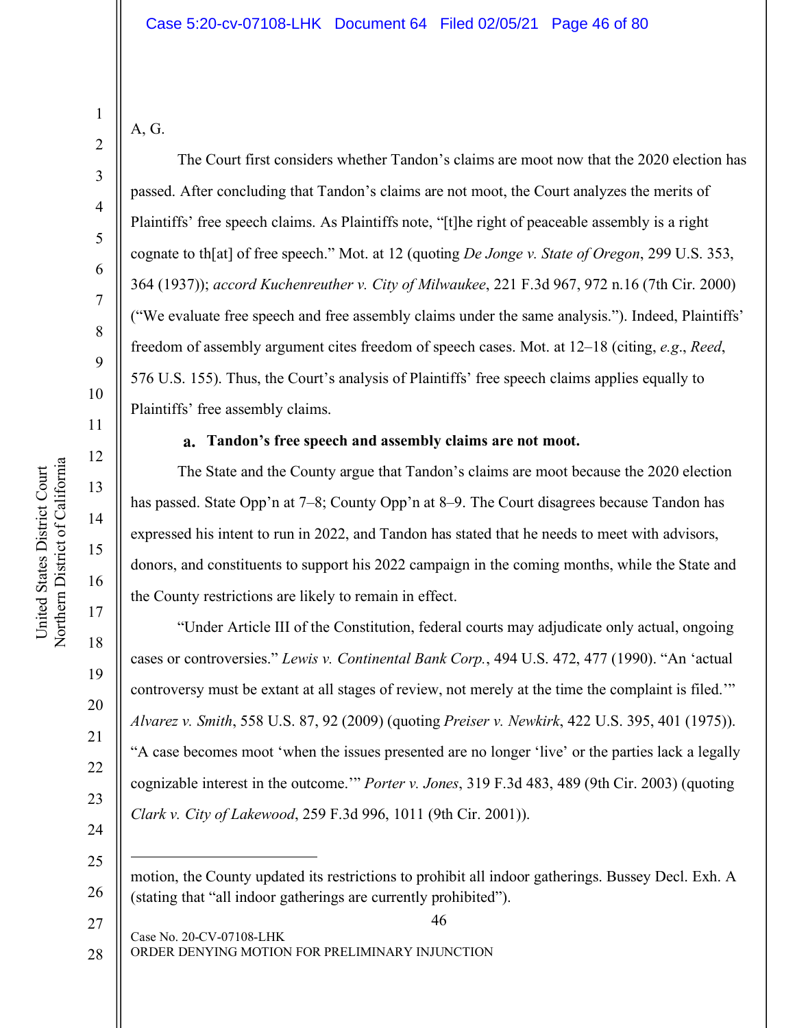A, G.

The Court first considers whether Tandon's claims are moot now that the 2020 election has passed. After concluding that Tandon's claims are not moot, the Court analyzes the merits of Plaintiffs' free speech claims. As Plaintiffs note, "[t]he right of peaceable assembly is a right cognate to th[at] of free speech." Mot. at 12 (quoting *De Jonge v. State of Oregon*, 299 U.S. 353, 364 (1937)); *accord Kuchenreuther v. City of Milwaukee*, 221 F.3d 967, 972 n.16 (7th Cir. 2000) ("We evaluate free speech and free assembly claims under the same analysis."). Indeed, Plaintiffs' freedom of assembly argument cites freedom of speech cases. Mot. at 12–18 (citing, *e.g.*, *Reed*, 576 U.S. 155). Thus, the Court's analysis of Plaintiffs' free speech claims applies equally to Plaintiffs' free assembly claims.

**a. Tandon's free speech and assembly claims are not moot.**

The State and the County argue that Tandon's claims are moot because the 2020 election has passed. State Opp'n at 7–8; County Opp'n at 8–9. The Court disagrees because Tandon has expressed his intent to run in 2022, and Tandon has stated that he needs to meet with advisors, donors, and constituents to support his 2022 campaign in the coming months, while the State and the County restrictions are likely to remain in effect.

"Under Article III of the Constitution, federal courts may adjudicate only actual, ongoing cases or controversies." *Lewis v. Continental Bank Corp.*, 494 U.S. 472, 477 (1990). "An 'actual controversy must be extant at all stages of review, not merely at the time the complaint is filed.'" *Alvarez v. Smith*, 558 U.S. 87, 92 (2009) (quoting *Preiser v. Newkirk*, 422 U.S. 395, 401 (1975)). "A case becomes moot 'when the issues presented are no longer 'live' or the parties lack a legally cognizable interest in the outcome.'" *Porter v. Jones*, 319 F.3d 483, 489 (9th Cir. 2003) (quoting *Clark v. City of Lakewood*, 259 F.3d 996, 1011 (9th Cir. 2001)).

---

motion, the County updated its restrictions to prohibit all indoor gatherings. Bussey Decl. Exh. A (stating that "all indoor gatherings are currently prohibited").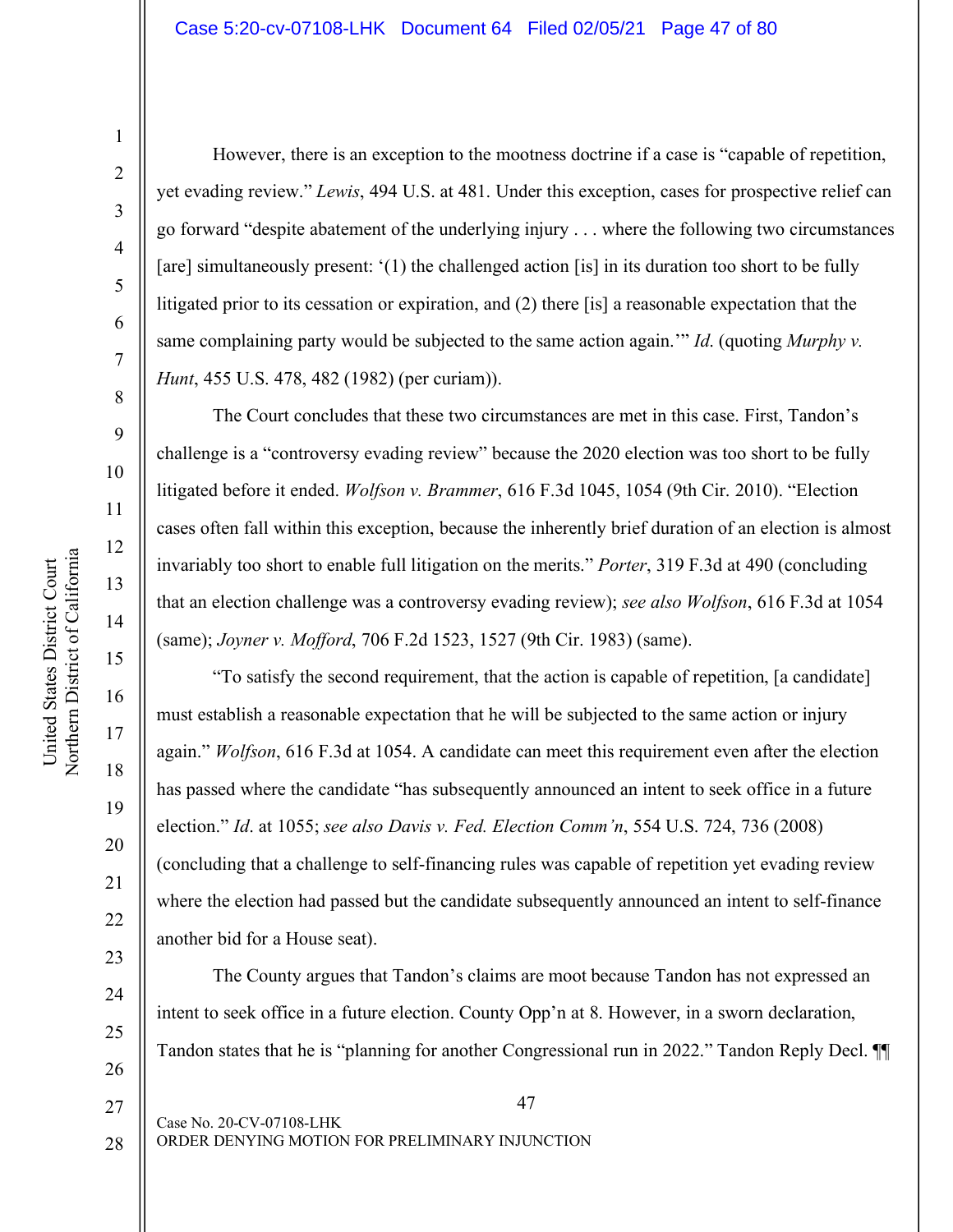However, there is an exception to the mootness doctrine if a case is "capable of repetition, yet evading review." *Lewis*, 494 U.S. at 481. Under this exception, cases for prospective relief can go forward "despite abatement of the underlying injury . . . where the following two circumstances [are] simultaneously present: '(1) the challenged action [is] in its duration too short to be fully litigated prior to its cessation or expiration, and (2) there [is] a reasonable expectation that the same complaining party would be subjected to the same action again.'" *Id.* (quoting *Murphy v. Hunt*, 455 U.S. 478, 482 (1982) (per curiam)).

The Court concludes that these two circumstances are met in this case. First, Tandon's challenge is a "controversy evading review" because the 2020 election was too short to be fully litigated before it ended. *Wolfson v. Brammer*, 616 F.3d 1045, 1054 (9th Cir. 2010). "Election cases often fall within this exception, because the inherently brief duration of an election is almost invariably too short to enable full litigation on the merits." *Porter*, 319 F.3d at 490 (concluding that an election challenge was a controversy evading review); *see also Wolfson*, 616 F.3d at 1054 (same); *Joyner v. Mofford*, 706 F.2d 1523, 1527 (9th Cir. 1983) (same).

"To satisfy the second requirement, that the action is capable of repetition, [a candidate] must establish a reasonable expectation that he will be subjected to the same action or injury again." *Wolfson*, 616 F.3d at 1054. A candidate can meet this requirement even after the election has passed where the candidate "has subsequently announced an intent to seek office in a future election." *Id*. at 1055; *see also Davis v. Fed. Election Comm'n*, 554 U.S. 724, 736 (2008) (concluding that a challenge to self-financing rules was capable of repetition yet evading review where the election had passed but the candidate subsequently announced an intent to self-finance another bid for a House seat).

The County argues that Tandon's claims are moot because Tandon has not expressed an intent to seek office in a future election. County Opp'n at 8. However, in a sworn declaration, Tandon states that he is "planning for another Congressional run in 2022." Tandon Reply Decl. ¶¶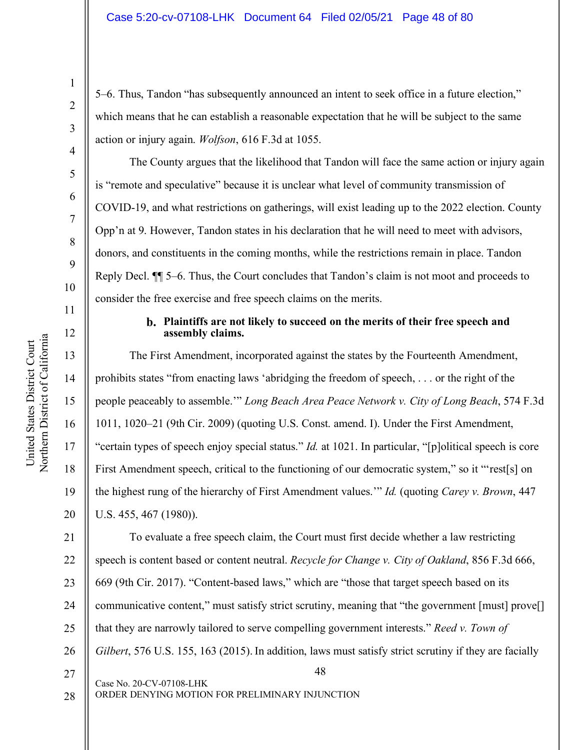5–6. Thus, Tandon "has subsequently announced an intent to seek office in a future election," which means that he can establish a reasonable expectation that he will be subject to the same action or injury again. *Wolfson*, 616 F.3d at 1055.

The County argues that the likelihood that Tandon will face the same action or injury again is "remote and speculative" because it is unclear what level of community transmission of COVID-19, and what restrictions on gatherings, will exist leading up to the 2022 election. County Opp'n at 9. However, Tandon states in his declaration that he will need to meet with advisors, donors, and constituents in the coming months, while the restrictions remain in place. Tandon Reply Decl. ¶¶ 5–6. Thus, the Court concludes that Tandon's claim is not moot and proceeds to consider the free exercise and free speech claims on the merits.

**b. Plaintiffs are not likely to succeed on the merits of their free speech and assembly claims.**

The First Amendment, incorporated against the states by the Fourteenth Amendment, prohibits states "from enacting laws 'abridging the freedom of speech, . . . or the right of the people peaceably to assemble.'" *Long Beach Area Peace Network v. City of Long Beach*, 574 F.3d 1011, 1020–21 (9th Cir. 2009) (quoting U.S. Const. amend. I). Under the First Amendment, "certain types of speech enjoy special status." *Id.* at 1021. In particular, "[p]olitical speech is core First Amendment speech, critical to the functioning of our democratic system," so it "'rest[s] on the highest rung of the hierarchy of First Amendment values.'" *Id.* (quoting *Carey v. Brown*, 447 U.S. 455, 467 (1980)).

To evaluate a free speech claim, the Court must first decide whether a law restricting speech is content based or content neutral. *Recycle for Change v. City of Oakland*, 856 F.3d 666, 669 (9th Cir. 2017). "Content-based laws," which are "those that target speech based on its communicative content," must satisfy strict scrutiny, meaning that "the government [must] prove[] that they are narrowly tailored to serve compelling government interests." *Reed v. Town of Gilbert*, 576 U.S. 155, 163 (2015). In addition, laws must satisfy strict scrutiny if they are facially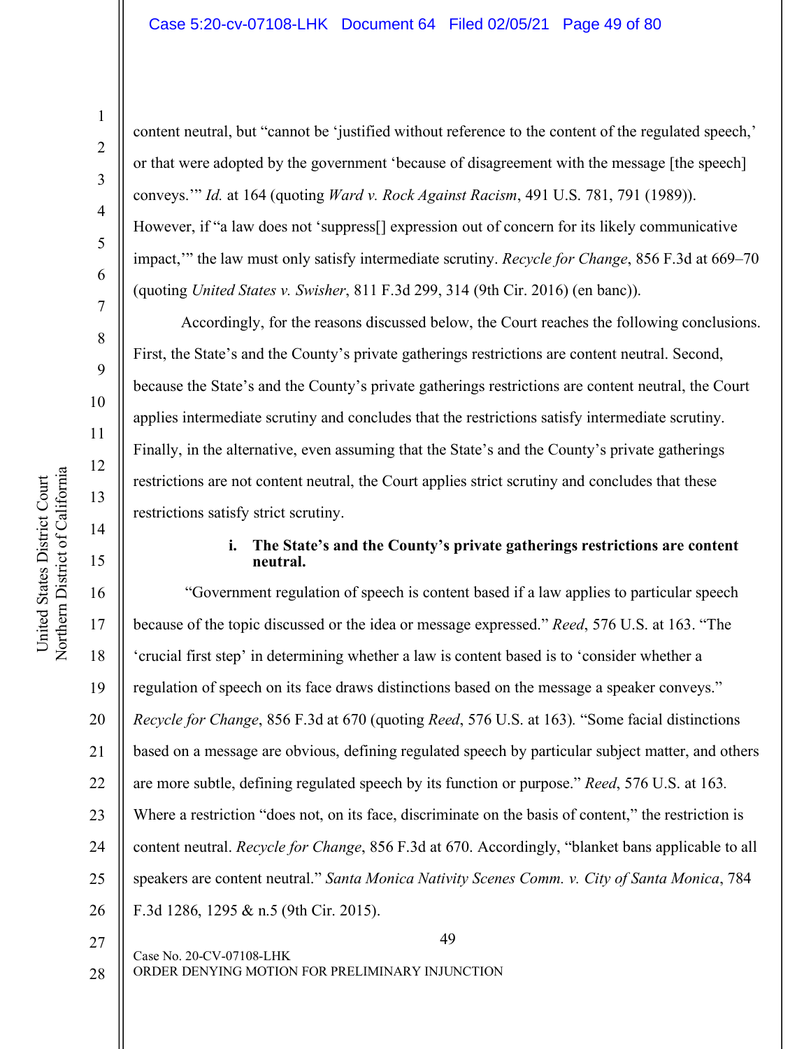content neutral, but "cannot be 'justified without reference to the content of the regulated speech,' or that were adopted by the government 'because of disagreement with the message [the speech] conveys.'" *Id.* at 164 (quoting *Ward v. Rock Against Racism*, 491 U.S. 781, 791 (1989)). However, if "a law does not 'suppress[] expression out of concern for its likely communicative impact,'" the law must only satisfy intermediate scrutiny. *Recycle for Change*, 856 F.3d at 669–70 (quoting *United States v. Swisher*, 811 F.3d 299, 314 (9th Cir. 2016) (en banc)).

Accordingly, for the reasons discussed below, the Court reaches the following conclusions. First, the State's and the County's private gatherings restrictions are content neutral. Second, because the State's and the County's private gatherings restrictions are content neutral, the Court applies intermediate scrutiny and concludes that the restrictions satisfy intermediate scrutiny. Finally, in the alternative, even assuming that the State's and the County's private gatherings restrictions are not content neutral, the Court applies strict scrutiny and concludes that these restrictions satisfy strict scrutiny.

**i. The State's and the County's private gatherings restrictions are content neutral.**

"Government regulation of speech is content based if a law applies to particular speech because of the topic discussed or the idea or message expressed." *Reed*, 576 U.S. at 163. "The 'crucial first step' in determining whether a law is content based is to 'consider whether a regulation of speech on its face draws distinctions based on the message a speaker conveys." *Recycle for Change*, 856 F.3d at 670 (quoting *Reed*, 576 U.S. at 163). "Some facial distinctions based on a message are obvious, defining regulated speech by particular subject matter, and others are more subtle, defining regulated speech by its function or purpose." *Reed*, 576 U.S. at 163. Where a restriction "does not, on its face, discriminate on the basis of content," the restriction is content neutral. *Recycle for Change*, 856 F.3d at 670. Accordingly, "blanket bans applicable to all speakers are content neutral." *Santa Monica Nativity Scenes Comm. v. City of Santa Monica*, 784 F.3d 1286, 1295 & n.5 (9th Cir. 2015).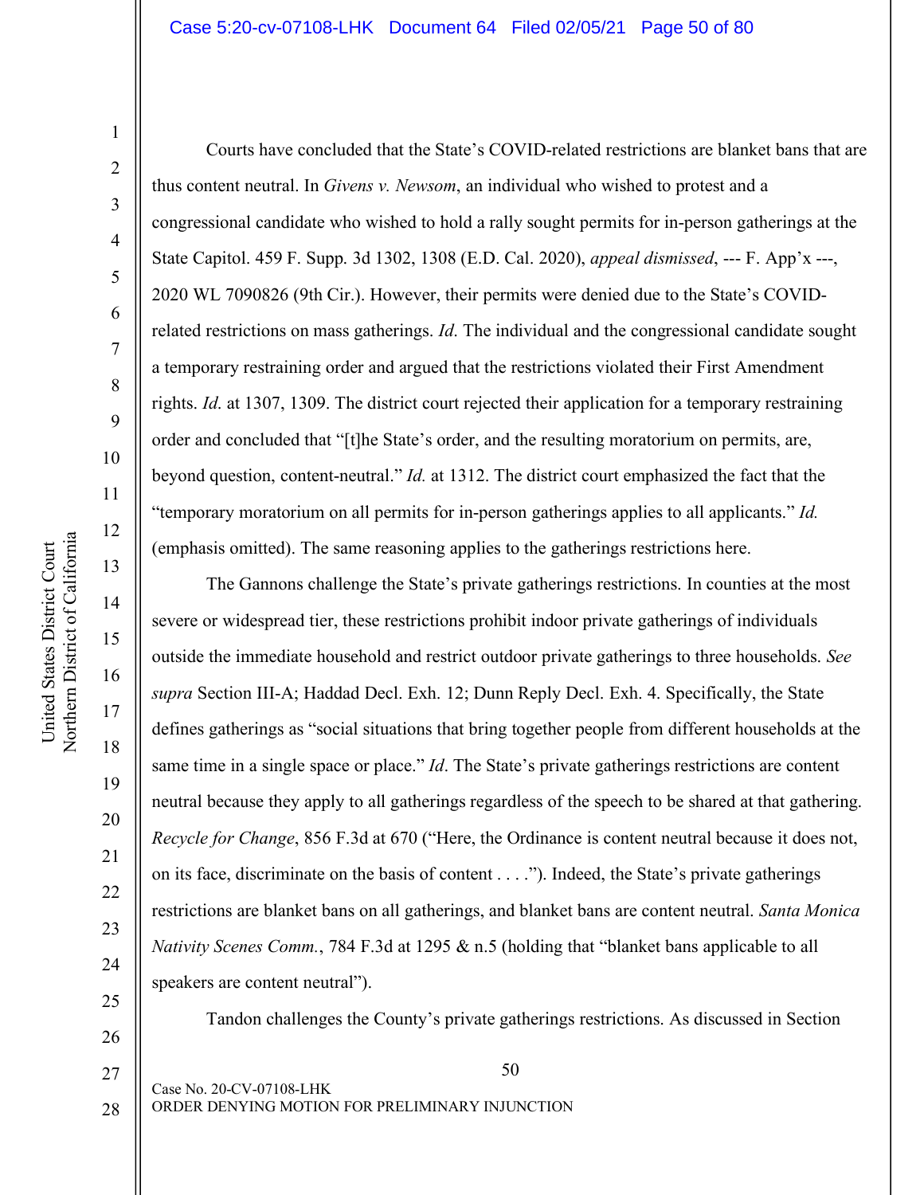Courts have concluded that the State's COVID-related restrictions are blanket bans that are thus content neutral. In *Givens v. Newsom*, an individual who wished to protest and a congressional candidate who wished to hold a rally sought permits for in-person gatherings at the State Capitol. 459 F. Supp. 3d 1302, 1308 (E.D. Cal. 2020), *appeal dismissed*, --- F. App'x ---, 2020 WL 7090826 (9th Cir.). However, their permits were denied due to the State's COVID-related restrictions on mass gatherings. *Id*. The individual and the congressional candidate sought a temporary restraining order and argued that the restrictions violated their First Amendment rights. *Id*. at 1307, 1309. The district court rejected their application for a temporary restraining order and concluded that "[t]he State's order, and the resulting moratorium on permits, are, beyond question, content-neutral." *Id.* at 1312. The district court emphasized the fact that the "temporary moratorium on all permits for in-person gatherings applies to all applicants." *Id.* (emphasis omitted). The same reasoning applies to the gatherings restrictions here.

The Gannons challenge the State's private gatherings restrictions. In counties at the most severe or widespread tier, these restrictions prohibit indoor private gatherings of individuals outside the immediate household and restrict outdoor private gatherings to three households. *See supra* Section III-A; Haddad Decl. Exh. 12; Dunn Reply Decl. Exh. 4. Specifically, the State defines gatherings as "social situations that bring together people from different households at the same time in a single space or place." *Id*. The State's private gatherings restrictions are content neutral because they apply to all gatherings regardless of the speech to be shared at that gathering. *Recycle for Change*, 856 F.3d at 670 ("Here, the Ordinance is content neutral because it does not, on its face, discriminate on the basis of content . . . ."). Indeed, the State's private gatherings restrictions are blanket bans on all gatherings, and blanket bans are content neutral. *Santa Monica Nativity Scenes Comm.*, 784 F.3d at 1295 & n.5 (holding that "blanket bans applicable to all speakers are content neutral").

Tandon challenges the County's private gatherings restrictions. As discussed in Section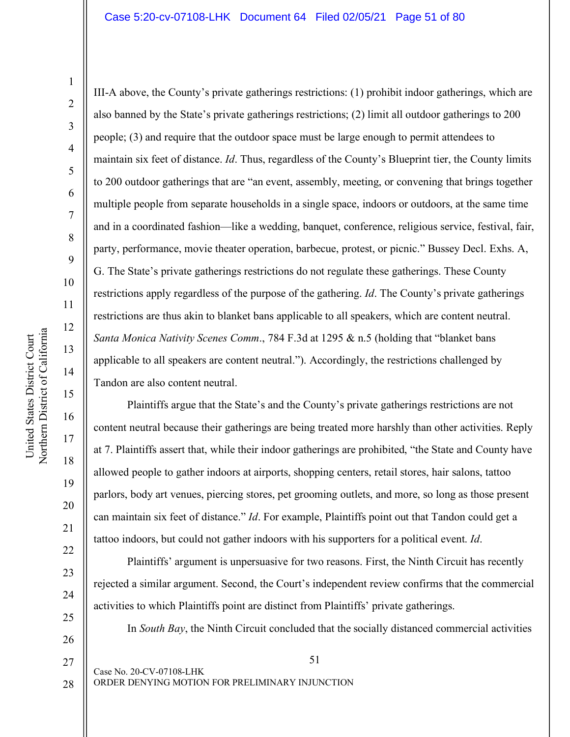III-A above, the County's private gatherings restrictions: (1) prohibit indoor gatherings, which are also banned by the State's private gatherings restrictions; (2) limit all outdoor gatherings to 200 people; (3) and require that the outdoor space must be large enough to permit attendees to maintain six feet of distance. *Id*. Thus, regardless of the County's Blueprint tier, the County limits to 200 outdoor gatherings that are "an event, assembly, meeting, or convening that brings together multiple people from separate households in a single space, indoors or outdoors, at the same time and in a coordinated fashion—like a wedding, banquet, conference, religious service, festival, fair, party, performance, movie theater operation, barbecue, protest, or picnic." Bussey Decl. Exhs. A, G. The State's private gatherings restrictions do not regulate these gatherings. These County restrictions apply regardless of the purpose of the gathering. *Id*. The County's private gatherings restrictions are thus akin to blanket bans applicable to all speakers, which are content neutral. *Santa Monica Nativity Scenes Comm*., 784 F.3d at 1295 & n.5 (holding that "blanket bans applicable to all speakers are content neutral."). Accordingly, the restrictions challenged by Tandon are also content neutral.

Plaintiffs argue that the State's and the County's private gatherings restrictions are not content neutral because their gatherings are being treated more harshly than other activities. Reply at 7. Plaintiffs assert that, while their indoor gatherings are prohibited, "the State and County have allowed people to gather indoors at airports, shopping centers, retail stores, hair salons, tattoo parlors, body art venues, piercing stores, pet grooming outlets, and more, so long as those present can maintain six feet of distance." *Id*. For example, Plaintiffs point out that Tandon could get a tattoo indoors, but could not gather indoors with his supporters for a political event. *Id*.

Plaintiffs' argument is unpersuasive for two reasons. First, the Ninth Circuit has recently rejected a similar argument. Second, the Court's independent review confirms that the commercial activities to which Plaintiffs point are distinct from Plaintiffs' private gatherings.

In *South Bay*, the Ninth Circuit concluded that the socially distanced commercial activities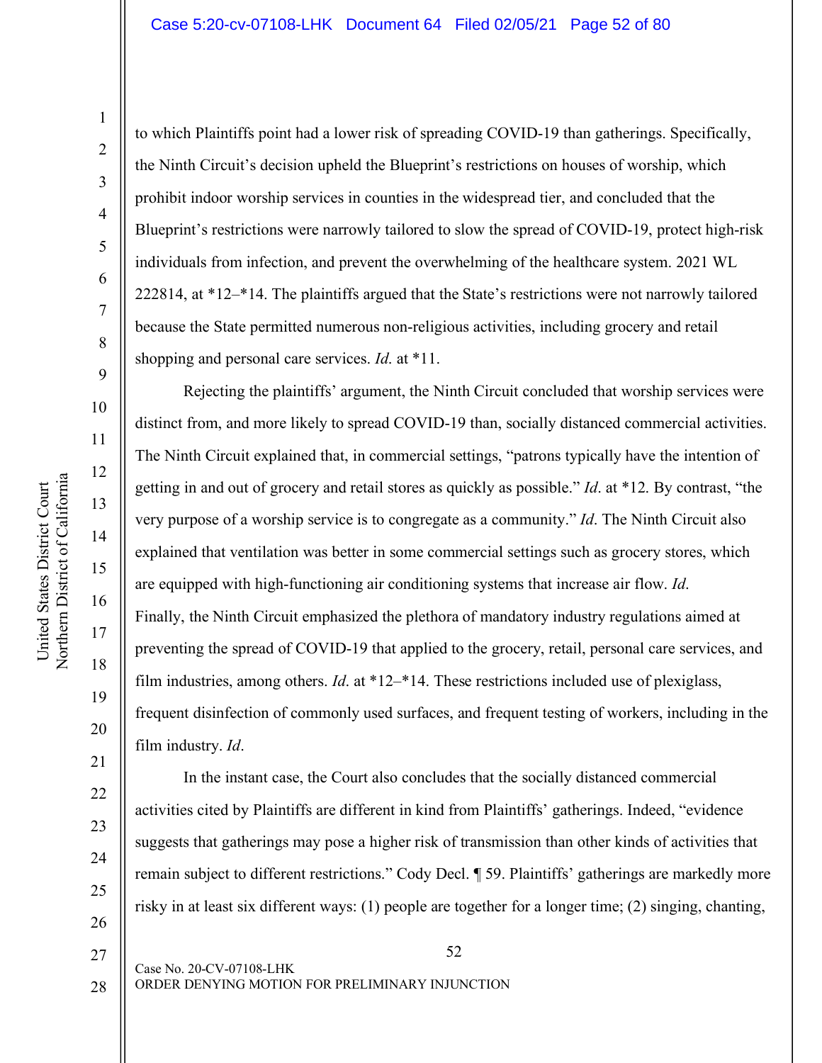to which Plaintiffs point had a lower risk of spreading COVID-19 than gatherings. Specifically, the Ninth Circuit's decision upheld the Blueprint's restrictions on houses of worship, which prohibit indoor worship services in counties in the widespread tier, and concluded that the Blueprint's restrictions were narrowly tailored to slow the spread of COVID-19, protect high-risk individuals from infection, and prevent the overwhelming of the healthcare system. 2021 WL 222814, at *12–*14. The plaintiffs argued that the State's restrictions were not narrowly tailored because the State permitted numerous non-religious activities, including grocery and retail shopping and personal care services. *Id.* at *11.

Rejecting the plaintiffs' argument, the Ninth Circuit concluded that worship services were distinct from, and more likely to spread COVID-19 than, socially distanced commercial activities. The Ninth Circuit explained that, in commercial settings, "patrons typically have the intention of getting in and out of grocery and retail stores as quickly as possible." *Id*. at *12. By contrast, "the very purpose of a worship service is to congregate as a community." *Id*. The Ninth Circuit also explained that ventilation was better in some commercial settings such as grocery stores, which are equipped with high-functioning air conditioning systems that increase air flow. *Id*. Finally, the Ninth Circuit emphasized the plethora of mandatory industry regulations aimed at preventing the spread of COVID-19 that applied to the grocery, retail, personal care services, and film industries, among others. *Id*. at *12–*14. These restrictions included use of plexiglass, frequent disinfection of commonly used surfaces, and frequent testing of workers, including in the film industry. *Id*.

In the instant case, the Court also concludes that the socially distanced commercial activities cited by Plaintiffs are different in kind from Plaintiffs' gatherings. Indeed, "evidence suggests that gatherings may pose a higher risk of transmission than other kinds of activities that remain subject to different restrictions." Cody Decl. ¶ 59. Plaintiffs' gatherings are markedly more risky in at least six different ways: (1) people are together for a longer time; (2) singing, chanting,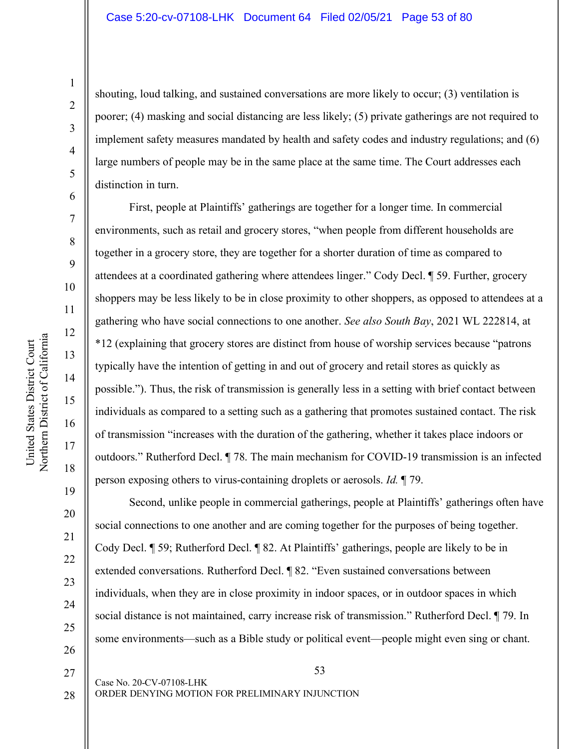shouting, loud talking, and sustained conversations are more likely to occur; (3) ventilation is poorer; (4) masking and social distancing are less likely; (5) private gatherings are not required to implement safety measures mandated by health and safety codes and industry regulations; and (6) large numbers of people may be in the same place at the same time. The Court addresses each distinction in turn.

First, people at Plaintiffs' gatherings are together for a longer time. In commercial environments, such as retail and grocery stores, "when people from different households are together in a grocery store, they are together for a shorter duration of time as compared to attendees at a coordinated gathering where attendees linger." Cody Decl. ¶ 59. Further, grocery shoppers may be less likely to be in close proximity to other shoppers, as opposed to attendees at a gathering who have social connections to one another. *See also South Bay*, 2021 WL 222814, at *12 (explaining that grocery stores are distinct from house of worship services because "patrons typically have the intention of getting in and out of grocery and retail stores as quickly as possible."). Thus, the risk of transmission is generally less in a setting with brief contact between individuals as compared to a setting such as a gathering that promotes sustained contact. The risk of transmission "increases with the duration of the gathering, whether it takes place indoors or outdoors." Rutherford Decl. ¶ 78. The main mechanism for COVID-19 transmission is an infected person exposing others to virus-containing droplets or aerosols. *Id.* ¶ 79.

Second, unlike people in commercial gatherings, people at Plaintiffs' gatherings often have social connections to one another and are coming together for the purposes of being together. Cody Decl. ¶ 59; Rutherford Decl. ¶ 82. At Plaintiffs' gatherings, people are likely to be in extended conversations. Rutherford Decl. ¶ 82. "Even sustained conversations between individuals, when they are in close proximity in indoor spaces, or in outdoor spaces in which social distance is not maintained, carry increase risk of transmission." Rutherford Decl. ¶ 79. In some environments—such as a Bible study or political event—people might even sing or chant.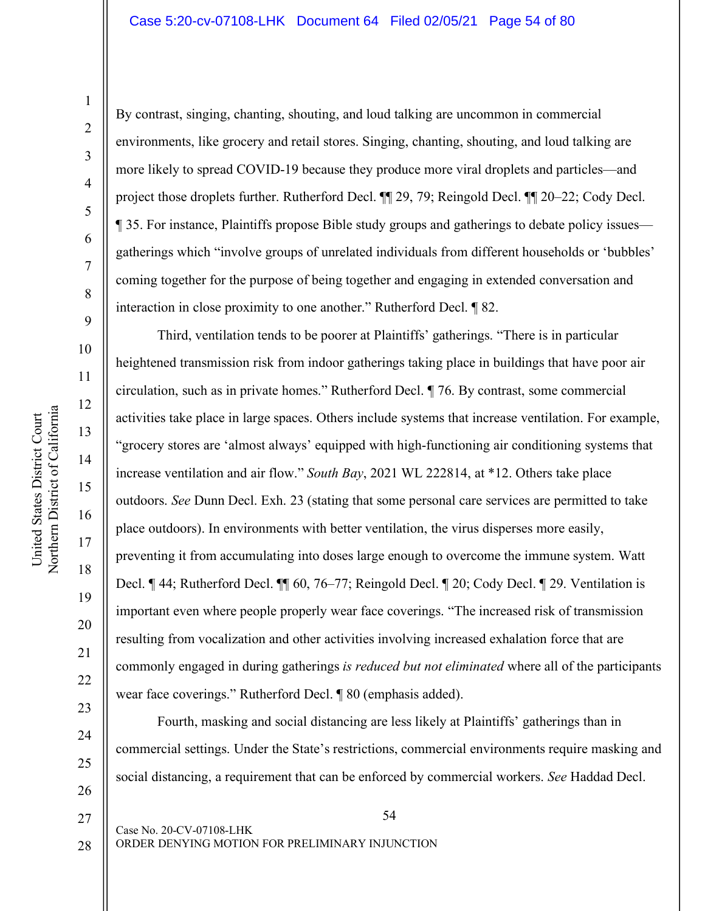By contrast, singing, chanting, shouting, and loud talking are uncommon in commercial environments, like grocery and retail stores. Singing, chanting, shouting, and loud talking are more likely to spread COVID-19 because they produce more viral droplets and particles—and project those droplets further. Rutherford Decl. ¶¶ 29, 79; Reingold Decl. ¶¶ 20–22; Cody Decl. ¶ 35. For instance, Plaintiffs propose Bible study groups and gatherings to debate policy issues—gatherings which "involve groups of unrelated individuals from different households or 'bubbles' coming together for the purpose of being together and engaging in extended conversation and interaction in close proximity to one another." Rutherford Decl. ¶ 82.

Third, ventilation tends to be poorer at Plaintiffs' gatherings. "There is in particular heightened transmission risk from indoor gatherings taking place in buildings that have poor air circulation, such as in private homes." Rutherford Decl. ¶ 76. By contrast, some commercial activities take place in large spaces. Others include systems that increase ventilation. For example, "grocery stores are 'almost always' equipped with high-functioning air conditioning systems that increase ventilation and air flow." *South Bay*, 2021 WL 222814, at *12. Others take place outdoors. *See* Dunn Decl. Exh. 23 (stating that some personal care services are permitted to take place outdoors). In environments with better ventilation, the virus disperses more easily, preventing it from accumulating into doses large enough to overcome the immune system. Watt Decl. ¶ 44; Rutherford Decl. ¶¶ 60, 76–77; Reingold Decl. ¶ 20; Cody Decl. ¶ 29. Ventilation is important even where people properly wear face coverings. "The increased risk of transmission resulting from vocalization and other activities involving increased exhalation force that are commonly engaged in during gatherings *is reduced but not eliminated* where all of the participants wear face coverings." Rutherford Decl. ¶ 80 (emphasis added).

Fourth, masking and social distancing are less likely at Plaintiffs' gatherings than in commercial settings. Under the State's restrictions, commercial environments require masking and social distancing, a requirement that can be enforced by commercial workers. *See* Haddad Decl.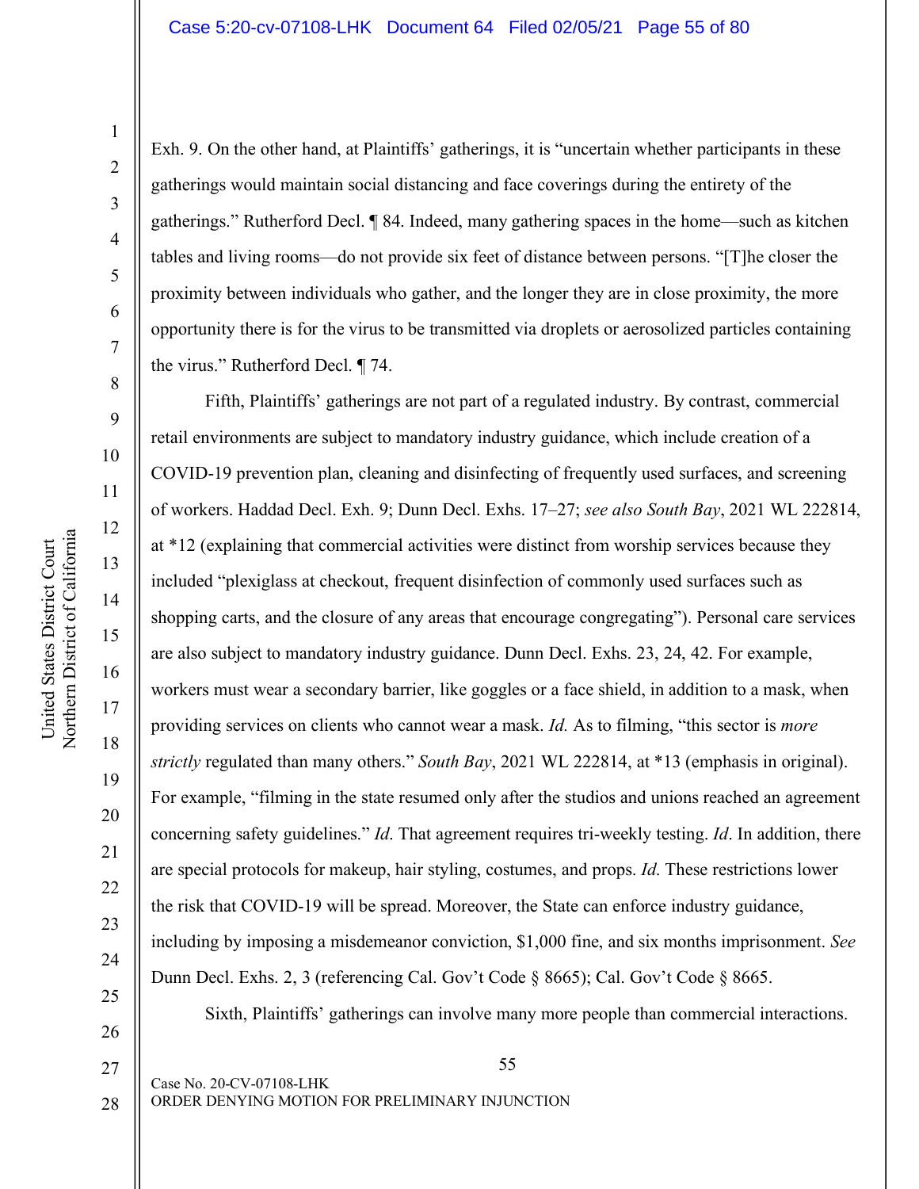Exh. 9. On the other hand, at Plaintiffs' gatherings, it is "uncertain whether participants in these gatherings would maintain social distancing and face coverings during the entirety of the gatherings." Rutherford Decl. ¶ 84. Indeed, many gathering spaces in the home—such as kitchen tables and living rooms—do not provide six feet of distance between persons. "[T]he closer the proximity between individuals who gather, and the longer they are in close proximity, the more opportunity there is for the virus to be transmitted via droplets or aerosolized particles containing the virus." Rutherford Decl. ¶ 74.

Fifth, Plaintiffs' gatherings are not part of a regulated industry. By contrast, commercial retail environments are subject to mandatory industry guidance, which include creation of a COVID-19 prevention plan, cleaning and disinfecting of frequently used surfaces, and screening of workers. Haddad Decl. Exh. 9; Dunn Decl. Exhs. 17–27; *see also South Bay*, 2021 WL 222814, at *12 (explaining that commercial activities were distinct from worship services because they included "plexiglass at checkout, frequent disinfection of commonly used surfaces such as shopping carts, and the closure of any areas that encourage congregating"). Personal care services are also subject to mandatory industry guidance. Dunn Decl. Exhs. 23, 24, 42. For example, workers must wear a secondary barrier, like goggles or a face shield, in addition to a mask, when providing services on clients who cannot wear a mask. *Id.* As to filming, "this sector is *more strictly* regulated than many others." *South Bay*, 2021 WL 222814, at *13 (emphasis in original). For example, "filming in the state resumed only after the studios and unions reached an agreement concerning safety guidelines." *Id*. That agreement requires tri-weekly testing. *Id*. In addition, there are special protocols for makeup, hair styling, costumes, and props. *Id.* These restrictions lower the risk that COVID-19 will be spread. Moreover, the State can enforce industry guidance, including by imposing a misdemeanor conviction, $1,000 fine, and six months imprisonment. *See* Dunn Decl. Exhs. 2, 3 (referencing Cal. Gov't Code § 8665); Cal. Gov't Code § 8665.

Sixth, Plaintiffs' gatherings can involve many more people than commercial interactions.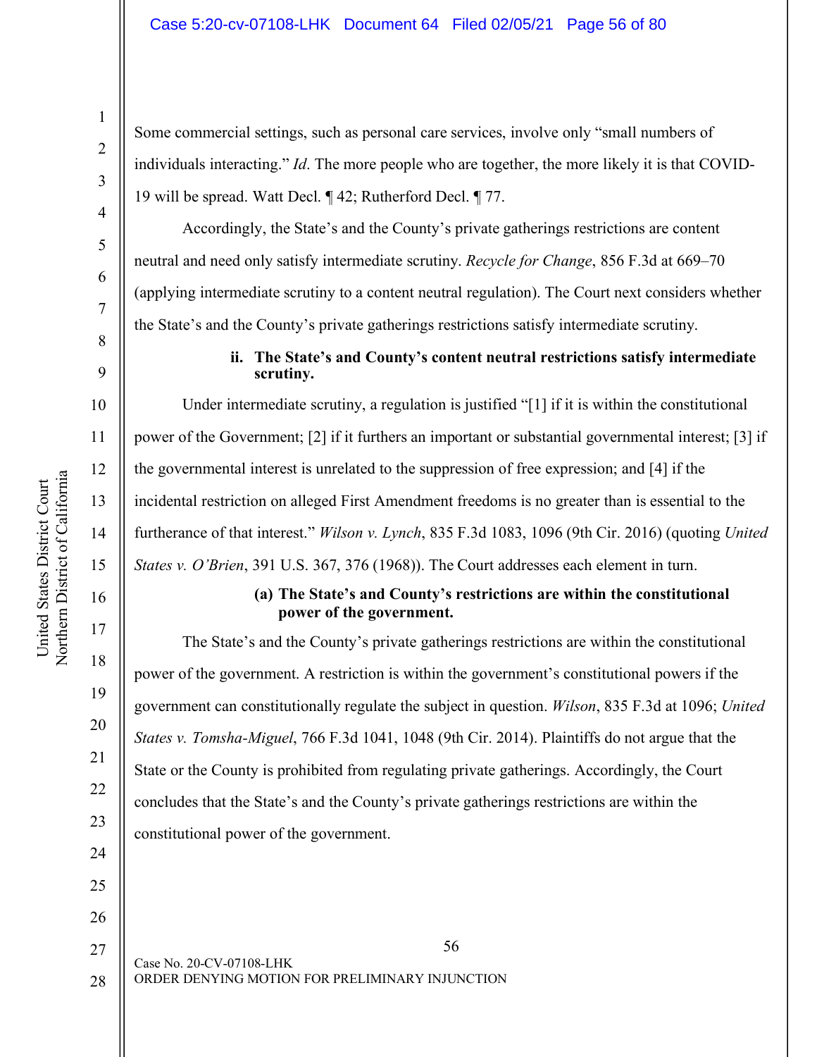Some commercial settings, such as personal care services, involve only "small numbers of individuals interacting." *Id*. The more people who are together, the more likely it is that COVID-19 will be spread. Watt Decl. ¶ 42; Rutherford Decl. ¶ 77.

Accordingly, the State's and the County's private gatherings restrictions are content neutral and need only satisfy intermediate scrutiny. *Recycle for Change*, 856 F.3d at 669–70 (applying intermediate scrutiny to a content neutral regulation). The Court next considers whether the State's and the County's private gatherings restrictions satisfy intermediate scrutiny.

**ii. The State's and County's content neutral restrictions satisfy intermediate scrutiny.**

Under intermediate scrutiny, a regulation is justified "[1] if it is within the constitutional power of the Government; [2] if it furthers an important or substantial governmental interest; [3] if the governmental interest is unrelated to the suppression of free expression; and [4] if the incidental restriction on alleged First Amendment freedoms is no greater than is essential to the furtherance of that interest." *Wilson v. Lynch*, 835 F.3d 1083, 1096 (9th Cir. 2016) (quoting *United States v. O'Brien*, 391 U.S. 367, 376 (1968)). The Court addresses each element in turn.

**(a) The State's and County's restrictions are within the constitutional power of the government.**

The State's and the County's private gatherings restrictions are within the constitutional power of the government. A restriction is within the government's constitutional powers if the government can constitutionally regulate the subject in question. *Wilson*, 835 F.3d at 1096; *United States v. Tomsha-Miguel*, 766 F.3d 1041, 1048 (9th Cir. 2014). Plaintiffs do not argue that the State or the County is prohibited from regulating private gatherings. Accordingly, the Court concludes that the State's and the County's private gatherings restrictions are within the constitutional power of the government.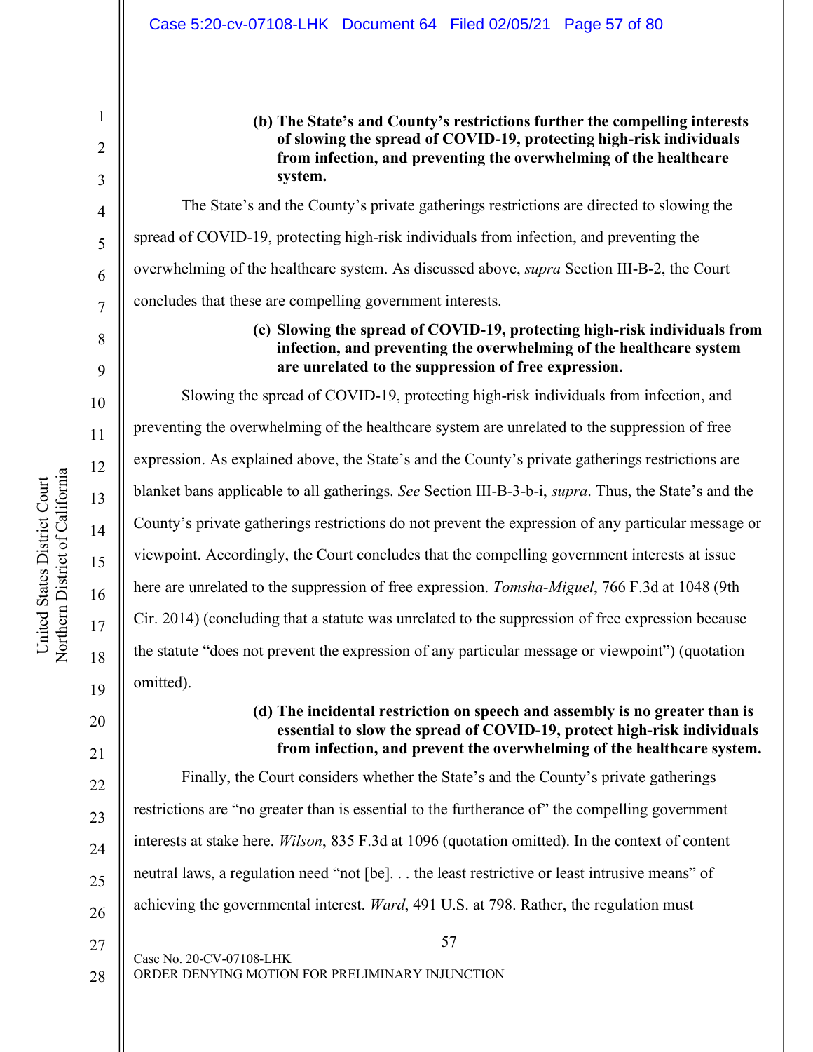**(b) The State's and County's restrictions further the compelling interests of slowing the spread of COVID-19, protecting high-risk individuals from infection, and preventing the overwhelming of the healthcare system.**

The State's and the County's private gatherings restrictions are directed to slowing the spread of COVID-19, protecting high-risk individuals from infection, and preventing the overwhelming of the healthcare system. As discussed above, *supra* Section III-B-2, the Court concludes that these are compelling government interests.

**(c) Slowing the spread of COVID-19, protecting high-risk individuals from infection, and preventing the overwhelming of the healthcare system are unrelated to the suppression of free expression.**

Slowing the spread of COVID-19, protecting high-risk individuals from infection, and preventing the overwhelming of the healthcare system are unrelated to the suppression of free expression. As explained above, the State's and the County's private gatherings restrictions are blanket bans applicable to all gatherings. *See* Section III-B-3-b-i, *supra*. Thus, the State's and the County's private gatherings restrictions do not prevent the expression of any particular message or viewpoint. Accordingly, the Court concludes that the compelling government interests at issue here are unrelated to the suppression of free expression. *Tomsha-Miguel*, 766 F.3d at 1048 (9th Cir. 2014) (concluding that a statute was unrelated to the suppression of free expression because the statute "does not prevent the expression of any particular message or viewpoint") (quotation omitted).

**(d) The incidental restriction on speech and assembly is no greater than is essential to slow the spread of COVID-19, protect high-risk individuals from infection, and prevent the overwhelming of the healthcare system.**

Finally, the Court considers whether the State's and the County's private gatherings restrictions are "no greater than is essential to the furtherance of" the compelling government interests at stake here. *Wilson*, 835 F.3d at 1096 (quotation omitted). In the context of content neutral laws, a regulation need "not [be]. . . the least restrictive or least intrusive means" of achieving the governmental interest. *Ward*, 491 U.S. at 798. Rather, the regulation must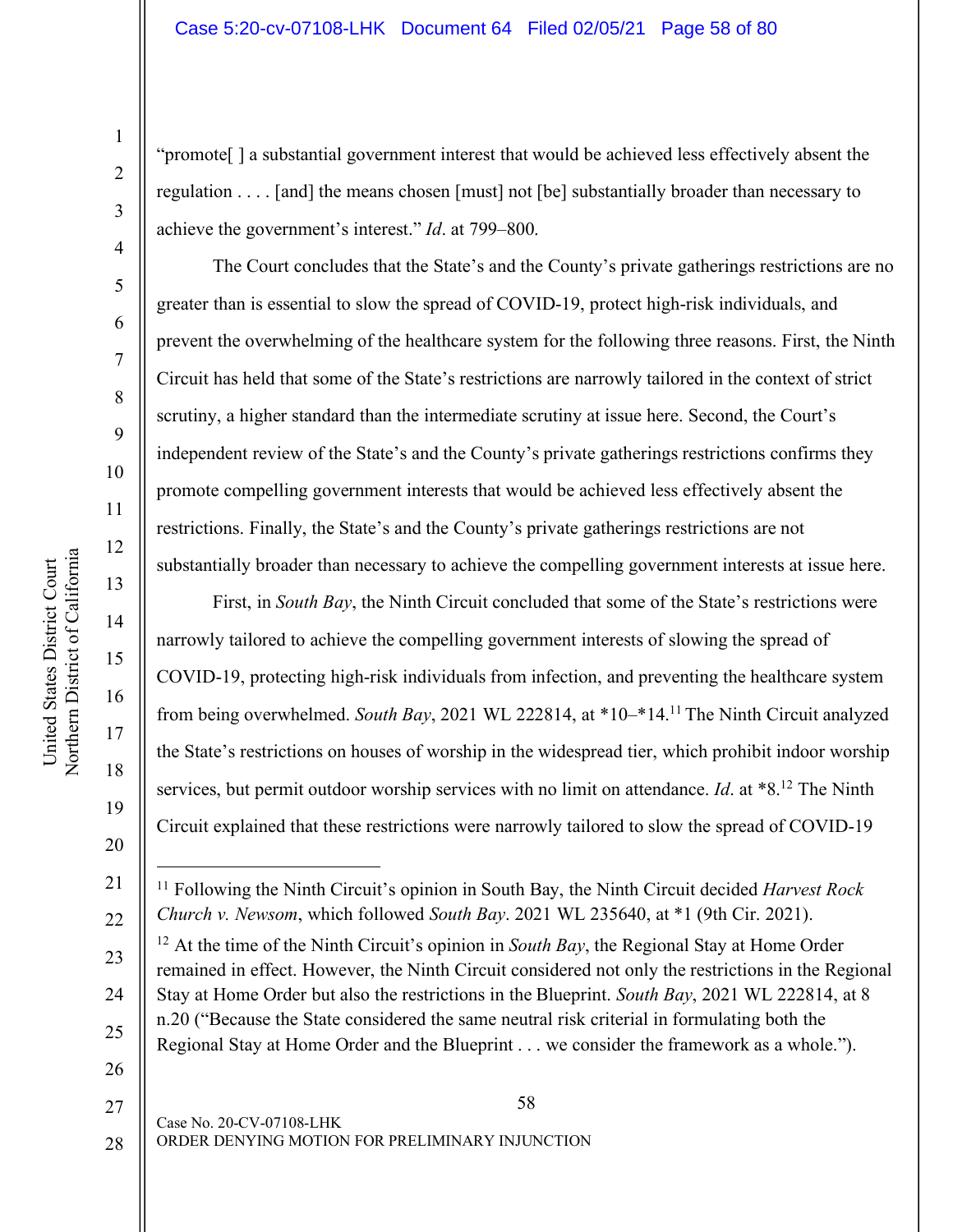"promote[ ] a substantial government interest that would be achieved less effectively absent the regulation . . . . [and] the means chosen [must] not [be] substantially broader than necessary to achieve the government's interest." *Id*. at 799–800.

The Court concludes that the State's and the County's private gatherings restrictions are no greater than is essential to slow the spread of COVID-19, protect high-risk individuals, and prevent the overwhelming of the healthcare system for the following three reasons. First, the Ninth Circuit has held that some of the State's restrictions are narrowly tailored in the context of strict scrutiny, a higher standard than the intermediate scrutiny at issue here. Second, the Court's independent review of the State's and the County's private gatherings restrictions confirms they promote compelling government interests that would be achieved less effectively absent the restrictions. Finally, the State's and the County's private gatherings restrictions are not substantially broader than necessary to achieve the compelling government interests at issue here.

First, in *South Bay*, the Ninth Circuit concluded that some of the State's restrictions were narrowly tailored to achieve the compelling government interests of slowing the spread of COVID-19, protecting high-risk individuals from infection, and preventing the healthcare system from being overwhelmed. *South Bay*, 2021 WL 222814, at *10–*14.[11] The Ninth Circuit analyzed the State's restrictions on houses of worship in the widespread tier, which prohibit indoor worship services, but permit outdoor worship services with no limit on attendance. *Id*. at *8.[12] The Ninth Circuit explained that these restrictions were narrowly tailored to slow the spread of COVID-19

---

[11] Following the Ninth Circuit's opinion in South Bay, the Ninth Circuit decided *Harvest Rock Church v. Newsom*, which followed *South Bay*. 2021 WL 235640, at *1 (9th Cir. 2021).

[12] At the time of the Ninth Circuit's opinion in *South Bay*, the Regional Stay at Home Order remained in effect. However, the Ninth Circuit considered not only the restrictions in the Regional Stay at Home Order but also the restrictions in the Blueprint. *South Bay*, 2021 WL 222814, at 8 n.20 ("Because the State considered the same neutral risk criterial in formulating both the Regional Stay at Home Order and the Blueprint . . . we consider the framework as a whole.").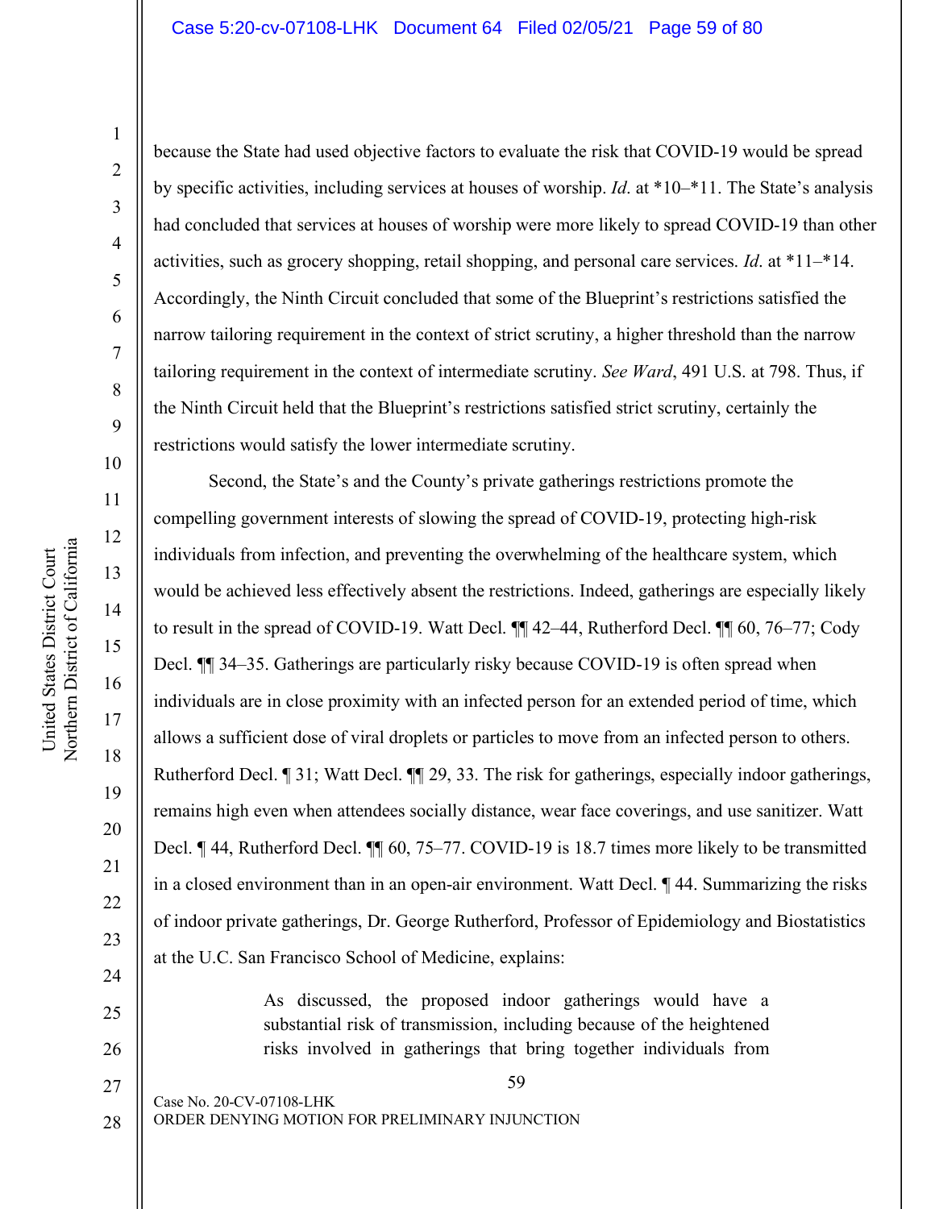because the State had used objective factors to evaluate the risk that COVID-19 would be spread by specific activities, including services at houses of worship. *Id*. at *10–*11. The State's analysis had concluded that services at houses of worship were more likely to spread COVID-19 than other activities, such as grocery shopping, retail shopping, and personal care services. *Id*. at *11–*14. Accordingly, the Ninth Circuit concluded that some of the Blueprint's restrictions satisfied the narrow tailoring requirement in the context of strict scrutiny, a higher threshold than the narrow tailoring requirement in the context of intermediate scrutiny. *See Ward*, 491 U.S. at 798. Thus, if the Ninth Circuit held that the Blueprint's restrictions satisfied strict scrutiny, certainly the restrictions would satisfy the lower intermediate scrutiny.

Second, the State's and the County's private gatherings restrictions promote the compelling government interests of slowing the spread of COVID-19, protecting high-risk individuals from infection, and preventing the overwhelming of the healthcare system, which would be achieved less effectively absent the restrictions. Indeed, gatherings are especially likely to result in the spread of COVID-19. Watt Decl. ¶¶ 42–44, Rutherford Decl. ¶¶ 60, 76–77; Cody Decl. ¶¶ 34–35. Gatherings are particularly risky because COVID-19 is often spread when individuals are in close proximity with an infected person for an extended period of time, which allows a sufficient dose of viral droplets or particles to move from an infected person to others. Rutherford Decl. ¶ 31; Watt Decl. ¶¶ 29, 33. The risk for gatherings, especially indoor gatherings, remains high even when attendees socially distance, wear face coverings, and use sanitizer. Watt Decl. ¶ 44, Rutherford Decl. ¶¶ 60, 75–77. COVID-19 is 18.7 times more likely to be transmitted in a closed environment than in an open-air environment. Watt Decl. ¶ 44. Summarizing the risks of indoor private gatherings, Dr. George Rutherford, Professor of Epidemiology and Biostatistics at the U.C. San Francisco School of Medicine, explains:

> As discussed, the proposed indoor gatherings would have a substantial risk of transmission, including because of the heightened risks involved in gatherings that bring together individuals from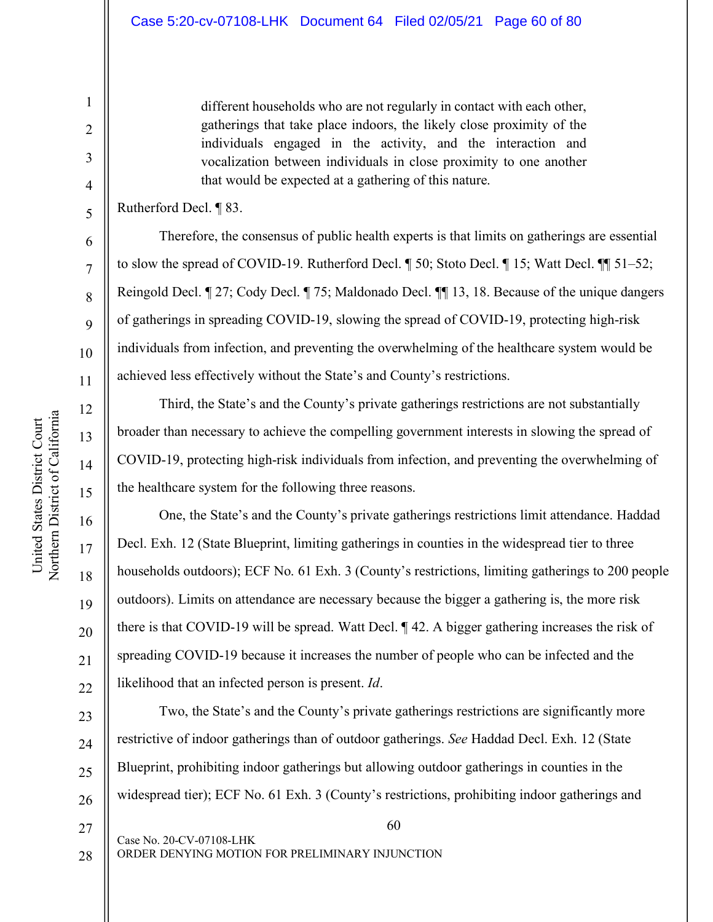> different households who are not regularly in contact with each other, gatherings that take place indoors, the likely close proximity of the individuals engaged in the activity, and the interaction and vocalization between individuals in close proximity to one another that would be expected at a gathering of this nature.

Rutherford Decl. ¶ 83.

Therefore, the consensus of public health experts is that limits on gatherings are essential to slow the spread of COVID-19. Rutherford Decl. ¶ 50; Stoto Decl. ¶ 15; Watt Decl. ¶¶ 51–52; Reingold Decl. ¶ 27; Cody Decl. ¶ 75; Maldonado Decl. ¶¶ 13, 18. Because of the unique dangers of gatherings in spreading COVID-19, slowing the spread of COVID-19, protecting high-risk individuals from infection, and preventing the overwhelming of the healthcare system would be achieved less effectively without the State's and County's restrictions.

Third, the State's and the County's private gatherings restrictions are not substantially broader than necessary to achieve the compelling government interests in slowing the spread of COVID-19, protecting high-risk individuals from infection, and preventing the overwhelming of the healthcare system for the following three reasons.

One, the State's and the County's private gatherings restrictions limit attendance. Haddad Decl. Exh. 12 (State Blueprint, limiting gatherings in counties in the widespread tier to three households outdoors); ECF No. 61 Exh. 3 (County's restrictions, limiting gatherings to 200 people outdoors). Limits on attendance are necessary because the bigger a gathering is, the more risk there is that COVID-19 will be spread. Watt Decl. ¶ 42. A bigger gathering increases the risk of spreading COVID-19 because it increases the number of people who can be infected and the likelihood that an infected person is present. *Id*.

Two, the State's and the County's private gatherings restrictions are significantly more restrictive of indoor gatherings than of outdoor gatherings. *See* Haddad Decl. Exh. 12 (State Blueprint, prohibiting indoor gatherings but allowing outdoor gatherings in counties in the widespread tier); ECF No. 61 Exh. 3 (County's restrictions, prohibiting indoor gatherings and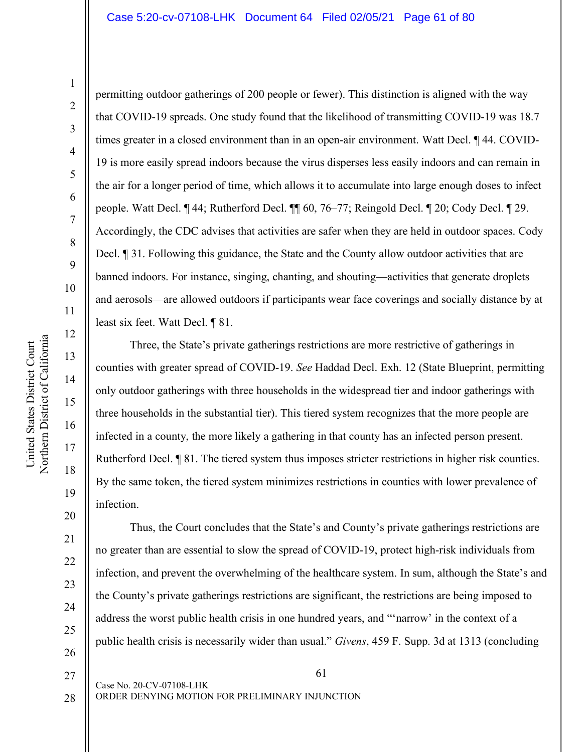permitting outdoor gatherings of 200 people or fewer). This distinction is aligned with the way that COVID-19 spreads. One study found that the likelihood of transmitting COVID-19 was 18.7 times greater in a closed environment than in an open-air environment. Watt Decl. ¶ 44. COVID-19 is more easily spread indoors because the virus disperses less easily indoors and can remain in the air for a longer period of time, which allows it to accumulate into large enough doses to infect people. Watt Decl. ¶ 44; Rutherford Decl. ¶¶ 60, 76–77; Reingold Decl. ¶ 20; Cody Decl. ¶ 29. Accordingly, the CDC advises that activities are safer when they are held in outdoor spaces. Cody Decl. ¶ 31. Following this guidance, the State and the County allow outdoor activities that are banned indoors. For instance, singing, chanting, and shouting—activities that generate droplets and aerosols—are allowed outdoors if participants wear face coverings and socially distance by at least six feet. Watt Decl. ¶ 81.

Three, the State's private gatherings restrictions are more restrictive of gatherings in counties with greater spread of COVID-19. *See* Haddad Decl. Exh. 12 (State Blueprint, permitting only outdoor gatherings with three households in the widespread tier and indoor gatherings with three households in the substantial tier). This tiered system recognizes that the more people are infected in a county, the more likely a gathering in that county has an infected person present. Rutherford Decl. ¶ 81. The tiered system thus imposes stricter restrictions in higher risk counties. By the same token, the tiered system minimizes restrictions in counties with lower prevalence of infection.

Thus, the Court concludes that the State's and County's private gatherings restrictions are no greater than are essential to slow the spread of COVID-19, protect high-risk individuals from infection, and prevent the overwhelming of the healthcare system. In sum, although the State's and the County's private gatherings restrictions are significant, the restrictions are being imposed to address the worst public health crisis in one hundred years, and "'narrow' in the context of a public health crisis is necessarily wider than usual." *Givens*, 459 F. Supp. 3d at 1313 (concluding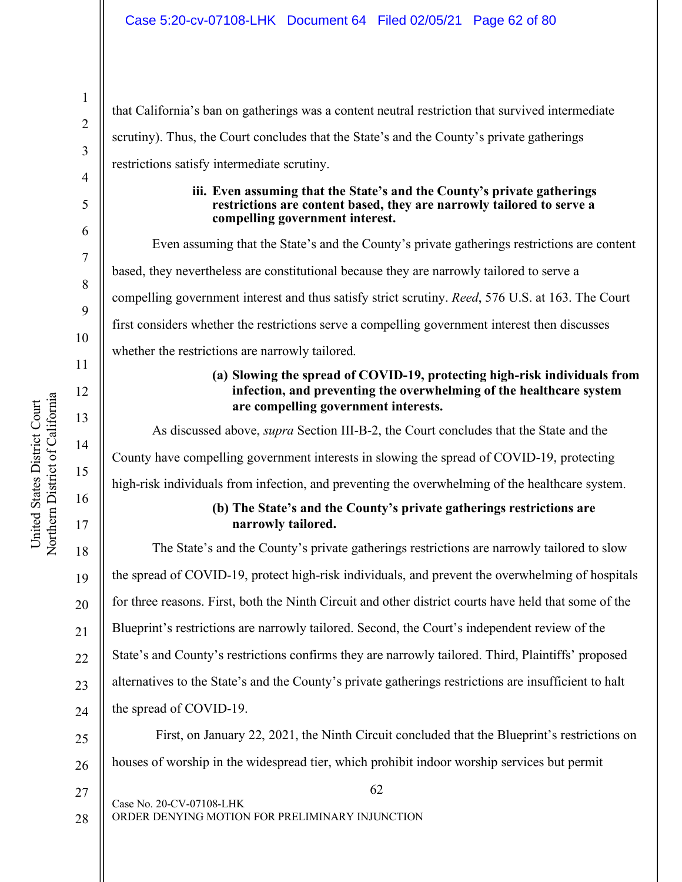that California's ban on gatherings was a content neutral restriction that survived intermediate scrutiny). Thus, the Court concludes that the State's and the County's private gatherings restrictions satisfy intermediate scrutiny.

**iii. Even assuming that the State's and the County's private gatherings restrictions are content based, they are narrowly tailored to serve a compelling government interest.**

Even assuming that the State's and the County's private gatherings restrictions are content based, they nevertheless are constitutional because they are narrowly tailored to serve a compelling government interest and thus satisfy strict scrutiny. *Reed*, 576 U.S. at 163. The Court first considers whether the restrictions serve a compelling government interest then discusses whether the restrictions are narrowly tailored.

**(a) Slowing the spread of COVID-19, protecting high-risk individuals from infection, and preventing the overwhelming of the healthcare system are compelling government interests.**

As discussed above, *supra* Section III-B-2, the Court concludes that the State and the County have compelling government interests in slowing the spread of COVID-19, protecting high-risk individuals from infection, and preventing the overwhelming of the healthcare system.

**(b) The State's and the County's private gatherings restrictions are narrowly tailored.**

The State's and the County's private gatherings restrictions are narrowly tailored to slow the spread of COVID-19, protect high-risk individuals, and prevent the overwhelming of hospitals for three reasons. First, both the Ninth Circuit and other district courts have held that some of the Blueprint's restrictions are narrowly tailored. Second, the Court's independent review of the State's and County's restrictions confirms they are narrowly tailored. Third, Plaintiffs' proposed alternatives to the State's and the County's private gatherings restrictions are insufficient to halt the spread of COVID-19.

First, on January 22, 2021, the Ninth Circuit concluded that the Blueprint's restrictions on houses of worship in the widespread tier, which prohibit indoor worship services but permit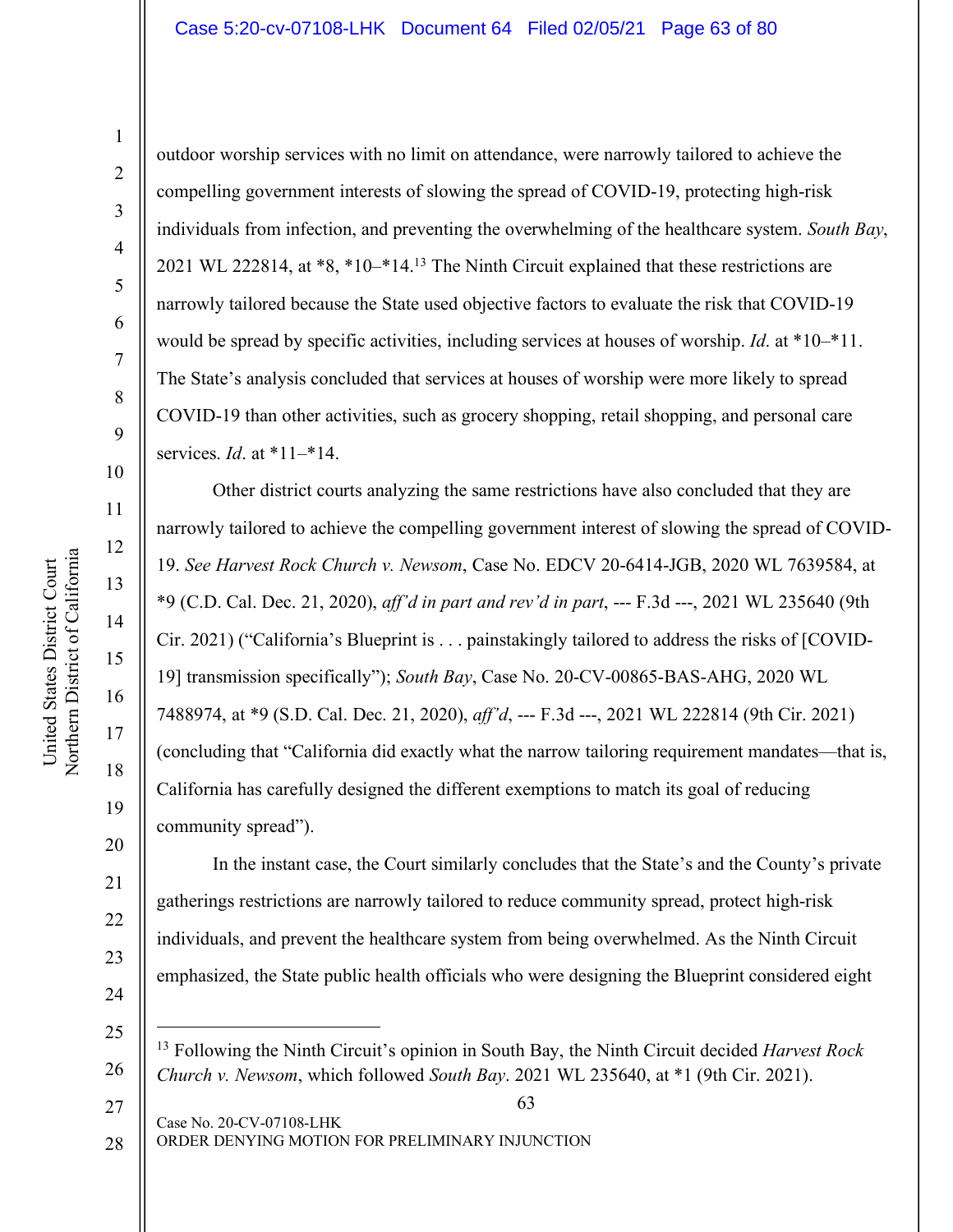outdoor worship services with no limit on attendance, were narrowly tailored to achieve the compelling government interests of slowing the spread of COVID-19, protecting high-risk individuals from infection, and preventing the overwhelming of the healthcare system. *South Bay*, 2021 WL 222814, at *8, *10–*14.[13] The Ninth Circuit explained that these restrictions are narrowly tailored because the State used objective factors to evaluate the risk that COVID-19 would be spread by specific activities, including services at houses of worship. *Id*. at *10–*11. The State's analysis concluded that services at houses of worship were more likely to spread COVID-19 than other activities, such as grocery shopping, retail shopping, and personal care services. *Id*. at *11–*14.

Other district courts analyzing the same restrictions have also concluded that they are narrowly tailored to achieve the compelling government interest of slowing the spread of COVID-19. *See Harvest Rock Church v. Newsom*, Case No. EDCV 20-6414-JGB, 2020 WL 7639584, at *9 (C.D. Cal. Dec. 21, 2020), *aff'd in part and rev'd in part*, --- F.3d ---, 2021 WL 235640 (9th Cir. 2021) ("California's Blueprint is . . . painstakingly tailored to address the risks of [COVID-19] transmission specifically"); *South Bay*, Case No. 20-CV-00865-BAS-AHG, 2020 WL 7488974, at *9 (S.D. Cal. Dec. 21, 2020), *aff'd*, --- F.3d ---, 2021 WL 222814 (9th Cir. 2021) (concluding that "California did exactly what the narrow tailoring requirement mandates—that is, California has carefully designed the different exemptions to match its goal of reducing community spread").

In the instant case, the Court similarly concludes that the State's and the County's private gatherings restrictions are narrowly tailored to reduce community spread, protect high-risk individuals, and prevent the healthcare system from being overwhelmed. As the Ninth Circuit emphasized, the State public health officials who were designing the Blueprint considered eight

---

[13] Following the Ninth Circuit's opinion in South Bay, the Ninth Circuit decided *Harvest Rock Church v. Newsom*, which followed *South Bay*. 2021 WL 235640, at *1 (9th Cir. 2021).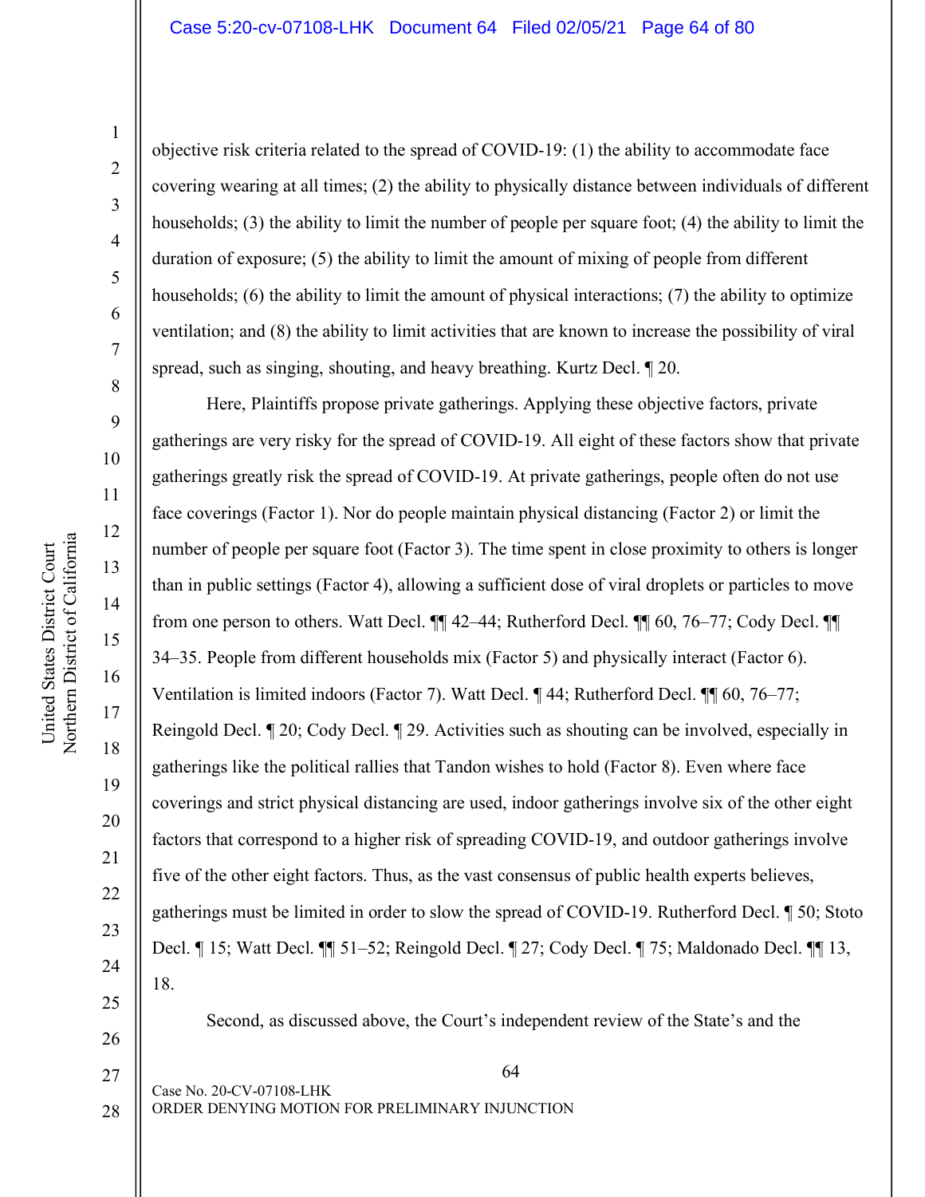objective risk criteria related to the spread of COVID-19: (1) the ability to accommodate face covering wearing at all times; (2) the ability to physically distance between individuals of different households; (3) the ability to limit the number of people per square foot; (4) the ability to limit the duration of exposure; (5) the ability to limit the amount of mixing of people from different households; (6) the ability to limit the amount of physical interactions; (7) the ability to optimize ventilation; and (8) the ability to limit activities that are known to increase the possibility of viral spread, such as singing, shouting, and heavy breathing. Kurtz Decl. ¶ 20.

Here, Plaintiffs propose private gatherings. Applying these objective factors, private gatherings are very risky for the spread of COVID-19. All eight of these factors show that private gatherings greatly risk the spread of COVID-19. At private gatherings, people often do not use face coverings (Factor 1). Nor do people maintain physical distancing (Factor 2) or limit the number of people per square foot (Factor 3). The time spent in close proximity to others is longer than in public settings (Factor 4), allowing a sufficient dose of viral droplets or particles to move from one person to others. Watt Decl. ¶¶ 42–44; Rutherford Decl. ¶¶ 60, 76–77; Cody Decl. ¶¶ 34–35. People from different households mix (Factor 5) and physically interact (Factor 6). Ventilation is limited indoors (Factor 7). Watt Decl. ¶ 44; Rutherford Decl. ¶¶ 60, 76–77; Reingold Decl. ¶ 20; Cody Decl. ¶ 29. Activities such as shouting can be involved, especially in gatherings like the political rallies that Tandon wishes to hold (Factor 8). Even where face coverings and strict physical distancing are used, indoor gatherings involve six of the other eight factors that correspond to a higher risk of spreading COVID-19, and outdoor gatherings involve five of the other eight factors. Thus, as the vast consensus of public health experts believes, gatherings must be limited in order to slow the spread of COVID-19. Rutherford Decl. ¶ 50; Stoto Decl. ¶ 15; Watt Decl. ¶¶ 51–52; Reingold Decl. ¶ 27; Cody Decl. ¶ 75; Maldonado Decl. ¶¶ 13, 18.

Second, as discussed above, the Court's independent review of the State's and the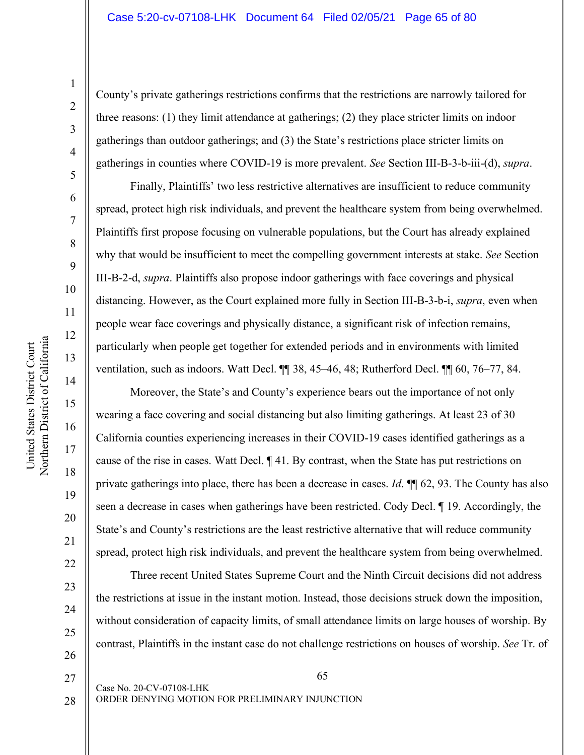County's private gatherings restrictions confirms that the restrictions are narrowly tailored for three reasons: (1) they limit attendance at gatherings; (2) they place stricter limits on indoor gatherings than outdoor gatherings; and (3) the State's restrictions place stricter limits on gatherings in counties where COVID-19 is more prevalent. *See* Section III-B-3-b-iii-(d), *supra*.

Finally, Plaintiffs' two less restrictive alternatives are insufficient to reduce community spread, protect high risk individuals, and prevent the healthcare system from being overwhelmed. Plaintiffs first propose focusing on vulnerable populations, but the Court has already explained why that would be insufficient to meet the compelling government interests at stake. *See* Section III-B-2-d, *supra*. Plaintiffs also propose indoor gatherings with face coverings and physical distancing. However, as the Court explained more fully in Section III-B-3-b-i, *supra*, even when people wear face coverings and physically distance, a significant risk of infection remains, particularly when people get together for extended periods and in environments with limited ventilation, such as indoors. Watt Decl. ¶¶ 38, 45–46, 48; Rutherford Decl. ¶¶ 60, 76–77, 84.

Moreover, the State's and County's experience bears out the importance of not only wearing a face covering and social distancing but also limiting gatherings. At least 23 of 30 California counties experiencing increases in their COVID-19 cases identified gatherings as a cause of the rise in cases. Watt Decl. ¶ 41. By contrast, when the State has put restrictions on private gatherings into place, there has been a decrease in cases. *Id*. ¶¶ 62, 93. The County has also seen a decrease in cases when gatherings have been restricted. Cody Decl. ¶ 19. Accordingly, the State's and County's restrictions are the least restrictive alternative that will reduce community spread, protect high risk individuals, and prevent the healthcare system from being overwhelmed.

Three recent United States Supreme Court and the Ninth Circuit decisions did not address the restrictions at issue in the instant motion. Instead, those decisions struck down the imposition, without consideration of capacity limits, of small attendance limits on large houses of worship. By contrast, Plaintiffs in the instant case do not challenge restrictions on houses of worship. *See* Tr. of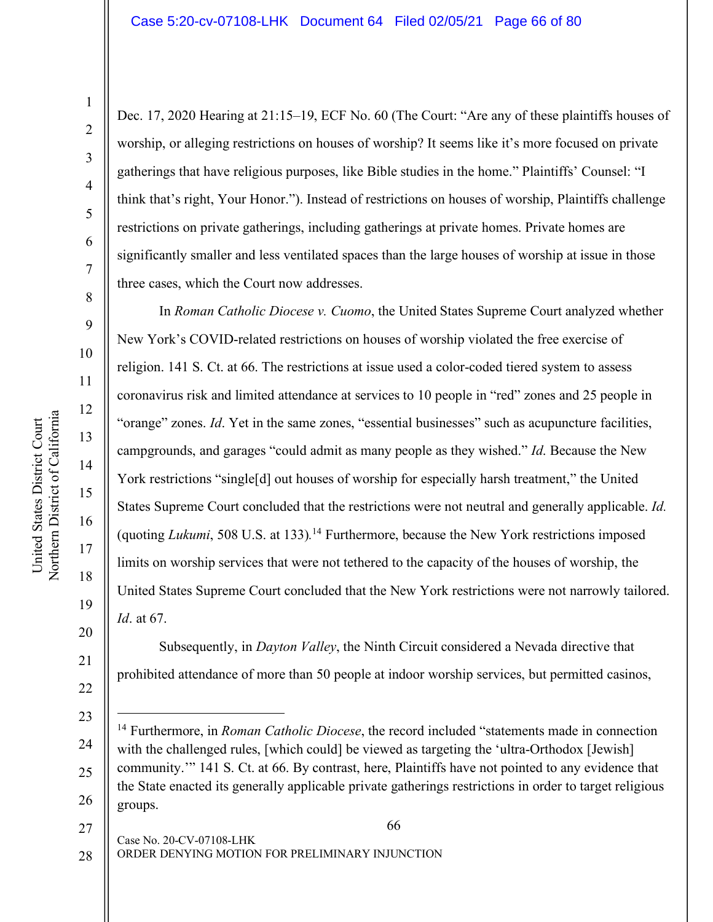Dec. 17, 2020 Hearing at 21:15–19, ECF No. 60 (The Court: "Are any of these plaintiffs houses of worship, or alleging restrictions on houses of worship? It seems like it's more focused on private gatherings that have religious purposes, like Bible studies in the home." Plaintiffs' Counsel: "I think that's right, Your Honor."). Instead of restrictions on houses of worship, Plaintiffs challenge restrictions on private gatherings, including gatherings at private homes. Private homes are significantly smaller and less ventilated spaces than the large houses of worship at issue in those three cases, which the Court now addresses.

In *Roman Catholic Diocese v. Cuomo*, the United States Supreme Court analyzed whether New York's COVID-related restrictions on houses of worship violated the free exercise of religion. 141 S. Ct. at 66. The restrictions at issue used a color-coded tiered system to assess coronavirus risk and limited attendance at services to 10 people in "red" zones and 25 people in "orange" zones. *Id*. Yet in the same zones, "essential businesses" such as acupuncture facilities, campgrounds, and garages "could admit as many people as they wished." *Id.* Because the New York restrictions "single[d] out houses of worship for especially harsh treatment," the United States Supreme Court concluded that the restrictions were not neutral and generally applicable. *Id.* (quoting *Lukumi*, 508 U.S. at 133).[14] Furthermore, because the New York restrictions imposed limits on worship services that were not tethered to the capacity of the houses of worship, the United States Supreme Court concluded that the New York restrictions were not narrowly tailored. *Id*. at 67.

Subsequently, in *Dayton Valley*, the Ninth Circuit considered a Nevada directive that prohibited attendance of more than 50 people at indoor worship services, but permitted casinos,

---

[14] Furthermore, in *Roman Catholic Diocese*, the record included "statements made in connection with the challenged rules, [which could] be viewed as targeting the 'ultra-Orthodox [Jewish] community.'" 141 S. Ct. at 66. By contrast, here, Plaintiffs have not pointed to any evidence that the State enacted its generally applicable private gatherings restrictions in order to target religious groups.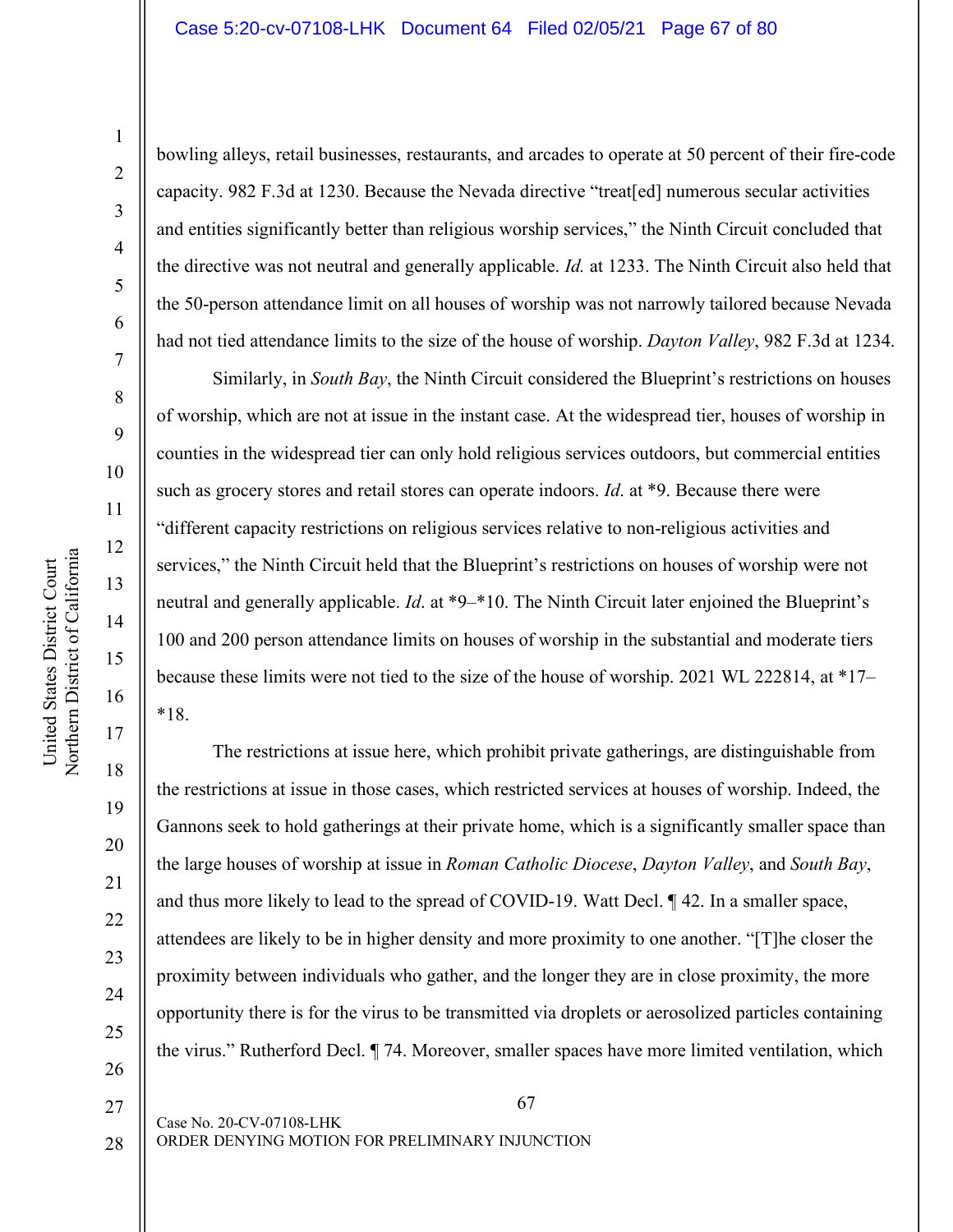bowling alleys, retail businesses, restaurants, and arcades to operate at 50 percent of their fire-code capacity. 982 F.3d at 1230. Because the Nevada directive "treat[ed] numerous secular activities and entities significantly better than religious worship services," the Ninth Circuit concluded that the directive was not neutral and generally applicable. *Id.* at 1233. The Ninth Circuit also held that the 50-person attendance limit on all houses of worship was not narrowly tailored because Nevada had not tied attendance limits to the size of the house of worship. *Dayton Valley*, 982 F.3d at 1234.

Similarly, in *South Bay*, the Ninth Circuit considered the Blueprint's restrictions on houses of worship, which are not at issue in the instant case. At the widespread tier, houses of worship in counties in the widespread tier can only hold religious services outdoors, but commercial entities such as grocery stores and retail stores can operate indoors. *Id*. at *9. Because there were "different capacity restrictions on religious services relative to non-religious activities and services," the Ninth Circuit held that the Blueprint's restrictions on houses of worship were not neutral and generally applicable. *Id*. at *9–*10. The Ninth Circuit later enjoined the Blueprint's 100 and 200 person attendance limits on houses of worship in the substantial and moderate tiers because these limits were not tied to the size of the house of worship. 2021 WL 222814, at *17–*18.

The restrictions at issue here, which prohibit private gatherings, are distinguishable from the restrictions at issue in those cases, which restricted services at houses of worship. Indeed, the Gannons seek to hold gatherings at their private home, which is a significantly smaller space than the large houses of worship at issue in *Roman Catholic Diocese*, *Dayton Valley*, and *South Bay*, and thus more likely to lead to the spread of COVID-19. Watt Decl. ¶ 42. In a smaller space, attendees are likely to be in higher density and more proximity to one another. "[T]he closer the proximity between individuals who gather, and the longer they are in close proximity, the more opportunity there is for the virus to be transmitted via droplets or aerosolized particles containing the virus." Rutherford Decl. ¶ 74. Moreover, smaller spaces have more limited ventilation, which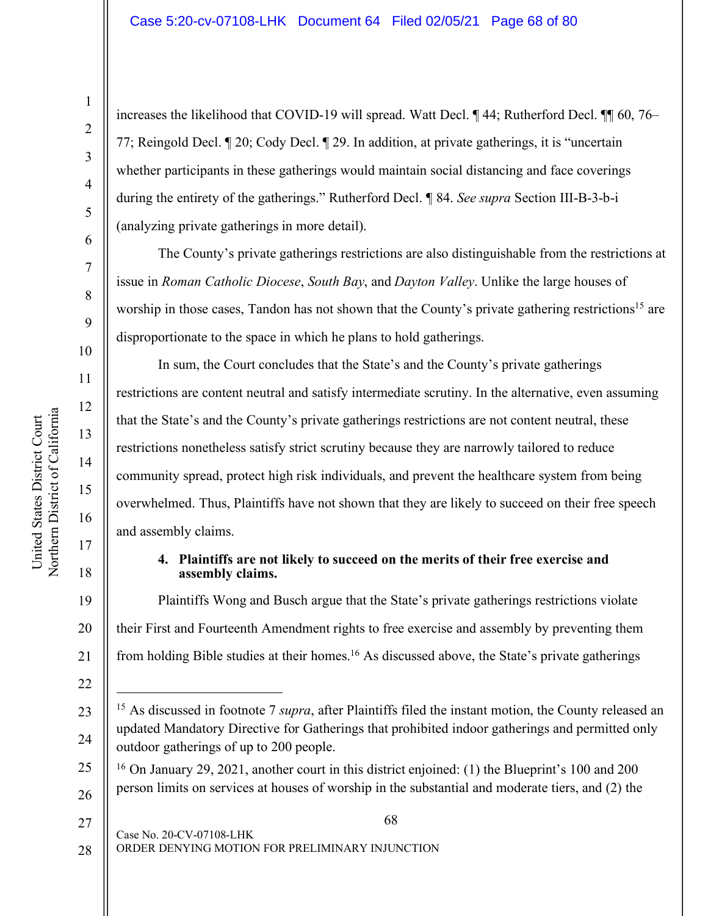increases the likelihood that COVID-19 will spread. Watt Decl. ¶ 44; Rutherford Decl. ¶¶ 60, 76–77; Reingold Decl. ¶ 20; Cody Decl. ¶ 29. In addition, at private gatherings, it is "uncertain whether participants in these gatherings would maintain social distancing and face coverings during the entirety of the gatherings." Rutherford Decl. ¶ 84. *See supra* Section III-B-3-b-i (analyzing private gatherings in more detail).

The County's private gatherings restrictions are also distinguishable from the restrictions at issue in *Roman Catholic Diocese*, *South Bay*, and *Dayton Valley*. Unlike the large houses of worship in those cases, Tandon has not shown that the County's private gathering restrictions[15] are disproportionate to the space in which he plans to hold gatherings.

In sum, the Court concludes that the State's and the County's private gatherings restrictions are content neutral and satisfy intermediate scrutiny. In the alternative, even assuming that the State's and the County's private gatherings restrictions are not content neutral, these restrictions nonetheless satisfy strict scrutiny because they are narrowly tailored to reduce community spread, protect high risk individuals, and prevent the healthcare system from being overwhelmed. Thus, Plaintiffs have not shown that they are likely to succeed on their free speech and assembly claims.

#### 4. Plaintiffs are not likely to succeed on the merits of their free exercise and assembly claims.

Plaintiffs Wong and Busch argue that the State's private gatherings restrictions violate their First and Fourteenth Amendment rights to free exercise and assembly by preventing them from holding Bible studies at their homes.[16] As discussed above, the State's private gatherings

---

[15] As discussed in footnote 7 *supra*, after Plaintiffs filed the instant motion, the County released an updated Mandatory Directive for Gatherings that prohibited indoor gatherings and permitted only outdoor gatherings of up to 200 people.

[16] On January 29, 2021, another court in this district enjoined: (1) the Blueprint's 100 and 200 person limits on services at houses of worship in the substantial and moderate tiers, and (2) the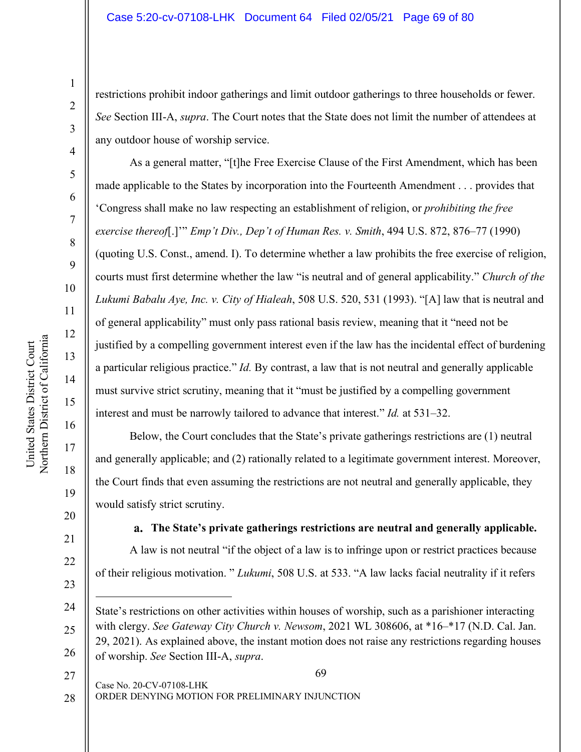restrictions prohibit indoor gatherings and limit outdoor gatherings to three households or fewer. *See* Section III-A, *supra*. The Court notes that the State does not limit the number of attendees at any outdoor house of worship service.

As a general matter, "[t]he Free Exercise Clause of the First Amendment, which has been made applicable to the States by incorporation into the Fourteenth Amendment . . . provides that 'Congress shall make no law respecting an establishment of religion, or *prohibiting the free exercise thereof*[.]'" *Emp't Div., Dep't of Human Res. v. Smith*, 494 U.S. 872, 876–77 (1990) (quoting U.S. Const., amend. I). To determine whether a law prohibits the free exercise of religion, courts must first determine whether the law "is neutral and of general applicability." *Church of the Lukumi Babalu Aye, Inc. v. City of Hialeah*, 508 U.S. 520, 531 (1993). "[A] law that is neutral and of general applicability" must only pass rational basis review, meaning that it "need not be justified by a compelling government interest even if the law has the incidental effect of burdening a particular religious practice." *Id.* By contrast, a law that is not neutral and generally applicable must survive strict scrutiny, meaning that it "must be justified by a compelling government interest and must be narrowly tailored to advance that interest." *Id.* at 531–32.

Below, the Court concludes that the State's private gatherings restrictions are (1) neutral and generally applicable; and (2) rationally related to a legitimate government interest. Moreover, the Court finds that even assuming the restrictions are not neutral and generally applicable, they would satisfy strict scrutiny.

#### a. The State's private gatherings restrictions are neutral and generally applicable.

A law is not neutral "if the object of a law is to infringe upon or restrict practices because of their religious motivation. " *Lukumi*, 508 U.S. at 533. "A law lacks facial neutrality if it refers

---

State's restrictions on other activities within houses of worship, such as a parishioner interacting with clergy. *See Gateway City Church v. Newsom*, 2021 WL 308606, at *16–*17 (N.D. Cal. Jan. 29, 2021). As explained above, the instant motion does not raise any restrictions regarding houses of worship. *See* Section III-A, *supra*.

Case No. 20-CV-07108-LHK
ORDER DENYING MOTION FOR PRELIMINARY INJUNCTION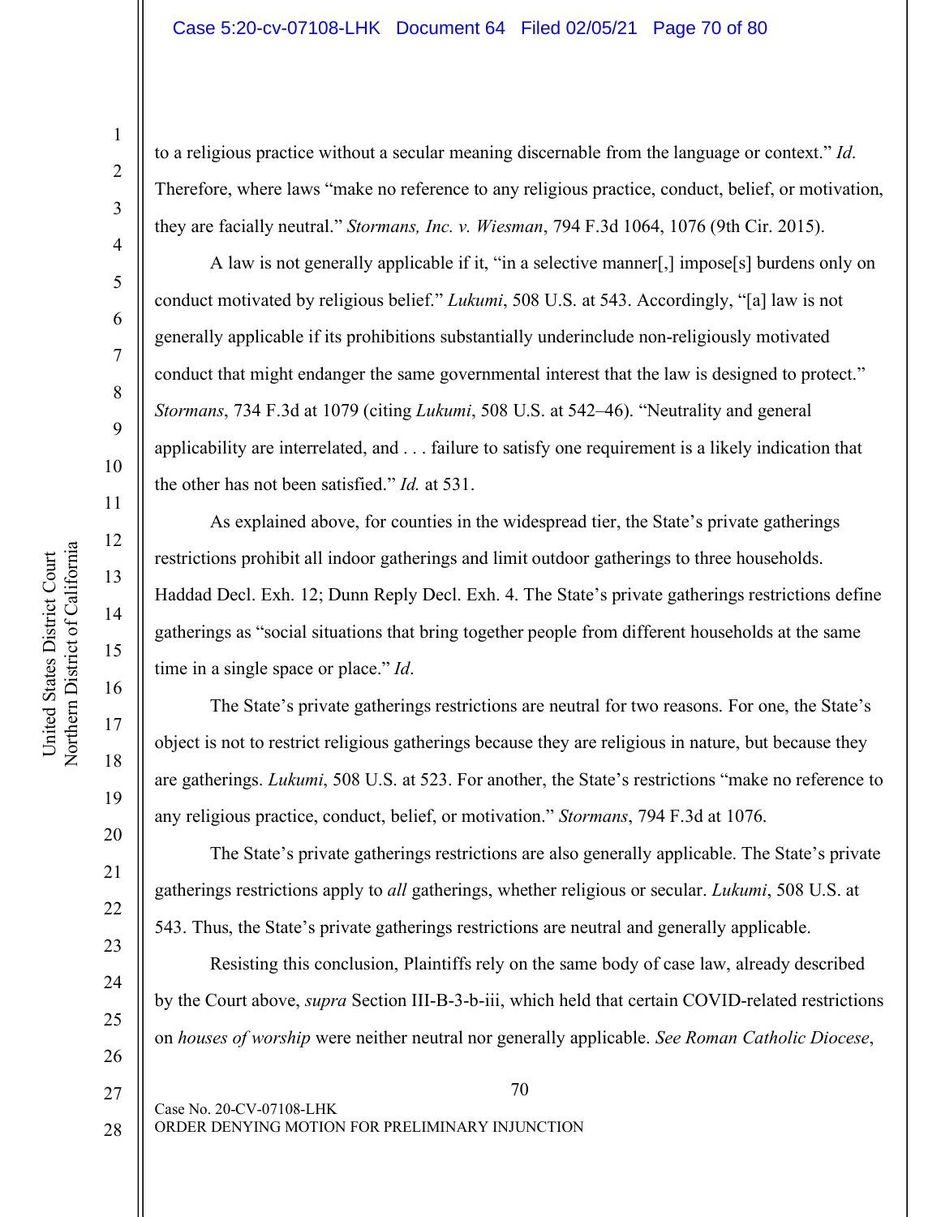to a religious practice without a secular meaning discernable from the language or context." *Id.* Therefore, where laws "make no reference to any religious practice, conduct, belief, or motivation, they are facially neutral." *Stormans, Inc. v. Wiesman*, 794 F.3d 1064, 1076 (9th Cir. 2015).

A law is not generally applicable if it, "in a selective manner[,] impose[s] burdens only on conduct motivated by religious belief." *Lukumi*, 508 U.S. at 543. Accordingly, "[a] law is not generally applicable if its prohibitions substantially underinclude non-religiously motivated conduct that might endanger the same governmental interest that the law is designed to protect." *Stormans*, 734 F.3d at 1079 (citing *Lukumi*, 508 U.S. at 542–46). "Neutrality and general applicability are interrelated, and . . . failure to satisfy one requirement is a likely indication that the other has not been satisfied." *Id.* at 531.

As explained above, for counties in the widespread tier, the State's private gatherings restrictions prohibit all indoor gatherings and limit outdoor gatherings to three households. Haddad Decl. Exh. 12; Dunn Reply Decl. Exh. 4. The State's private gatherings restrictions define gatherings as "social situations that bring together people from different households at the same time in a single space or place." *Id*.

The State's private gatherings restrictions are neutral for two reasons. For one, the State's object is not to restrict religious gatherings because they are religious in nature, but because they are gatherings. *Lukumi*, 508 U.S. at 523. For another, the State's restrictions "make no reference to any religious practice, conduct, belief, or motivation." *Stormans*, 794 F.3d at 1076.

The State's private gatherings restrictions are also generally applicable. The State's private gatherings restrictions apply to *all* gatherings, whether religious or secular. *Lukumi*, 508 U.S. at 543. Thus, the State's private gatherings restrictions are neutral and generally applicable.

Resisting this conclusion, Plaintiffs rely on the same body of case law, already described by the Court above, *supra* Section III-B-3-b-iii, which held that certain COVID-related restrictions on *houses of worship* were neither neutral nor generally applicable. *See Roman Catholic Diocese*,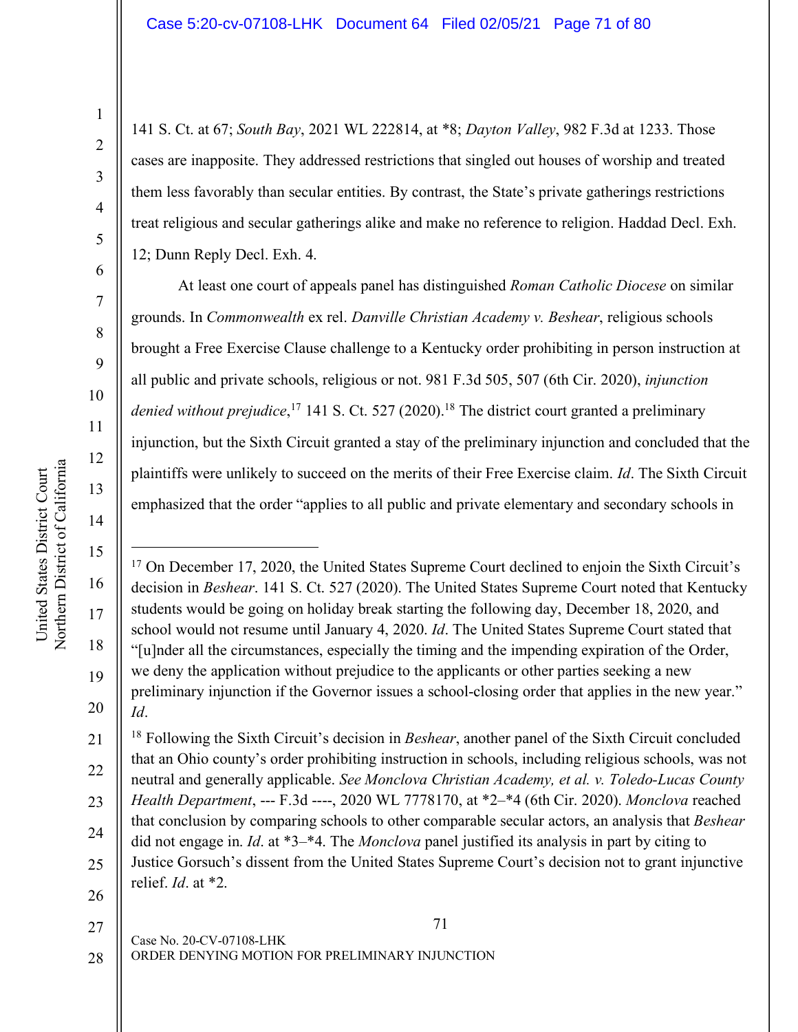141 S. Ct. at 67; *South Bay*, 2021 WL 222814, at *8; *Dayton Valley*, 982 F.3d at 1233. Those cases are inapposite. They addressed restrictions that singled out houses of worship and treated them less favorably than secular entities. By contrast, the State's private gatherings restrictions treat religious and secular gatherings alike and make no reference to religion. Haddad Decl. Exh. 12; Dunn Reply Decl. Exh. 4.

At least one court of appeals panel has distinguished *Roman Catholic Diocese* on similar grounds. In *Commonwealth* ex rel. *Danville Christian Academy v. Beshear*, religious schools brought a Free Exercise Clause challenge to a Kentucky order prohibiting in person instruction at all public and private schools, religious or not. 981 F.3d 505, 507 (6th Cir. 2020), *injunction denied without prejudice*,[17] 141 S. Ct. 527 (2020).[18] The district court granted a preliminary injunction, but the Sixth Circuit granted a stay of the preliminary injunction and concluded that the plaintiffs were unlikely to succeed on the merits of their Free Exercise claim. *Id*. The Sixth Circuit emphasized that the order "applies to all public and private elementary and secondary schools in

---

[17] On December 17, 2020, the United States Supreme Court declined to enjoin the Sixth Circuit's decision in *Beshear*. 141 S. Ct. 527 (2020). The United States Supreme Court noted that Kentucky students would be going on holiday break starting the following day, December 18, 2020, and school would not resume until January 4, 2020. *Id*. The United States Supreme Court stated that "[u]nder all the circumstances, especially the timing and the impending expiration of the Order, we deny the application without prejudice to the applicants or other parties seeking a new preliminary injunction if the Governor issues a school-closing order that applies in the new year." *Id*.

[18] Following the Sixth Circuit's decision in *Beshear*, another panel of the Sixth Circuit concluded that an Ohio county's order prohibiting instruction in schools, including religious schools, was not neutral and generally applicable. *See Monclova Christian Academy, et al. v. Toledo-Lucas County Health Department*, --- F.3d ----, 2020 WL 7778170, at *2–*4 (6th Cir. 2020). *Monclova* reached that conclusion by comparing schools to other comparable secular actors, an analysis that *Beshear* did not engage in. *Id*. at *3–*4. The *Monclova* panel justified its analysis in part by citing to Justice Gorsuch's dissent from the United States Supreme Court's decision not to grant injunctive relief. *Id*. at *2.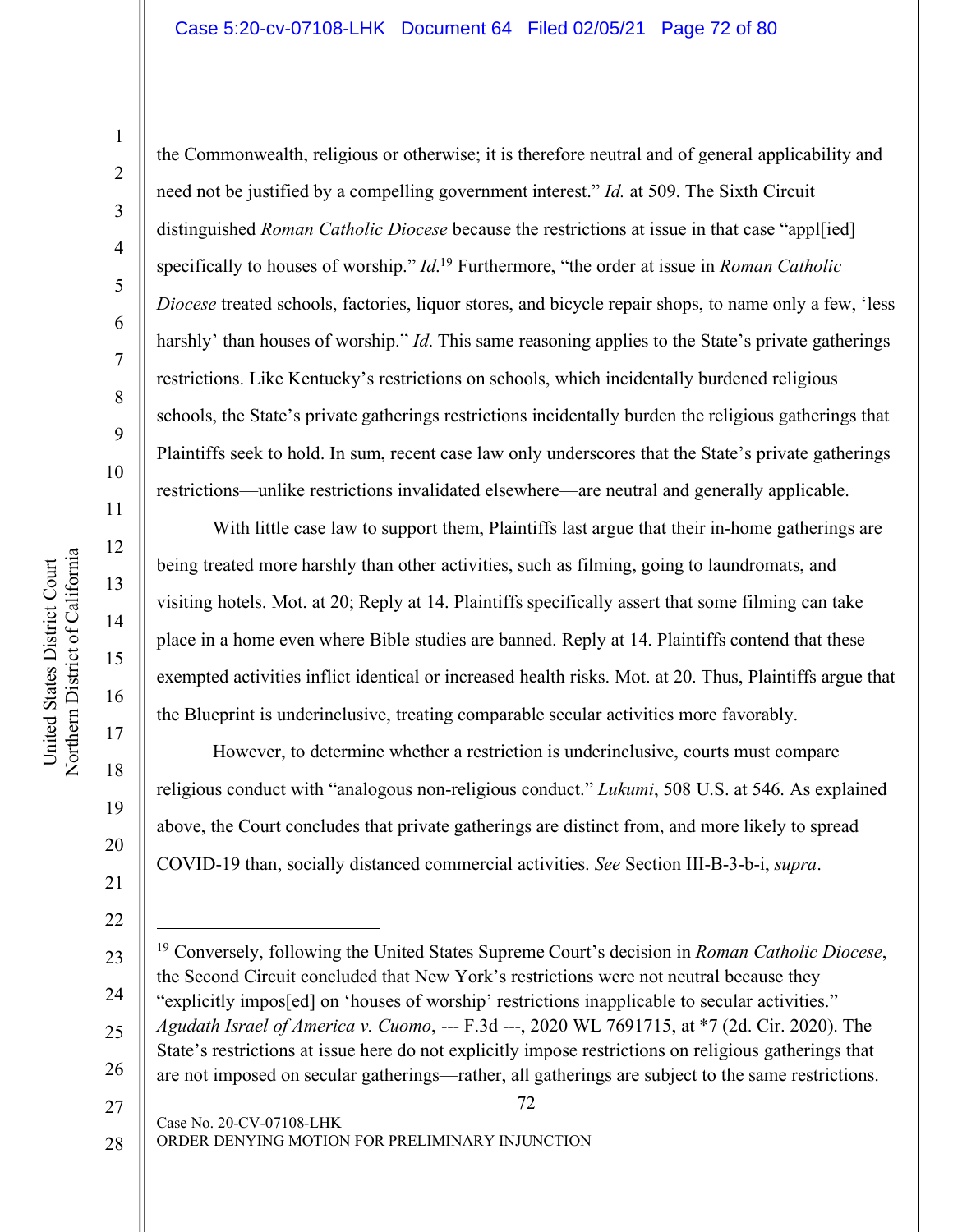the Commonwealth, religious or otherwise; it is therefore neutral and of general applicability and need not be justified by a compelling government interest." *Id.* at 509. The Sixth Circuit distinguished *Roman Catholic Diocese* because the restrictions at issue in that case "appl[ied] specifically to houses of worship." *Id.*[19] Furthermore, "the order at issue in *Roman Catholic Diocese* treated schools, factories, liquor stores, and bicycle repair shops, to name only a few, 'less harshly' than houses of worship." *Id*. This same reasoning applies to the State's private gatherings restrictions. Like Kentucky's restrictions on schools, which incidentally burdened religious schools, the State's private gatherings restrictions incidentally burden the religious gatherings that Plaintiffs seek to hold. In sum, recent case law only underscores that the State's private gatherings restrictions—unlike restrictions invalidated elsewhere—are neutral and generally applicable.

With little case law to support them, Plaintiffs last argue that their in-home gatherings are being treated more harshly than other activities, such as filming, going to laundromats, and visiting hotels. Mot. at 20; Reply at 14. Plaintiffs specifically assert that some filming can take place in a home even where Bible studies are banned. Reply at 14. Plaintiffs contend that these exempted activities inflict identical or increased health risks. Mot. at 20. Thus, Plaintiffs argue that the Blueprint is underinclusive, treating comparable secular activities more favorably.

However, to determine whether a restriction is underinclusive, courts must compare religious conduct with "analogous non-religious conduct." *Lukumi*, 508 U.S. at 546. As explained above, the Court concludes that private gatherings are distinct from, and more likely to spread COVID-19 than, socially distanced commercial activities. *See* Section III-B-3-b-i, *supra*.

---

[19] Conversely, following the United States Supreme Court's decision in *Roman Catholic Diocese*, the Second Circuit concluded that New York's restrictions were not neutral because they "explicitly impos[ed] on 'houses of worship' restrictions inapplicable to secular activities." *Agudath Israel of America v. Cuomo*, --- F.3d ---, 2020 WL 7691715, at *7 (2d. Cir. 2020). The State's restrictions at issue here do not explicitly impose restrictions on religious gatherings that are not imposed on secular gatherings—rather, all gatherings are subject to the same restrictions.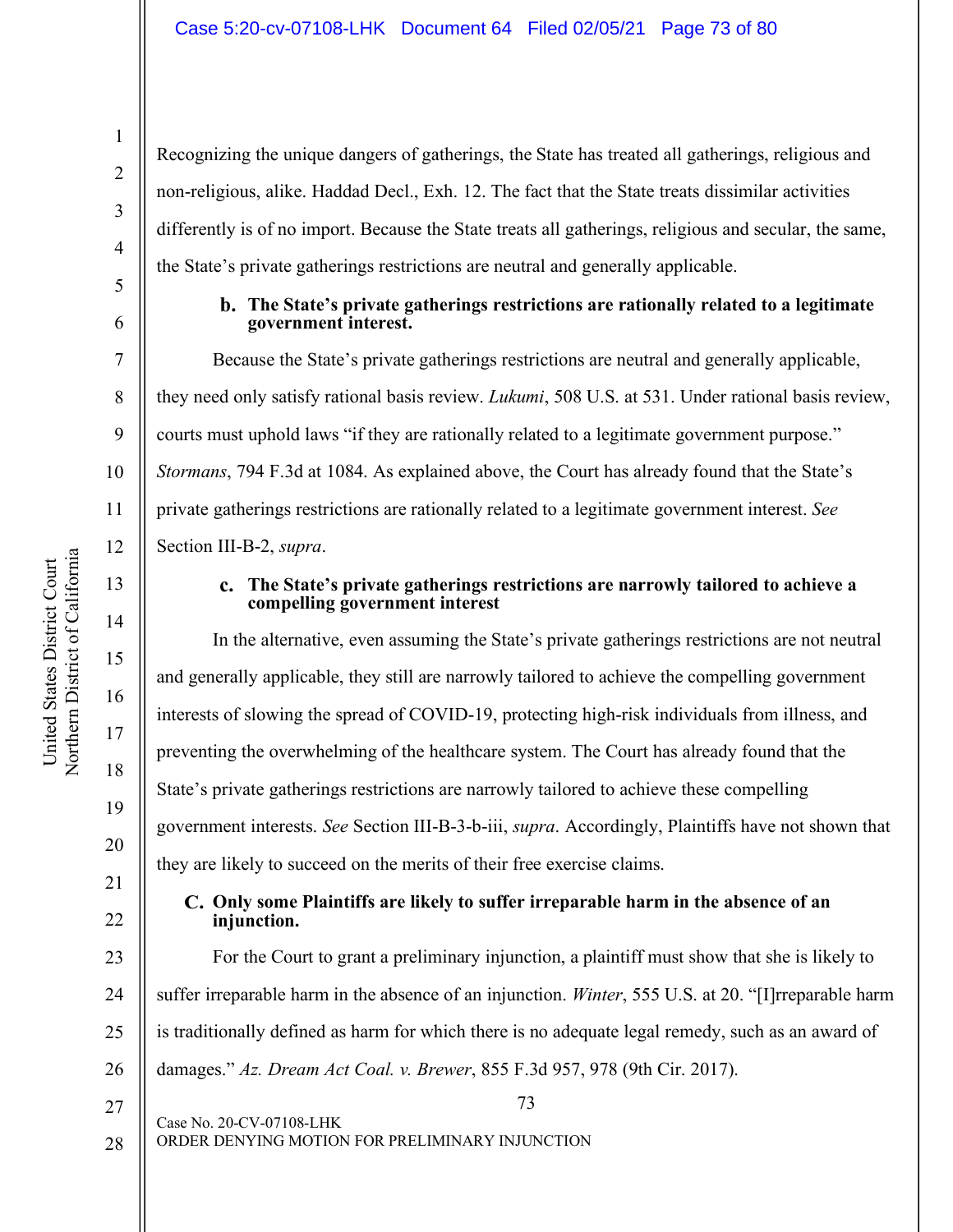Recognizing the unique dangers of gatherings, the State has treated all gatherings, religious and non-religious, alike. Haddad Decl., Exh. 12. The fact that the State treats dissimilar activities differently is of no import. Because the State treats all gatherings, religious and secular, the same, the State's private gatherings restrictions are neutral and generally applicable.

**b. The State's private gatherings restrictions are rationally related to a legitimate government interest.**

Because the State's private gatherings restrictions are neutral and generally applicable, they need only satisfy rational basis review. *Lukumi*, 508 U.S. at 531. Under rational basis review, courts must uphold laws "if they are rationally related to a legitimate government purpose." *Stormans*, 794 F.3d at 1084. As explained above, the Court has already found that the State's private gatherings restrictions are rationally related to a legitimate government interest. *See* Section III-B-2, *supra*.

**c. The State's private gatherings restrictions are narrowly tailored to achieve a compelling government interest**

In the alternative, even assuming the State's private gatherings restrictions are not neutral and generally applicable, they still are narrowly tailored to achieve the compelling government interests of slowing the spread of COVID-19, protecting high-risk individuals from illness, and preventing the overwhelming of the healthcare system. The Court has already found that the State's private gatherings restrictions are narrowly tailored to achieve these compelling government interests. *See* Section III-B-3-b-iii, *supra*. Accordingly, Plaintiffs have not shown that they are likely to succeed on the merits of their free exercise claims.

**C. Only some Plaintiffs are likely to suffer irreparable harm in the absence of an injunction.**

For the Court to grant a preliminary injunction, a plaintiff must show that she is likely to suffer irreparable harm in the absence of an injunction. *Winter*, 555 U.S. at 20. "[I]rreparable harm is traditionally defined as harm for which there is no adequate legal remedy, such as an award of damages." *Az. Dream Act Coal. v. Brewer*, 855 F.3d 957, 978 (9th Cir. 2017).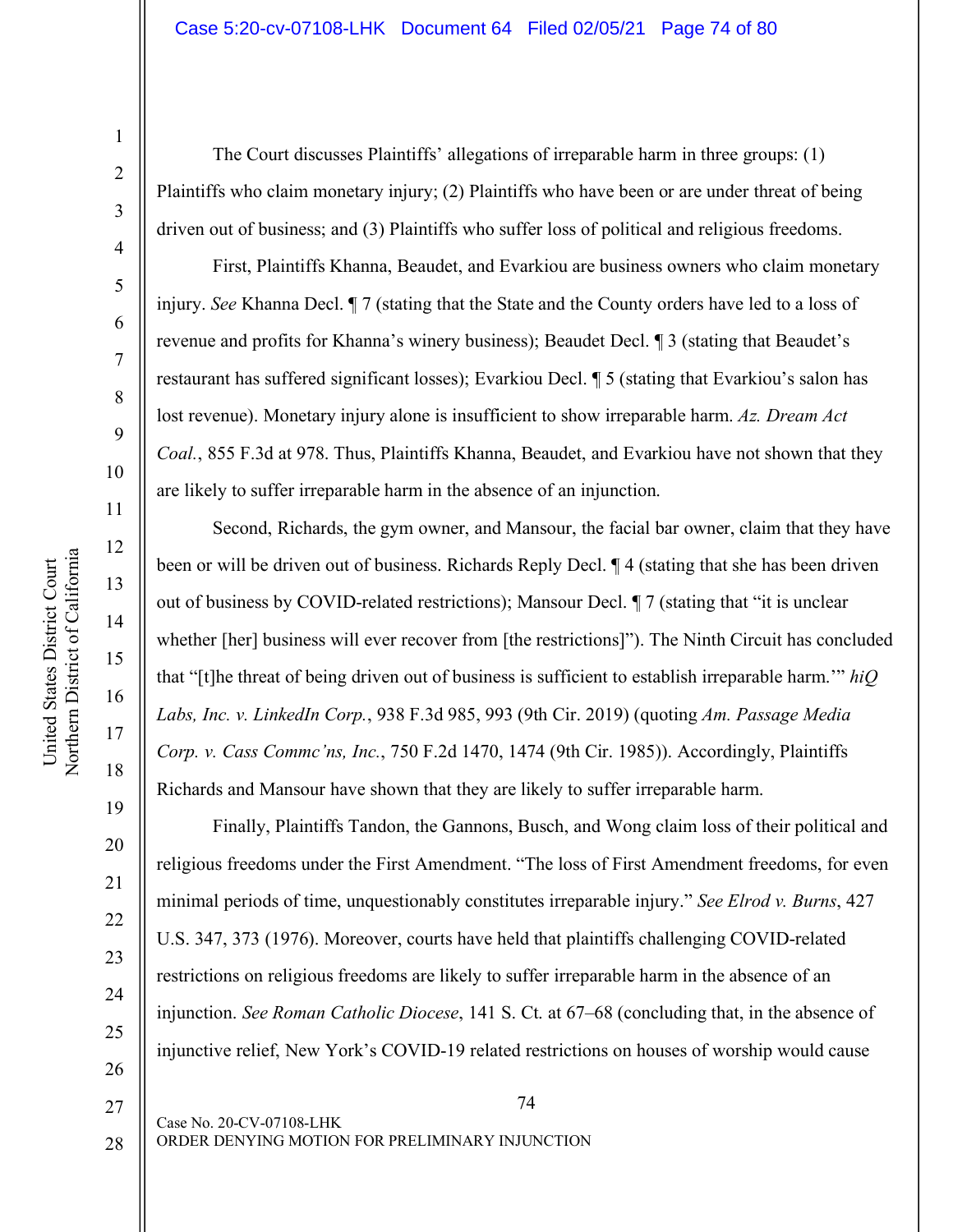The Court discusses Plaintiffs' allegations of irreparable harm in three groups: (1) Plaintiffs who claim monetary injury; (2) Plaintiffs who have been or are under threat of being driven out of business; and (3) Plaintiffs who suffer loss of political and religious freedoms.

First, Plaintiffs Khanna, Beaudet, and Evarkiou are business owners who claim monetary injury. *See* Khanna Decl. ¶ 7 (stating that the State and the County orders have led to a loss of revenue and profits for Khanna's winery business); Beaudet Decl. ¶ 3 (stating that Beaudet's restaurant has suffered significant losses); Evarkiou Decl. ¶ 5 (stating that Evarkiou's salon has lost revenue). Monetary injury alone is insufficient to show irreparable harm. *Az. Dream Act Coal.*, 855 F.3d at 978. Thus, Plaintiffs Khanna, Beaudet, and Evarkiou have not shown that they are likely to suffer irreparable harm in the absence of an injunction.

Second, Richards, the gym owner, and Mansour, the facial bar owner, claim that they have been or will be driven out of business. Richards Reply Decl. ¶ 4 (stating that she has been driven out of business by COVID-related restrictions); Mansour Decl. ¶ 7 (stating that "it is unclear whether [her] business will ever recover from [the restrictions]"). The Ninth Circuit has concluded that "[t]he threat of being driven out of business is sufficient to establish irreparable harm.'" *hiQ Labs, Inc. v. LinkedIn Corp.*, 938 F.3d 985, 993 (9th Cir. 2019) (quoting *Am. Passage Media Corp. v. Cass Commc'ns, Inc.*, 750 F.2d 1470, 1474 (9th Cir. 1985)). Accordingly, Plaintiffs Richards and Mansour have shown that they are likely to suffer irreparable harm.

Finally, Plaintiffs Tandon, the Gannons, Busch, and Wong claim loss of their political and religious freedoms under the First Amendment. "The loss of First Amendment freedoms, for even minimal periods of time, unquestionably constitutes irreparable injury." *See Elrod v. Burns*, 427 U.S. 347, 373 (1976). Moreover, courts have held that plaintiffs challenging COVID-related restrictions on religious freedoms are likely to suffer irreparable harm in the absence of an injunction. *See Roman Catholic Diocese*, 141 S. Ct. at 67–68 (concluding that, in the absence of injunctive relief, New York's COVID-19 related restrictions on houses of worship would cause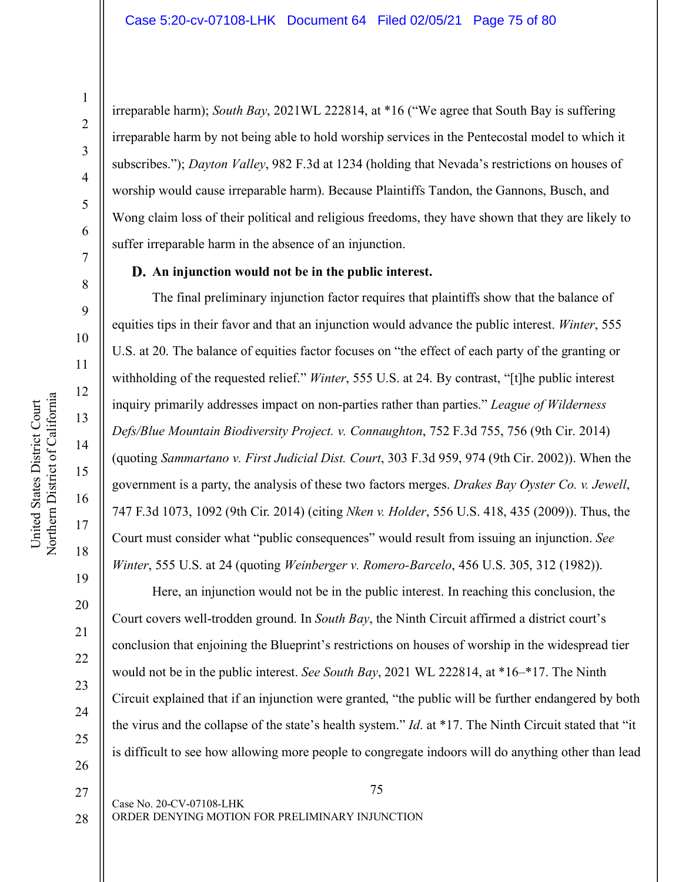irreparable harm); *South Bay*, 2021WL 222814, at *16 ("We agree that South Bay is suffering irreparable harm by not being able to hold worship services in the Pentecostal model to which it subscribes."); *Dayton Valley*, 982 F.3d at 1234 (holding that Nevada's restrictions on houses of worship would cause irreparable harm). Because Plaintiffs Tandon, the Gannons, Busch, and Wong claim loss of their political and religious freedoms, they have shown that they are likely to suffer irreparable harm in the absence of an injunction.

### D. An injunction would not be in the public interest.

The final preliminary injunction factor requires that plaintiffs show that the balance of equities tips in their favor and that an injunction would advance the public interest. *Winter*, 555 U.S. at 20. The balance of equities factor focuses on "the effect of each party of the granting or withholding of the requested relief." *Winter*, 555 U.S. at 24. By contrast, "[t]he public interest inquiry primarily addresses impact on non-parties rather than parties." *League of Wilderness Defs/Blue Mountain Biodiversity Project. v. Connaughton*, 752 F.3d 755, 756 (9th Cir. 2014) (quoting *Sammartano v. First Judicial Dist. Court*, 303 F.3d 959, 974 (9th Cir. 2002)). When the government is a party, the analysis of these two factors merges. *Drakes Bay Oyster Co. v. Jewell*, 747 F.3d 1073, 1092 (9th Cir. 2014) (citing *Nken v. Holder*, 556 U.S. 418, 435 (2009)). Thus, the Court must consider what "public consequences" would result from issuing an injunction. *See Winter*, 555 U.S. at 24 (quoting *Weinberger v. Romero-Barcelo*, 456 U.S. 305, 312 (1982)).

Here, an injunction would not be in the public interest. In reaching this conclusion, the Court covers well-trodden ground. In *South Bay*, the Ninth Circuit affirmed a district court's conclusion that enjoining the Blueprint's restrictions on houses of worship in the widespread tier would not be in the public interest. *See South Bay*, 2021 WL 222814, at *16–*17. The Ninth Circuit explained that if an injunction were granted, "the public will be further endangered by both the virus and the collapse of the state's health system." *Id.* at *17. The Ninth Circuit stated that "it is difficult to see how allowing more people to congregate indoors will do anything other than lead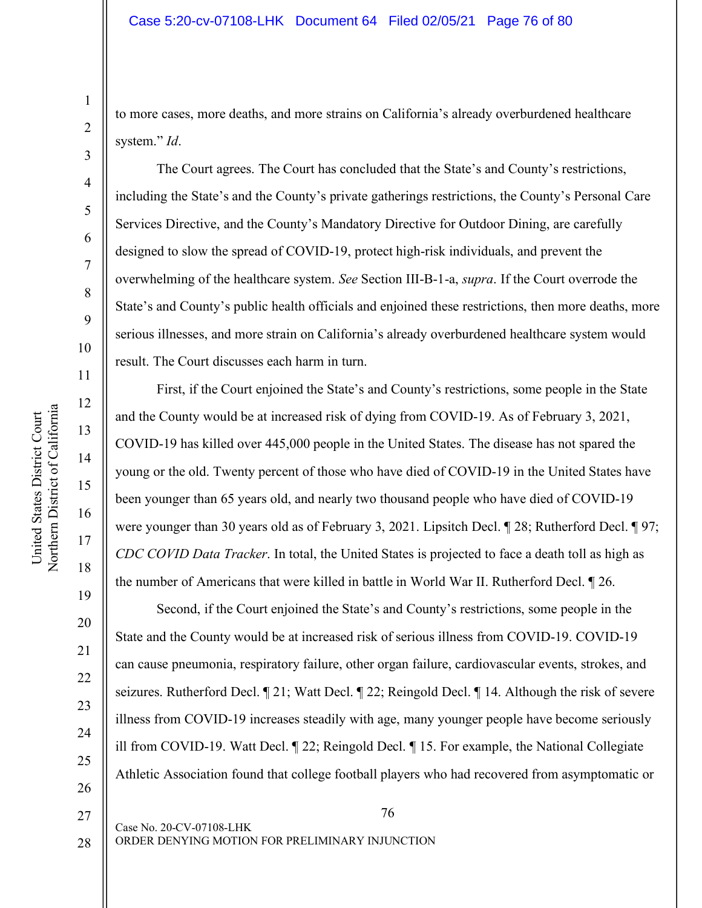to more cases, more deaths, and more strains on California's already overburdened healthcare system." *Id*.

The Court agrees. The Court has concluded that the State's and County's restrictions, including the State's and the County's private gatherings restrictions, the County's Personal Care Services Directive, and the County's Mandatory Directive for Outdoor Dining, are carefully designed to slow the spread of COVID-19, protect high-risk individuals, and prevent the overwhelming of the healthcare system. *See* Section III-B-1-a, *supra*. If the Court overrode the State's and County's public health officials and enjoined these restrictions, then more deaths, more serious illnesses, and more strain on California's already overburdened healthcare system would result. The Court discusses each harm in turn.

First, if the Court enjoined the State's and County's restrictions, some people in the State and the County would be at increased risk of dying from COVID-19. As of February 3, 2021, COVID-19 has killed over 445,000 people in the United States. The disease has not spared the young or the old. Twenty percent of those who have died of COVID-19 in the United States have been younger than 65 years old, and nearly two thousand people who have died of COVID-19 were younger than 30 years old as of February 3, 2021. Lipsitch Decl. ¶ 28; Rutherford Decl. ¶ 97; *CDC COVID Data Tracker*. In total, the United States is projected to face a death toll as high as the number of Americans that were killed in battle in World War II. Rutherford Decl. ¶ 26.

Second, if the Court enjoined the State's and County's restrictions, some people in the State and the County would be at increased risk of serious illness from COVID-19. COVID-19 can cause pneumonia, respiratory failure, other organ failure, cardiovascular events, strokes, and seizures. Rutherford Decl. ¶ 21; Watt Decl. ¶ 22; Reingold Decl. ¶ 14. Although the risk of severe illness from COVID-19 increases steadily with age, many younger people have become seriously ill from COVID-19. Watt Decl. ¶ 22; Reingold Decl. ¶ 15. For example, the National Collegiate Athletic Association found that college football players who had recovered from asymptomatic or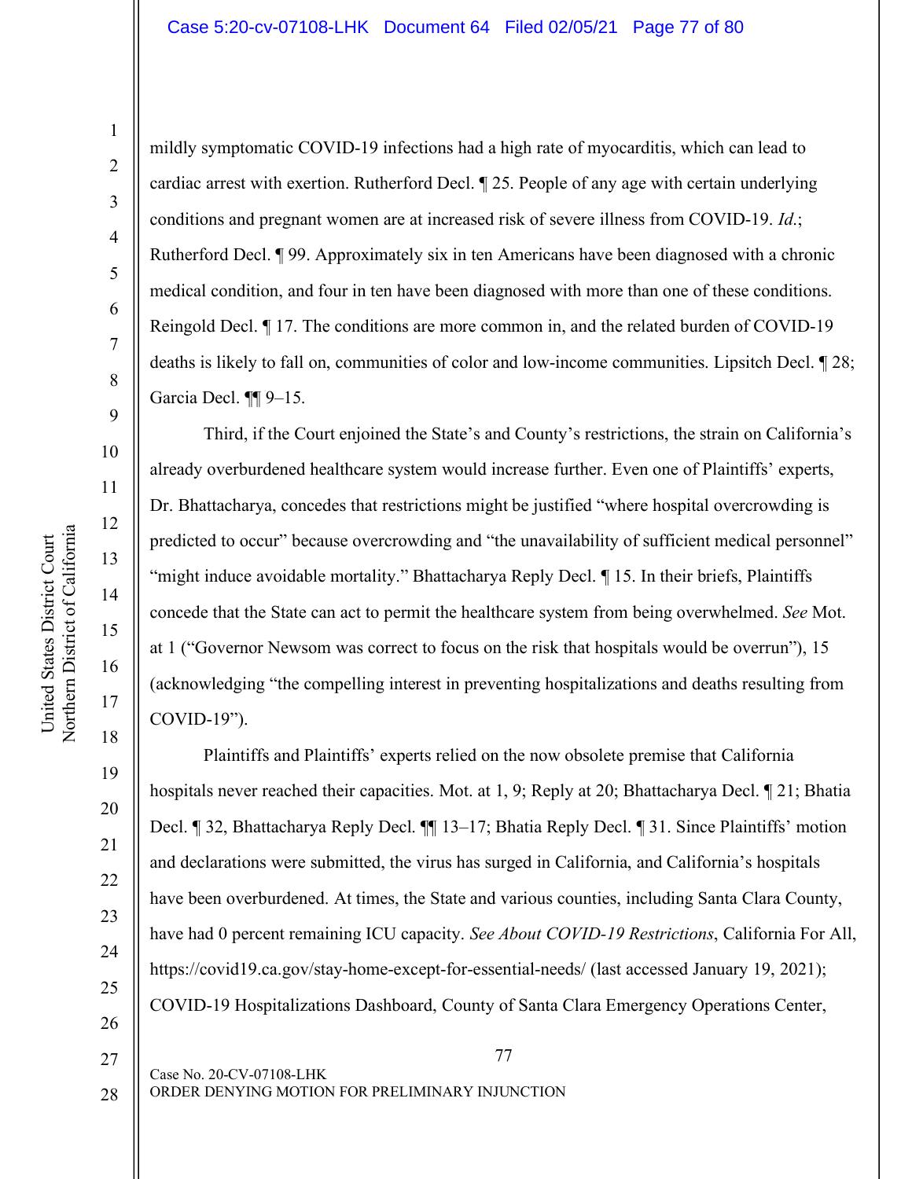mildly symptomatic COVID-19 infections had a high rate of myocarditis, which can lead to cardiac arrest with exertion. Rutherford Decl. ¶ 25. People of any age with certain underlying conditions and pregnant women are at increased risk of severe illness from COVID-19. *Id.*; Rutherford Decl. ¶ 99. Approximately six in ten Americans have been diagnosed with a chronic medical condition, and four in ten have been diagnosed with more than one of these conditions. Reingold Decl. ¶ 17. The conditions are more common in, and the related burden of COVID-19 deaths is likely to fall on, communities of color and low-income communities. Lipsitch Decl. ¶ 28; Garcia Decl. ¶¶ 9–15.

Third, if the Court enjoined the State's and County's restrictions, the strain on California's already overburdened healthcare system would increase further. Even one of Plaintiffs' experts, Dr. Bhattacharya, concedes that restrictions might be justified "where hospital overcrowding is predicted to occur" because overcrowding and "the unavailability of sufficient medical personnel" "might induce avoidable mortality." Bhattacharya Reply Decl. ¶ 15. In their briefs, Plaintiffs concede that the State can act to permit the healthcare system from being overwhelmed. *See* Mot. at 1 ("Governor Newsom was correct to focus on the risk that hospitals would be overrun"), 15 (acknowledging "the compelling interest in preventing hospitalizations and deaths resulting from COVID-19").

Plaintiffs and Plaintiffs' experts relied on the now obsolete premise that California hospitals never reached their capacities. Mot. at 1, 9; Reply at 20; Bhattacharya Decl. ¶ 21; Bhatia Decl. ¶ 32, Bhattacharya Reply Decl. ¶¶ 13–17; Bhatia Reply Decl. ¶ 31. Since Plaintiffs' motion and declarations were submitted, the virus has surged in California, and California's hospitals have been overburdened. At times, the State and various counties, including Santa Clara County, have had 0 percent remaining ICU capacity. *See About COVID-19 Restrictions*, California For All, https://covid19.ca.gov/stay-home-except-for-essential-needs/ (last accessed January 19, 2021); COVID-19 Hospitalizations Dashboard, County of Santa Clara Emergency Operations Center,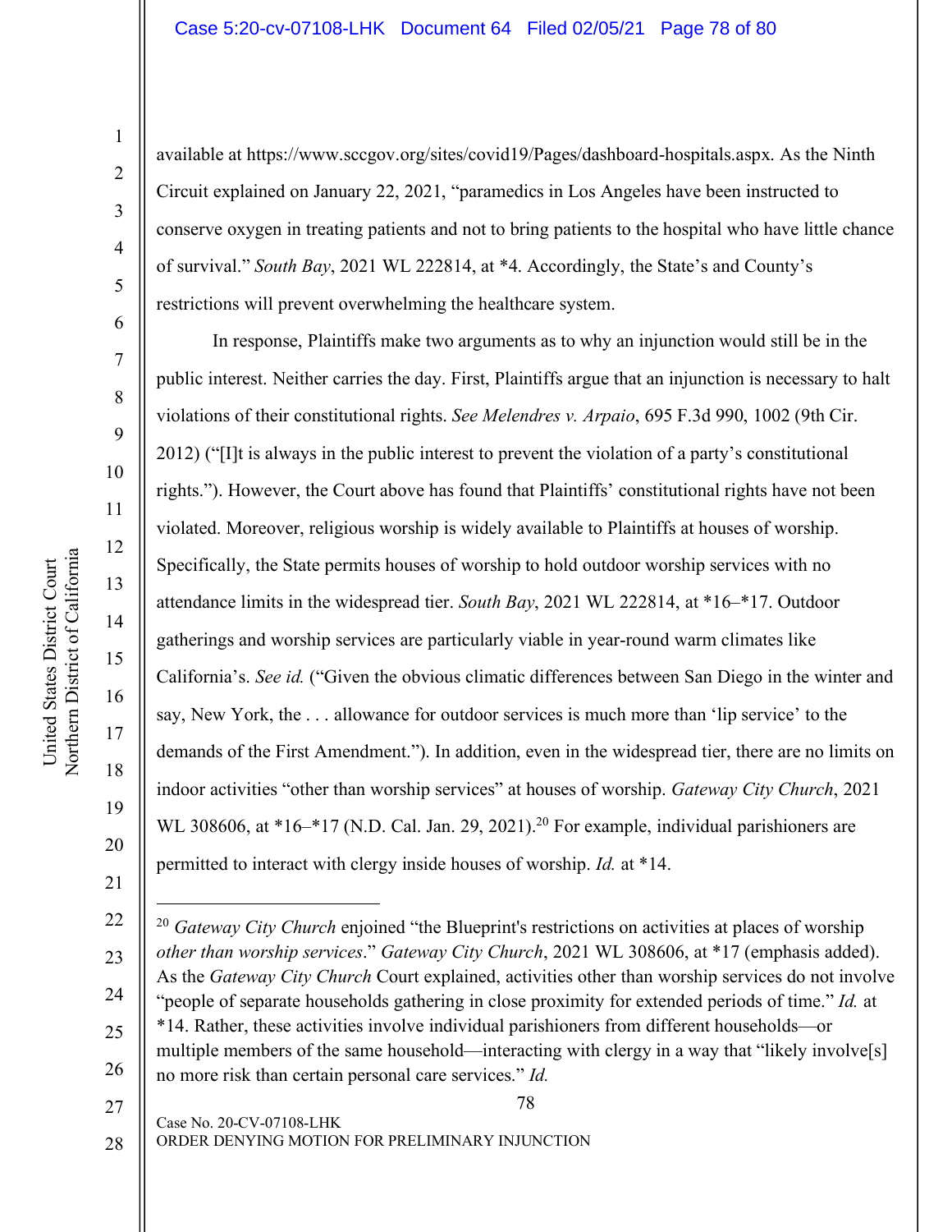available at https://www.sccgov.org/sites/covid19/Pages/dashboard-hospitals.aspx. As the Ninth Circuit explained on January 22, 2021, "paramedics in Los Angeles have been instructed to conserve oxygen in treating patients and not to bring patients to the hospital who have little chance of survival." *South Bay*, 2021 WL 222814, at *4. Accordingly, the State's and County's restrictions will prevent overwhelming the healthcare system.

In response, Plaintiffs make two arguments as to why an injunction would still be in the public interest. Neither carries the day. First, Plaintiffs argue that an injunction is necessary to halt violations of their constitutional rights. *See Melendres v. Arpaio*, 695 F.3d 990, 1002 (9th Cir. 2012) ("[I]t is always in the public interest to prevent the violation of a party's constitutional rights."). However, the Court above has found that Plaintiffs' constitutional rights have not been violated. Moreover, religious worship is widely available to Plaintiffs at houses of worship. Specifically, the State permits houses of worship to hold outdoor worship services with no attendance limits in the widespread tier. *South Bay*, 2021 WL 222814, at *16–*17. Outdoor gatherings and worship services are particularly viable in year-round warm climates like California's. *See id.* ("Given the obvious climatic differences between San Diego in the winter and say, New York, the . . . allowance for outdoor services is much more than 'lip service' to the demands of the First Amendment."). In addition, even in the widespread tier, there are no limits on indoor activities "other than worship services" at houses of worship. *Gateway City Church*, 2021 WL 308606, at *16–*17 (N.D. Cal. Jan. 29, 2021).[20] For example, individual parishioners are permitted to interact with clergy inside houses of worship. *Id.* at *14.

---

[20] *Gateway City Church* enjoined "the Blueprint's restrictions on activities at places of worship *other than worship services*." *Gateway City Church*, 2021 WL 308606, at *17 (emphasis added). As the *Gateway City Church* Court explained, activities other than worship services do not involve "people of separate households gathering in close proximity for extended periods of time." *Id.* at *14. Rather, these activities involve individual parishioners from different households—or multiple members of the same household—interacting with clergy in a way that "likely involve[s] no more risk than certain personal care services." *Id.*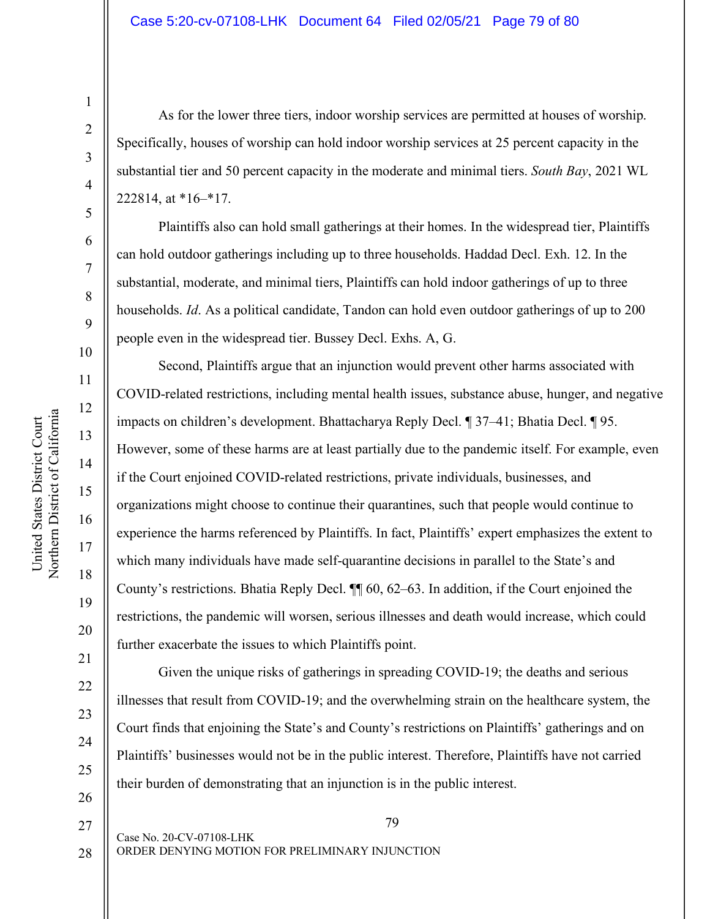As for the lower three tiers, indoor worship services are permitted at houses of worship. Specifically, houses of worship can hold indoor worship services at 25 percent capacity in the substantial tier and 50 percent capacity in the moderate and minimal tiers. *South Bay*, 2021 WL 222814, at *16–*17.

Plaintiffs also can hold small gatherings at their homes. In the widespread tier, Plaintiffs can hold outdoor gatherings including up to three households. Haddad Decl. Exh. 12. In the substantial, moderate, and minimal tiers, Plaintiffs can hold indoor gatherings of up to three households. *Id*. As a political candidate, Tandon can hold even outdoor gatherings of up to 200 people even in the widespread tier. Bussey Decl. Exhs. A, G.

Second, Plaintiffs argue that an injunction would prevent other harms associated with COVID-related restrictions, including mental health issues, substance abuse, hunger, and negative impacts on children's development. Bhattacharya Reply Decl. ¶ 37–41; Bhatia Decl. ¶ 95. However, some of these harms are at least partially due to the pandemic itself. For example, even if the Court enjoined COVID-related restrictions, private individuals, businesses, and organizations might choose to continue their quarantines, such that people would continue to experience the harms referenced by Plaintiffs. In fact, Plaintiffs' expert emphasizes the extent to which many individuals have made self-quarantine decisions in parallel to the State's and County's restrictions. Bhatia Reply Decl. ¶¶ 60, 62–63. In addition, if the Court enjoined the restrictions, the pandemic will worsen, serious illnesses and death would increase, which could further exacerbate the issues to which Plaintiffs point.

Given the unique risks of gatherings in spreading COVID-19; the deaths and serious illnesses that result from COVID-19; and the overwhelming strain on the healthcare system, the Court finds that enjoining the State's and County's restrictions on Plaintiffs' gatherings and on Plaintiffs' businesses would not be in the public interest. Therefore, Plaintiffs have not carried their burden of demonstrating that an injunction is in the public interest.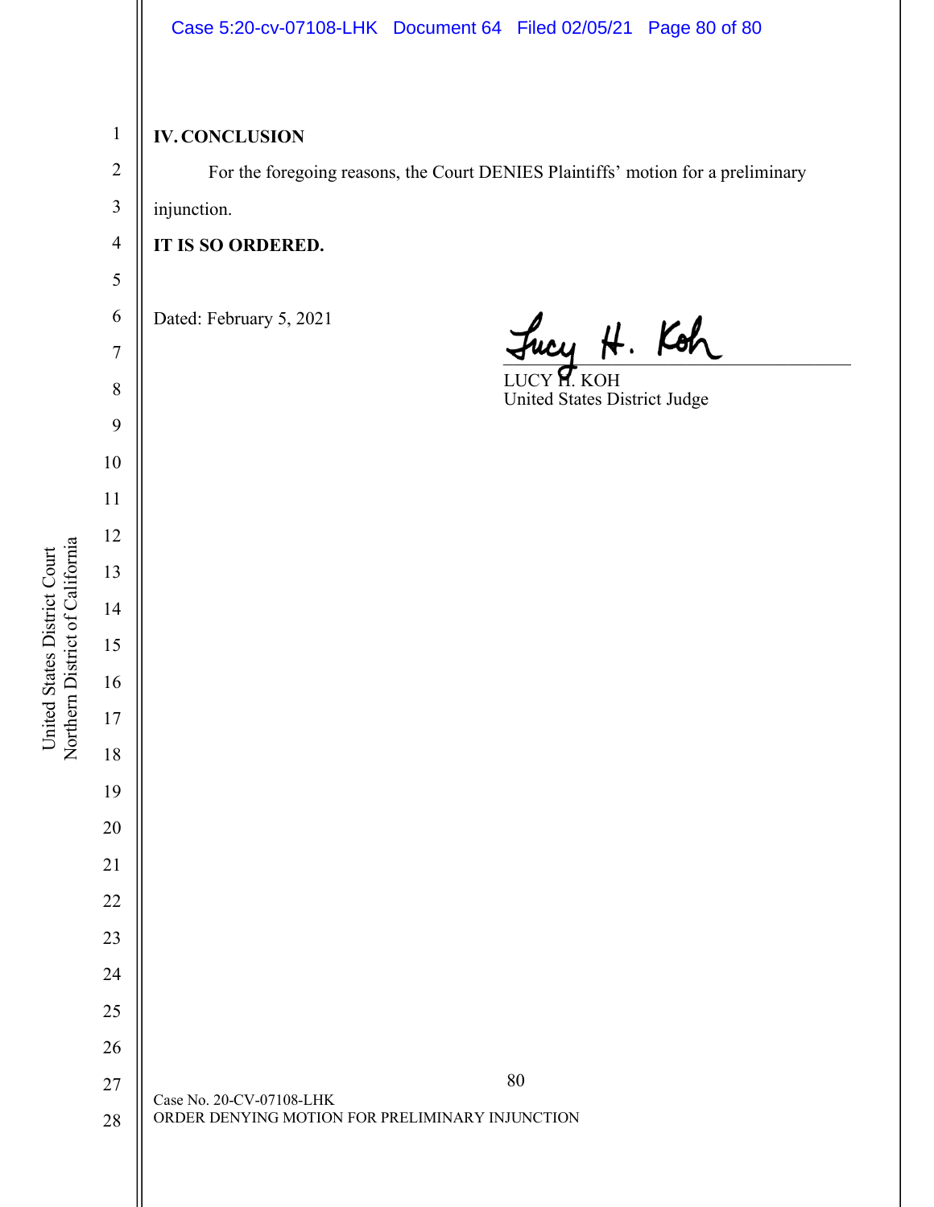## IV. CONCLUSION

For the foregoing reasons, the Court DENIES Plaintiffs' motion for a preliminary injunction.

**IT IS SO ORDERED.**

Dated: February 5, 2021

Lucy H. Koh

LUCY H. KOH
United States District Judge